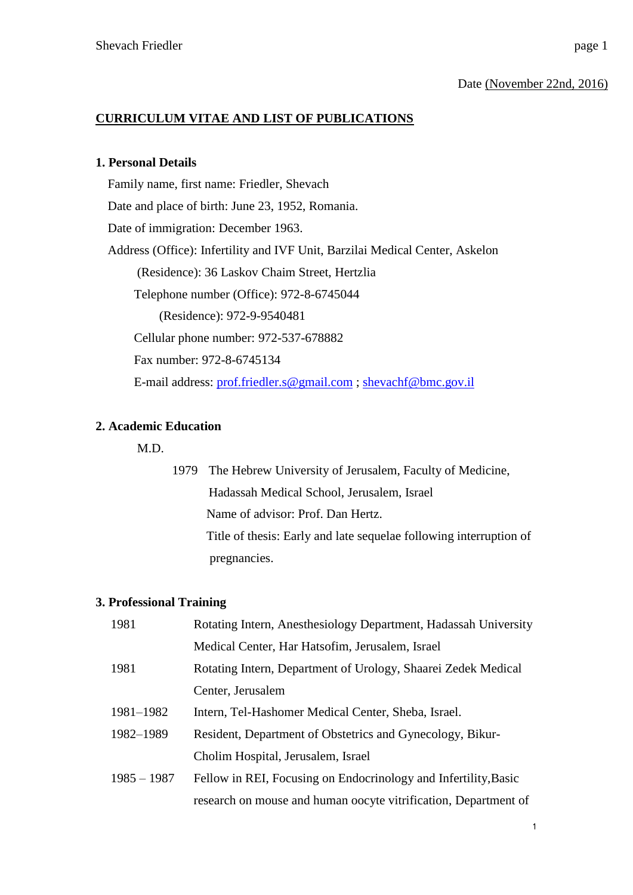Date (November 22nd, 2016)

# CURRICULUM VITAE AND LIST OF PUBLICATIONS

## 1. Personal Details

Family name, first name: Friedler, Shevach

Date and place of birth: June 23, 1952, Romania.

Date of immigration: December 1963.

Address (Office): Infertility and IVF Unit, Barzilai Medical Center, Askelon

(Residence): 36 Laskov Chaim Street, Hertzlia

Telephone number (Office): 972-8-6745044

(Residence): 972-9-9540481

Cellular phone number: 972-537-678882

Fax number: 972-8-6745134

E-mail address: prof.friedler.s@gmail.com ; shevachf@bmc.gov.il

## 2. Academic Education

M.D.

1979 The Hebrew University of Jerusalem, Faculty of Medicine, Hadassah Medical School, Jerusalem, Israel

Name of advisor: Prof. Dan Hertz.

Title of thesis: Early and late sequelae following interruption of pregnancies.

## 3. Professional Training

| | |
|---|---|
| 1981 | Rotating Intern, Anesthesiology Department, Hadassah University Medical Center, Har Hatsofim, Jerusalem, Israel |
| 1981 | Rotating Intern, Department of Urology, Shaarei Zedek Medical Center, Jerusalem |
| 1981–1982 | Intern, Tel-Hashomer Medical Center, Sheba, Israel. |
| 1982–1989 | Resident, Department of Obstetrics and Gynecology, Bikur-Cholim Hospital, Jerusalem, Israel |
| 1985 – 1987 | Fellow in REI, Focusing on Endocrinology and Infertility,Basic research on mouse and human oocyte vitrification, Department of |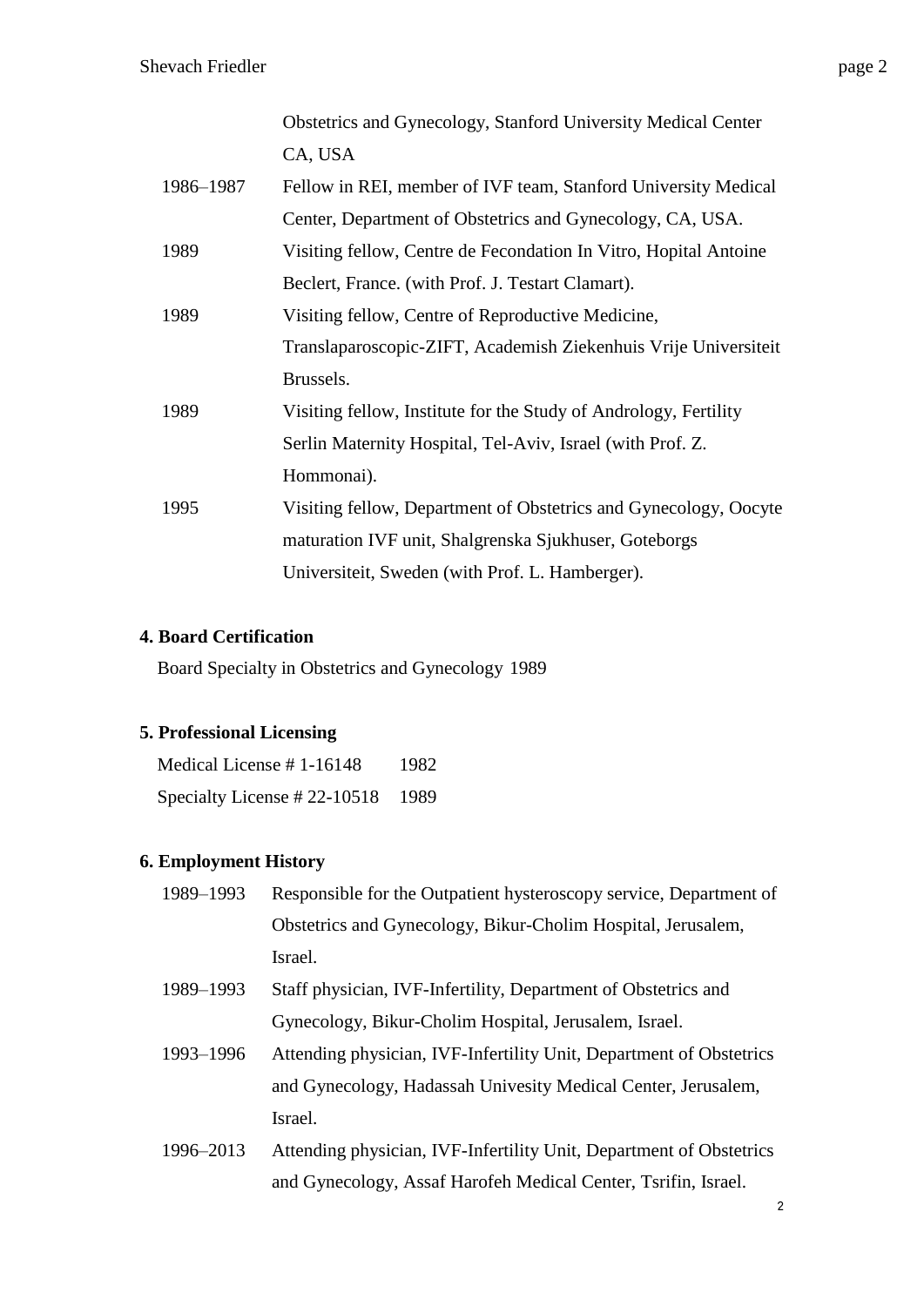| | |
|---|---|
| | Obstetrics and Gynecology, Stanford University Medical Center CA, USA |
| 1986–1987 | Fellow in REI, member of IVF team, Stanford University Medical Center, Department of Obstetrics and Gynecology, CA, USA. |
| 1989 | Visiting fellow, Centre de Fecondation In Vitro, Hopital Antoine Beclert, France. (with Prof. J. Testart Clamart). |
| 1989 | Visiting fellow, Centre of Reproductive Medicine, Translaparoscopic-ZIFT, Academish Ziekenhuis Vrije Universiteit Brussels. |
| 1989 | Visiting fellow, Institute for the Study of Andrology, Fertility Serlin Maternity Hospital, Tel-Aviv, Israel (with Prof. Z. Hommonai). |
| 1995 | Visiting fellow, Department of Obstetrics and Gynecology, Oocyte maturation IVF unit, Shalgrenska Sjukhuser, Goteborgs Universiteit, Sweden (with Prof. L. Hamberger). |

**4. Board Certification**

Board Specialty in Obstetrics and Gynecology 1989

**5. Professional Licensing**

| | |
|---|---|
| Medical License # 1-16148 | 1982 |
| Specialty License # 22-10518 | 1989 |

**6. Employment History**

| | |
|---|---|
| 1989–1993 | Responsible for the Outpatient hysteroscopy service, Department of Obstetrics and Gynecology, Bikur-Cholim Hospital, Jerusalem, Israel. |
| 1989–1993 | Staff physician, IVF-Infertility, Department of Obstetrics and Gynecology, Bikur-Cholim Hospital, Jerusalem, Israel. |
| 1993–1996 | Attending physician, IVF-Infertility Unit, Department of Obstetrics and Gynecology, Hadassah Univesity Medical Center, Jerusalem, Israel. |
| 1996–2013 | Attending physician, IVF-Infertility Unit, Department of Obstetrics and Gynecology, Assaf Harofeh Medical Center, Tsrifin, Israel. |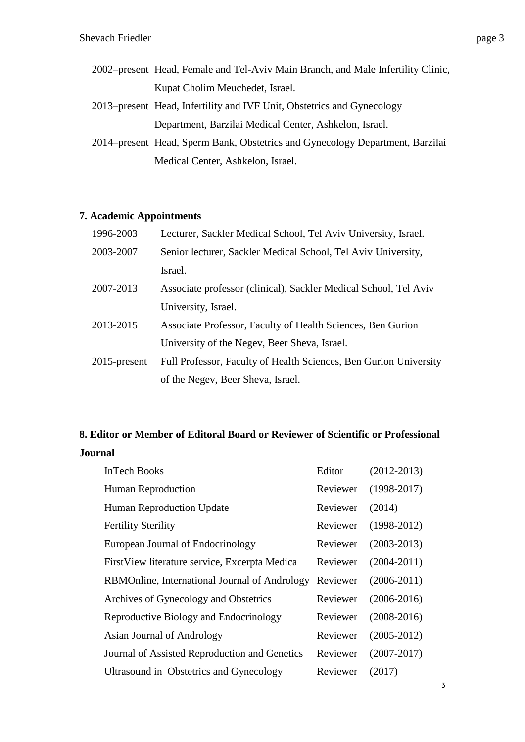2002–present Head, Female and Tel-Aviv Main Branch, and Male Infertility Clinic, Kupat Cholim Meuchedet, Israel.

2013–present Head, Infertility and IVF Unit, Obstetrics and Gynecology Department, Barzilai Medical Center, Ashkelon, Israel.

2014–present Head, Sperm Bank, Obstetrics and Gynecology Department, Barzilai Medical Center, Ashkelon, Israel.

**7. Academic Appointments**

| | |
|---|---|
| 1996-2003 | Lecturer, Sackler Medical School, Tel Aviv University, Israel. |
| 2003-2007 | Senior lecturer, Sackler Medical School, Tel Aviv University, Israel. |
| 2007-2013 | Associate professor (clinical), Sackler Medical School, Tel Aviv University, Israel. |
| 2013-2015 | Associate Professor, Faculty of Health Sciences, Ben Gurion University of the Negev, Beer Sheva, Israel. |
| 2015-present | Full Professor, Faculty of Health Sciences, Ben Gurion University of the Negev, Beer Sheva, Israel. |

**8. Editor or Member of Editoral Board or Reviewer of Scientific or Professional Journal**

| | | |
|---|---|---|
| InTech Books | Editor | (2012-2013) |
| Human Reproduction | Reviewer | (1998-2017) |
| Human Reproduction Update | Reviewer | (2014) |
| Fertility Sterility | Reviewer | (1998-2012) |
| European Journal of Endocrinology | Reviewer | (2003-2013) |
| FirstView literature service, Excerpta Medica | Reviewer | (2004-2011) |
| RBMOnline, International Journal of Andrology | Reviewer | (2006-2011) |
| Archives of Gynecology and Obstetrics | Reviewer | (2006-2016) |
| Reproductive Biology and Endocrinology | Reviewer | (2008-2016) |
| Asian Journal of Andrology | Reviewer | (2005-2012) |
| Journal of Assisted Reproduction and Genetics | Reviewer | (2007-2017) |
| Ultrasound in Obstetrics and Gynecology | Reviewer | (2017) |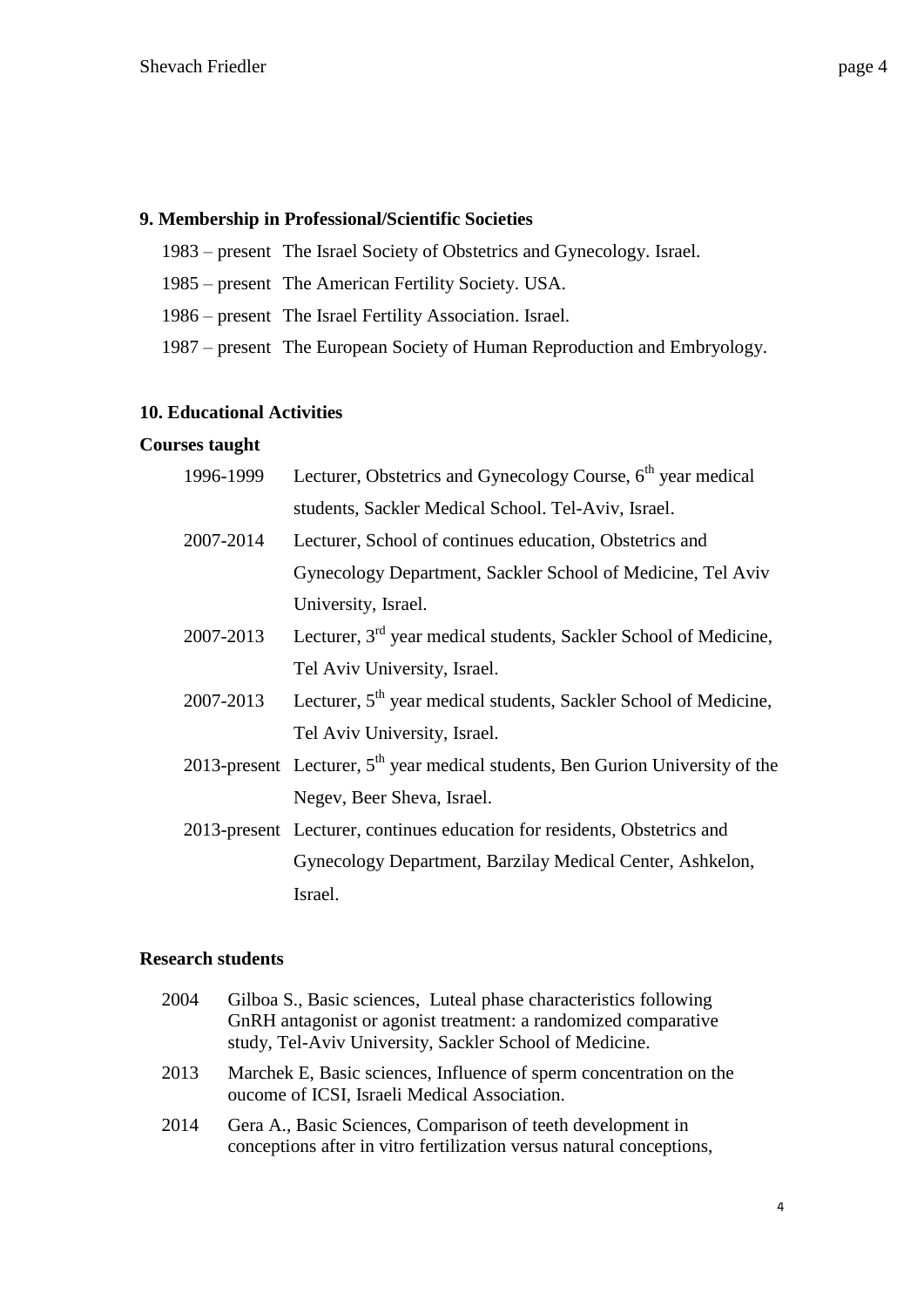## 9. Membership in Professional/Scientific Societies

1983 – present The Israel Society of Obstetrics and Gynecology. Israel.

1985 – present The American Fertility Society. USA.

1986 – present The Israel Fertility Association. Israel.

1987 – present The European Society of Human Reproduction and Embryology.

## 10. Educational Activities

### Courses taught

1996-1999 Lecturer, Obstetrics and Gynecology Course, 6th year medical students, Sackler Medical School. Tel-Aviv, Israel.

2007-2014 Lecturer, School of continues education, Obstetrics and Gynecology Department, Sackler School of Medicine, Tel Aviv University, Israel.

2007-2013 Lecturer, 3rd year medical students, Sackler School of Medicine, Tel Aviv University, Israel.

2007-2013 Lecturer, 5th year medical students, Sackler School of Medicine, Tel Aviv University, Israel.

2013-present Lecturer, 5th year medical students, Ben Gurion University of the Negev, Beer Sheva, Israel.

2013-present Lecturer, continues education for residents, Obstetrics and Gynecology Department, Barzilay Medical Center, Ashkelon, Israel.

### Research students

2004 Gilboa S., Basic sciences, Luteal phase characteristics following GnRH antagonist or agonist treatment: a randomized comparative study, Tel-Aviv University, Sackler School of Medicine.

2013 Marchek E, Basic sciences, Influence of sperm concentration on the oucome of ICSI, Israeli Medical Association.

2014 Gera A., Basic Sciences, Comparison of teeth development in conceptions after in vitro fertilization versus natural conceptions,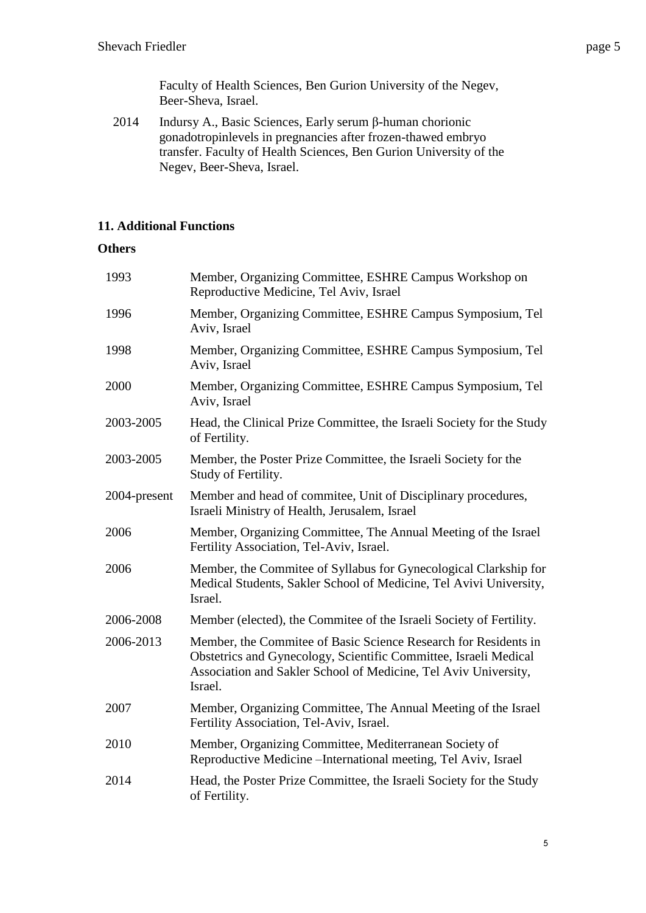Faculty of Health Sciences, Ben Gurion University of the Negev, Beer-Sheva, Israel.

2014 Indursy A., Basic Sciences, Early serum β-human chorionic gonadotropinlevels in pregnancies after frozen-thawed embryo transfer. Faculty of Health Sciences, Ben Gurion University of the Negev, Beer-Sheva, Israel.

### 11. Additional Functions

**Others**

| | |
|---|---|
| 1993 | Member, Organizing Committee, ESHRE Campus Workshop on Reproductive Medicine, Tel Aviv, Israel |
| 1996 | Member, Organizing Committee, ESHRE Campus Symposium, Tel Aviv, Israel |
| 1998 | Member, Organizing Committee, ESHRE Campus Symposium, Tel Aviv, Israel |
| 2000 | Member, Organizing Committee, ESHRE Campus Symposium, Tel Aviv, Israel |
| 2003-2005 | Head, the Clinical Prize Committee, the Israeli Society for the Study of Fertility. |
| 2003-2005 | Member, the Poster Prize Committee, the Israeli Society for the Study of Fertility. |
| 2004-present | Member and head of commitee, Unit of Disciplinary procedures, Israeli Ministry of Health, Jerusalem, Israel |
| 2006 | Member, Organizing Committee, The Annual Meeting of the Israel Fertility Association, Tel-Aviv, Israel. |
| 2006 | Member, the Commitee of Syllabus for Gynecological Clarkship for Medical Students, Sakler School of Medicine, Tel Avivi University, Israel. |
| 2006-2008 | Member (elected), the Commitee of the Israeli Society of Fertility. |
| 2006-2013 | Member, the Commitee of Basic Science Research for Residents in Obstetrics and Gynecology, Scientific Committee, Israeli Medical Association and Sakler School of Medicine, Tel Aviv University, Israel. |
| 2007 | Member, Organizing Committee, The Annual Meeting of the Israel Fertility Association, Tel-Aviv, Israel. |
| 2010 | Member, Organizing Committee, Mediterranean Society of Reproductive Medicine –International meeting, Tel Aviv, Israel |
| 2014 | Head, the Poster Prize Committee, the Israeli Society for the Study of Fertility. |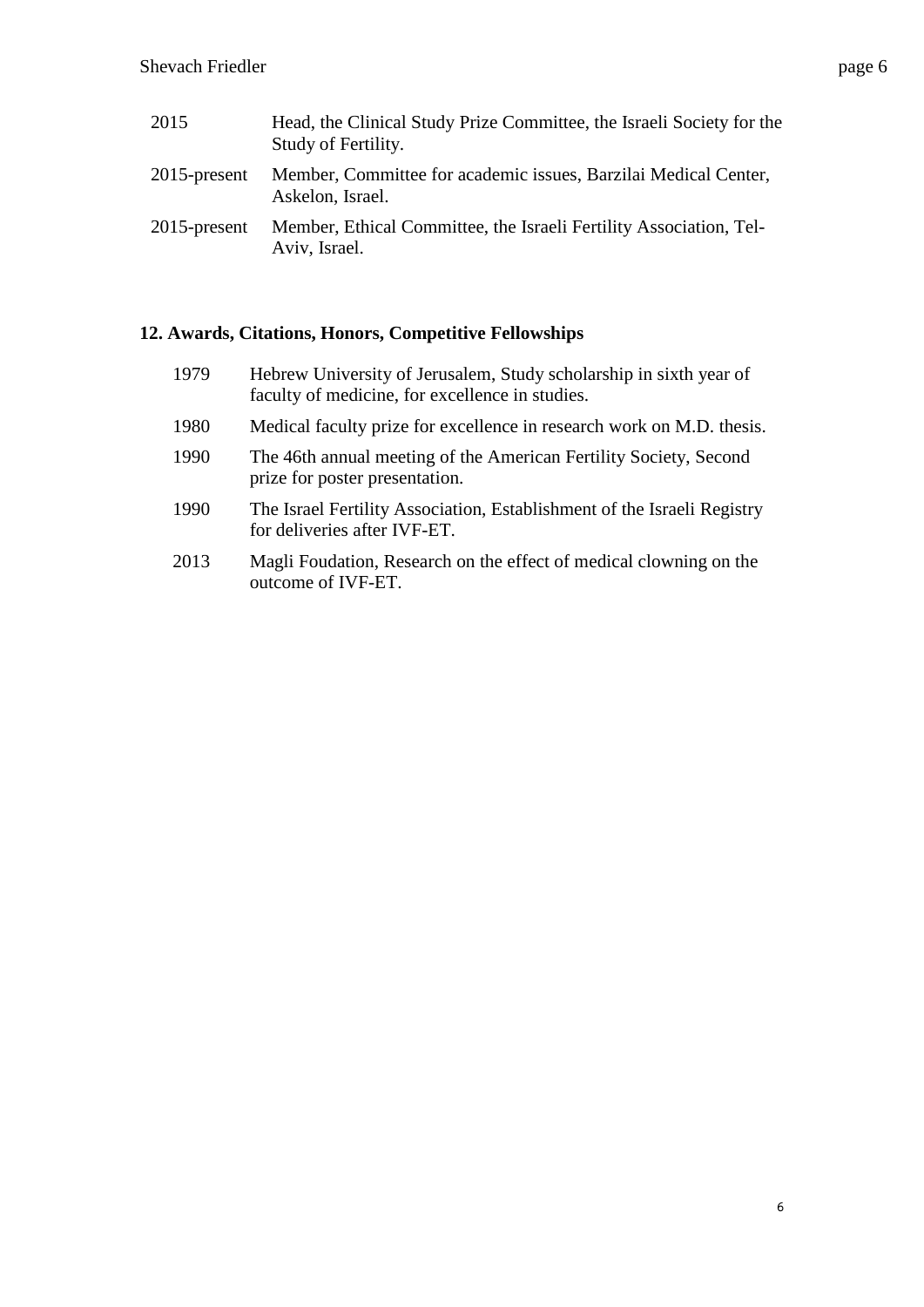| | |
|---|---|
| 2015 | Head, the Clinical Study Prize Committee, the Israeli Society for the Study of Fertility. |
| 2015-present | Member, Committee for academic issues, Barzilai Medical Center, Askelon, Israel. |
| 2015-present | Member, Ethical Committee, the Israeli Fertility Association, Tel-Aviv, Israel. |

## 12. Awards, Citations, Honors, Competitive Fellowships

| | |
|---|---|
| 1979 | Hebrew University of Jerusalem, Study scholarship in sixth year of faculty of medicine, for excellence in studies. |
| 1980 | Medical faculty prize for excellence in research work on M.D. thesis. |
| 1990 | The 46th annual meeting of the American Fertility Society, Second prize for poster presentation. |
| 1990 | The Israel Fertility Association, Establishment of the Israeli Registry for deliveries after IVF-ET. |
| 2013 | Magli Foudation, Research on the effect of medical clowning on the outcome of IVF-ET. |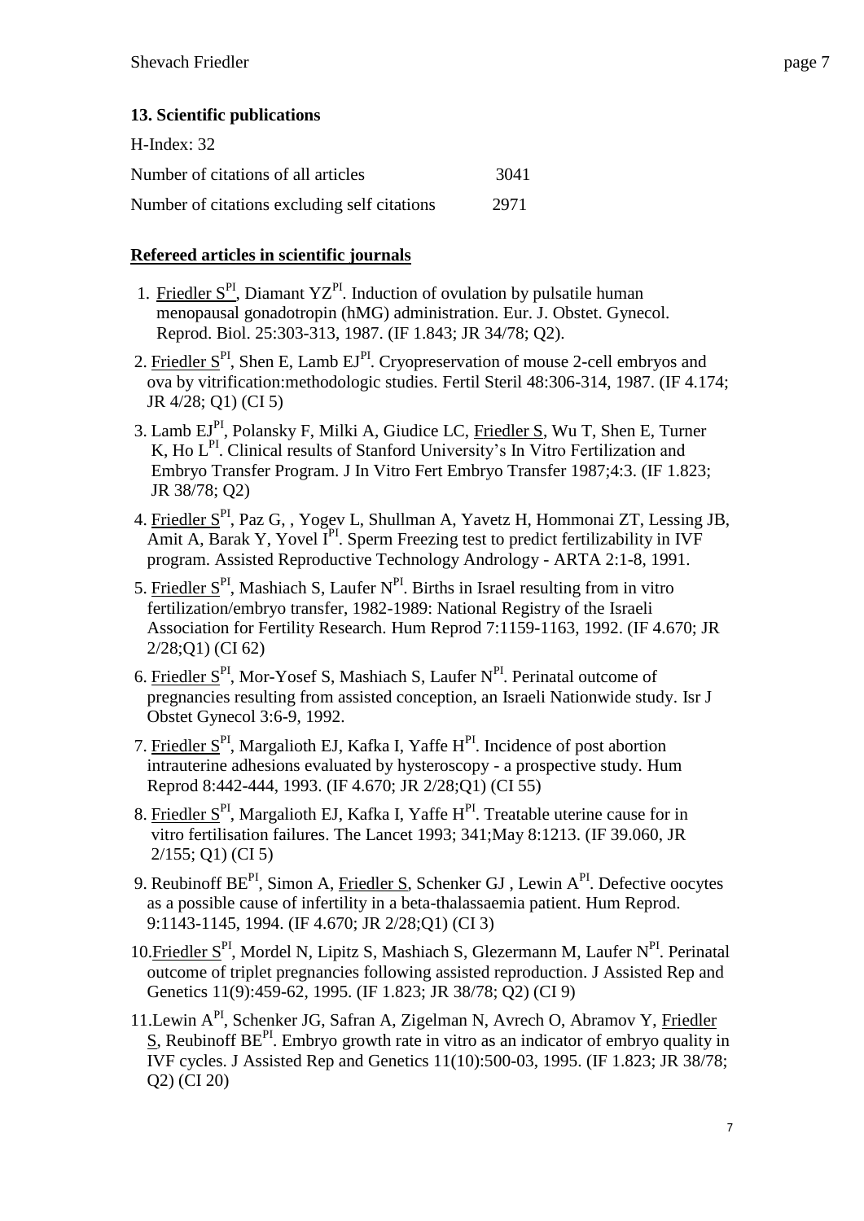### 13. Scientific publications

H-Index: 32

Number of citations of all articles 3041

Number of citations excluding self citations 2971

**Refereed articles in scientific journals**

1. Friedler S[PI], Diamant YZ[PI]. Induction of ovulation by pulsatile human menopausal gonadotropin (hMG) administration. Eur. J. Obstet. Gynecol. Reprod. Biol. 25:303-313, 1987. (IF 1.843; JR 34/78; Q2).
2. Friedler S[PI], Shen E, Lamb EJ[PI]. Cryopreservation of mouse 2-cell embryos and ova by vitrification:methodologic studies. Fertil Steril 48:306-314, 1987. (IF 4.174; JR 4/28; Q1) (CI 5)
3. Lamb EJ[PI], Polansky F, Milki A, Giudice LC, Friedler S, Wu T, Shen E, Turner K, Ho L[PI]. Clinical results of Stanford University's In Vitro Fertilization and Embryo Transfer Program. J In Vitro Fert Embryo Transfer 1987;4:3. (IF 1.823; JR 38/78; Q2)
4. Friedler S[PI], Paz G, , Yogev L, Shullman A, Yavetz H, Hommonai ZT, Lessing JB, Amit A, Barak Y, Yovel I[PI]. Sperm Freezing test to predict fertilizability in IVF program. Assisted Reproductive Technology Andrology - ARTA 2:1-8, 1991.
5. Friedler S[PI], Mashiach S, Laufer N[PI]. Births in Israel resulting from in vitro fertilization/embryo transfer, 1982-1989: National Registry of the Israeli Association for Fertility Research. Hum Reprod 7:1159-1163, 1992. (IF 4.670; JR 2/28;Q1) (CI 62)
6. Friedler S[PI], Mor-Yosef S, Mashiach S, Laufer N[PI]. Perinatal outcome of pregnancies resulting from assisted conception, an Israeli Nationwide study. Isr J Obstet Gynecol 3:6-9, 1992.
7. Friedler S[PI], Margalioth EJ, Kafka I, Yaffe H[PI]. Incidence of post abortion intrauterine adhesions evaluated by hysteroscopy - a prospective study. Hum Reprod 8:442-444, 1993. (IF 4.670; JR 2/28;Q1) (CI 55)
8. Friedler S[PI], Margalioth EJ, Kafka I, Yaffe H[PI]. Treatable uterine cause for in vitro fertilisation failures. The Lancet 1993; 341;May 8:1213. (IF 39.060, JR 2/155; Q1) (CI 5)
9. Reubinoff BE[PI], Simon A, Friedler S, Schenker GJ , Lewin A[PI]. Defective oocytes as a possible cause of infertility in a beta-thalassaemia patient. Hum Reprod. 9:1143-1145, 1994. (IF 4.670; JR 2/28;Q1) (CI 3)
10. Friedler S[PI], Mordel N, Lipitz S, Mashiach S, Glezermann M, Laufer N[PI]. Perinatal outcome of triplet pregnancies following assisted reproduction. J Assisted Rep and Genetics 11(9):459-62, 1995. (IF 1.823; JR 38/78; Q2) (CI 9)
11. Lewin A[PI], Schenker JG, Safran A, Zigelman N, Avrech O, Abramov Y, Friedler S, Reubinoff BE[PI]. Embryo growth rate in vitro as an indicator of embryo quality in IVF cycles. J Assisted Rep and Genetics 11(10):500-03, 1995. (IF 1.823; JR 38/78; Q2) (CI 20)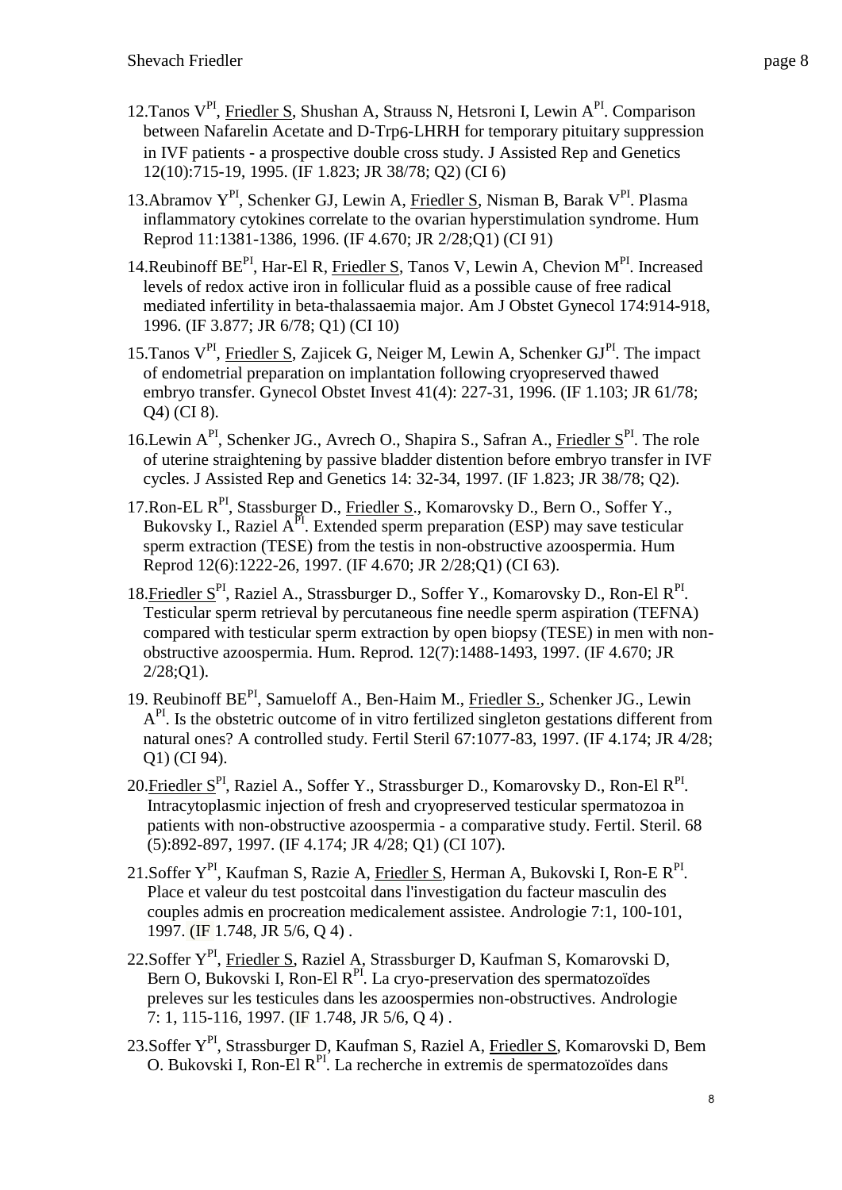12.Tanos V[PI], Friedler S, Shushan A, Strauss N, Hetsroni I, Lewin A[PI]. Comparison between Nafarelin Acetate and D-Trp6-LHRH for temporary pituitary suppression in IVF patients - a prospective double cross study. J Assisted Rep and Genetics 12(10):715-19, 1995. (IF 1.823; JR 38/78; Q2) (CI 6)

13.Abramov Y[PI], Schenker GJ, Lewin A, Friedler S, Nisman B, Barak V[PI]. Plasma inflammatory cytokines correlate to the ovarian hyperstimulation syndrome. Hum Reprod 11:1381-1386, 1996. (IF 4.670; JR 2/28;Q1) (CI 91)

14.Reubinoff BE[PI], Har-El R, Friedler S, Tanos V, Lewin A, Chevion M[PI]. Increased levels of redox active iron in follicular fluid as a possible cause of free radical mediated infertility in beta-thalassaemia major. Am J Obstet Gynecol 174:914-918, 1996. (IF 3.877; JR 6/78; Q1) (CI 10)

15.Tanos V[PI], Friedler S, Zajicek G, Neiger M, Lewin A, Schenker GJ[PI]. The impact of endometrial preparation on implantation following cryopreserved thawed embryo transfer. Gynecol Obstet Invest 41(4): 227-31, 1996. (IF 1.103; JR 61/78; Q4) (CI 8).

16.Lewin A[PI], Schenker JG., Avrech O., Shapira S., Safran A., Friedler S[PI]. The role of uterine straightening by passive bladder distention before embryo transfer in IVF cycles. J Assisted Rep and Genetics 14: 32-34, 1997. (IF 1.823; JR 38/78; Q2).

17.Ron-EL R[PI], Stassburger D., Friedler S., Komarovsky D., Bern O., Soffer Y., Bukovsky I., Raziel A[PI]. Extended sperm preparation (ESP) may save testicular sperm extraction (TESE) from the testis in non-obstructive azoospermia. Hum Reprod 12(6):1222-26, 1997. (IF 4.670; JR 2/28;Q1) (CI 63).

18.Friedler S[PI], Raziel A., Strassburger D., Soffer Y., Komarovsky D., Ron-El R[PI]. Testicular sperm retrieval by percutaneous fine needle sperm aspiration (TEFNA) compared with testicular sperm extraction by open biopsy (TESE) in men with non-obstructive azoospermia. Hum. Reprod. 12(7):1488-1493, 1997. (IF 4.670; JR 2/28;Q1).

19. Reubinoff BE[PI], Samueloff A., Ben-Haim M., Friedler S., Schenker JG., Lewin A[PI]. Is the obstetric outcome of in vitro fertilized singleton gestations different from natural ones? A controlled study. Fertil Steril 67:1077-83, 1997. (IF 4.174; JR 4/28; Q1) (CI 94).

20.Friedler S[PI], Raziel A., Soffer Y., Strassburger D., Komarovsky D., Ron-El R[PI]. Intracytoplasmic injection of fresh and cryopreserved testicular spermatozoa in patients with non-obstructive azoospermia - a comparative study. Fertil. Steril. 68 (5):892-897, 1997. (IF 4.174; JR 4/28; Q1) (CI 107).

21.Soffer Y[PI], Kaufman S, Razie A, Friedler S, Herman A, Bukovski I, Ron-E R[PI]. Place et valeur du test postcoital dans l'investigation du facteur masculin des couples admis en procreation medicalement assistee. Andrologie 7:1, 100-101, 1997. (IF 1.748, JR 5/6, Q 4) .

22.Soffer Y[PI], Friedler S, Raziel A, Strassburger D, Kaufman S, Komarovski D, Bern O, Bukovski I, Ron-El R[PI]. La cryo-preservation des spermatozoïdes preleves sur les testicules dans les azoospermies non-obstructives. Andrologie 7: 1, 115-116, 1997. (IF 1.748, JR 5/6, Q 4) .

23.Soffer Y[PI], Strassburger D, Kaufman S, Raziel A, Friedler S, Komarovski D, Bem O. Bukovski I, Ron-El R[PI]. La recherche in extremis de spermatozoïdes dans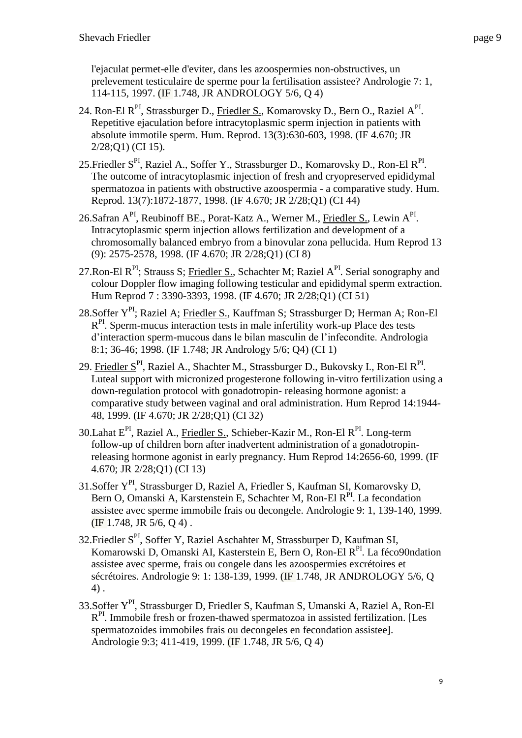l'ejaculat permet-elle d'eviter, dans les azoospermies non-obstructives, un prelevement testiculaire de sperme pour la fertilisation assistee? Andrologie 7: 1, 114-115, 1997. (IF 1.748, JR ANDROLOGY 5/6, Q 4)

24. Ron-El R[PI], Strassburger D., <u>Friedler S.</u>, Komarovsky D., Bern O., Raziel A[PI]. Repetitive ejaculation before intracytoplasmic sperm injection in patients with absolute immotile sperm. Hum. Reprod. 13(3):630-603, 1998. (IF 4.670; JR 2/28;Q1) (CI 15).

25. <u>Friedler S</u>[PI], Raziel A., Soffer Y., Strassburger D., Komarovsky D., Ron-El R[PI]. The outcome of intracytoplasmic injection of fresh and cryopreserved epididymal spermatozoa in patients with obstructive azoospermia - a comparative study. Hum. Reprod. 13(7):1872-1877, 1998. (IF 4.670; JR 2/28;Q1) (CI 44)

26. Safran A[PI], Reubinoff BE., Porat-Katz A., Werner M., <u>Friedler S.</u>, Lewin A[PI]. Intracytoplasmic sperm injection allows fertilization and development of a chromosomally balanced embryo from a binovular zona pellucida. Hum Reprod 13 (9): 2575-2578, 1998. (IF 4.670; JR 2/28;Q1) (CI 8)

27. Ron-El R[PI]; Strauss S; <u>Friedler S.</u>, Schachter M; Raziel A[PI]. Serial sonography and colour Doppler flow imaging following testicular and epididymal sperm extraction. Hum Reprod 7 : 3390-3393, 1998. (IF 4.670; JR 2/28;Q1) (CI 51)

28. Soffer Y[PI]; Raziel A; <u>Friedler S.</u>, Kauffman S; Strassburger D; Herman A; Ron-El R[PI]. Sperm-mucus interaction tests in male infertility work-up Place des tests d'interaction sperm-mucous dans le bilan masculin de l'infecondite. Andrologia 8:1; 36-46; 1998. (IF 1.748; JR Andrology 5/6; Q4) (CI 1)

29. <u>Friedler S</u>[PI], Raziel A., Shachter M., Strassburger D., Bukovsky I., Ron-El R[PI]. Luteal support with micronized progesterone following in-vitro fertilization using a down-regulation protocol with gonadotrophin- releasing hormone agonist: a comparative study between vaginal and oral administration. Hum Reprod 14:1944-48, 1999. (IF 4.670; JR 2/28;Q1) (CI 32)

30. Lahat E[PI], Raziel A., <u>Friedler S.</u>, Schieber-Kazir M., Ron-El R[PI]. Long-term follow-up of children born after inadvertent administration of a gonadotropin-releasing hormone agonist in early pregnancy. Hum Reprod 14:2656-60, 1999. (IF 4.670; JR 2/28;Q1) (CI 13)

31. Soffer Y[PI], Strassburger D, Raziel A, Friedler S, Kaufman SI, Komarovsky D, Bern O, Omanski A, Karstenstein E, Schachter M, Ron-El R[PI]. La fecondation assistee avec sperme immobile frais ou decongele. Andrologie 9: 1, 139-140, 1999. (IF 1.748, JR 5/6, Q 4) .

32. Friedler S[PI], Soffer Y, Raziel Aschahter M, Strassburper D, Kaufman SI, Komarowski D, Omanski AI, Kasterstein E, Bern O, Ron-El R[PI]. La féco90ndation assistee avec sperme, frais ou congele dans les azoospermies excrétoires et sécrétoires. Andrologie 9: 1: 138-139, 1999. (IF 1.748, JR ANDROLOGY 5/6, Q 4) .

33. Soffer Y[PI], Strassburger D, Friedler S, Kaufman S, Umanski A, Raziel A, Ron-El R[PI]. Immobile fresh or frozen-thawed spermatozoa in assisted fertilization. [Les spermatozoides immobiles frais ou decongeles en fecondation assistee]. Andrologie 9:3; 411-419, 1999. (IF 1.748, JR 5/6, Q 4)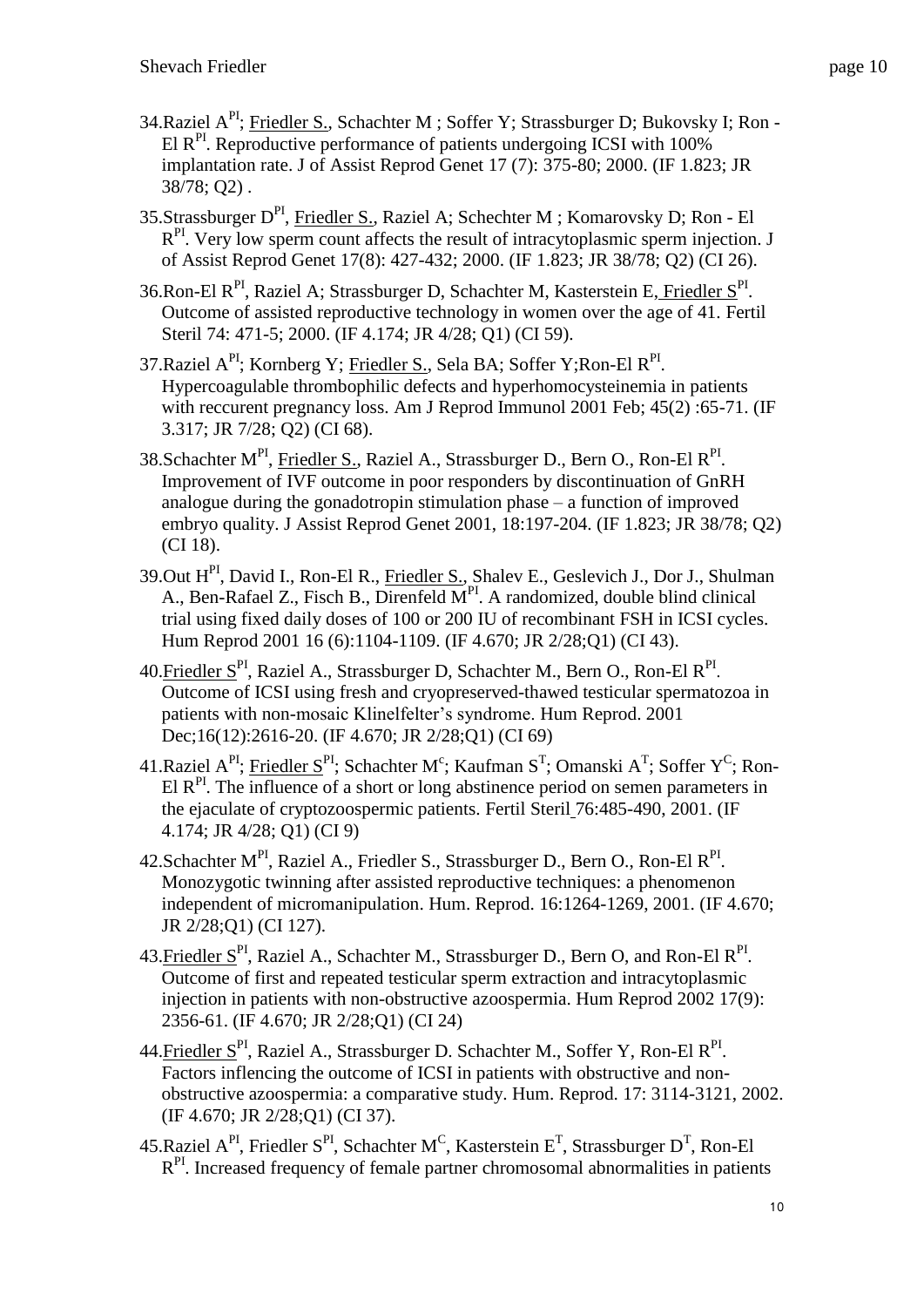34. Raziel A[PI]; <u>Friedler S.</u>, Schachter M ; Soffer Y; Strassburger D; Bukovsky I; Ron - El R[PI]. Reproductive performance of patients undergoing ICSI with 100% implantation rate. J of Assist Reprod Genet 17 (7): 375-80; 2000. (IF 1.823; JR 38/78; Q2) .

35. Strassburger D[PI], <u>Friedler S.</u>, Raziel A; Schechter M ; Komarovsky D; Ron - El R[PI]. Very low sperm count affects the result of intracytoplasmic sperm injection. J of Assist Reprod Genet 17(8): 427-432; 2000. (IF 1.823; JR 38/78; Q2) (CI 26).

36. Ron-El R[PI], Raziel A; Strassburger D, Schachter M, Kasterstein E, <u>Friedler S</u>[PI]. Outcome of assisted reproductive technology in women over the age of 41. Fertil Steril 74: 471-5; 2000. (IF 4.174; JR 4/28; Q1) (CI 59).

37. Raziel A[PI]; Kornberg Y; <u>Friedler S.</u>, Sela BA; Soffer Y;Ron-El R[PI]. Hypercoagulable thrombophilic defects and hyperhomocysteinemia in patients with reccurent pregnancy loss. Am J Reprod Immunol 2001 Feb; 45(2) :65-71. (IF 3.317; JR 7/28; Q2) (CI 68).

38. Schachter M[PI], <u>Friedler S.</u>, Raziel A., Strassburger D., Bern O., Ron-El R[PI]. Improvement of IVF outcome in poor responders by discontinuation of GnRH analogue during the gonadotropin stimulation phase – a function of improved embryo quality. J Assist Reprod Genet 2001, 18:197-204. (IF 1.823; JR 38/78; Q2) (CI 18).

39. Out H[PI], David I., Ron-El R., <u>Friedler S.</u>, Shalev E., Geslevich J., Dor J., Shulman A., Ben-Rafael Z., Fisch B., Direnfeld M[PI]. A randomized, double blind clinical trial using fixed daily doses of 100 or 200 IU of recombinant FSH in ICSI cycles. Hum Reprod 2001 16 (6):1104-1109. (IF 4.670; JR 2/28;Q1) (CI 43).

40. <u>Friedler S</u>[PI], Raziel A., Strassburger D, Schachter M., Bern O., Ron-El R[PI]. Outcome of ICSI using fresh and cryopreserved-thawed testicular spermatozoa in patients with non-mosaic Klinelfelter's syndrome. Hum Reprod. 2001 Dec;16(12):2616-20. (IF 4.670; JR 2/28;Q1) (CI 69)

41. Raziel A[PI]; <u>Friedler S</u>[PI]; Schachter M[c]; Kaufman S[T]; Omanski A[T]; Soffer Y[C]; Ron-El R[PI]. The influence of a short or long abstinence period on semen parameters in the ejaculate of cryptozoospermic patients. Fertil Steril 76:485-490, 2001. (IF 4.174; JR 4/28; Q1) (CI 9)

42. Schachter M[PI], Raziel A., Friedler S., Strassburger D., Bern O., Ron-El R[PI]. Monozygotic twinning after assisted reproductive techniques: a phenomenon independent of micromanipulation. Hum. Reprod. 16:1264-1269, 2001. (IF 4.670; JR 2/28;Q1) (CI 127).

43. <u>Friedler S</u>[PI], Raziel A., Schachter M., Strassburger D., Bern O, and Ron-El R[PI]. Outcome of first and repeated testicular sperm extraction and intracytoplasmic injection in patients with non-obstructive azoospermia. Hum Reprod 2002 17(9): 2356-61. (IF 4.670; JR 2/28;Q1) (CI 24)

44. <u>Friedler S</u>[PI], Raziel A., Strassburger D. Schachter M., Soffer Y, Ron-El R[PI]. Factors inflencing the outcome of ICSI in patients with obstructive and non-obstructive azoospermia: a comparative study. Hum. Reprod. 17: 3114-3121, 2002. (IF 4.670; JR 2/28;Q1) (CI 37).

45. Raziel A[PI], Friedler S[PI], Schachter M[C], Kasterstein E[T], Strassburger D[T], Ron-El R[PI]. Increased frequency of female partner chromosomal abnormalities in patients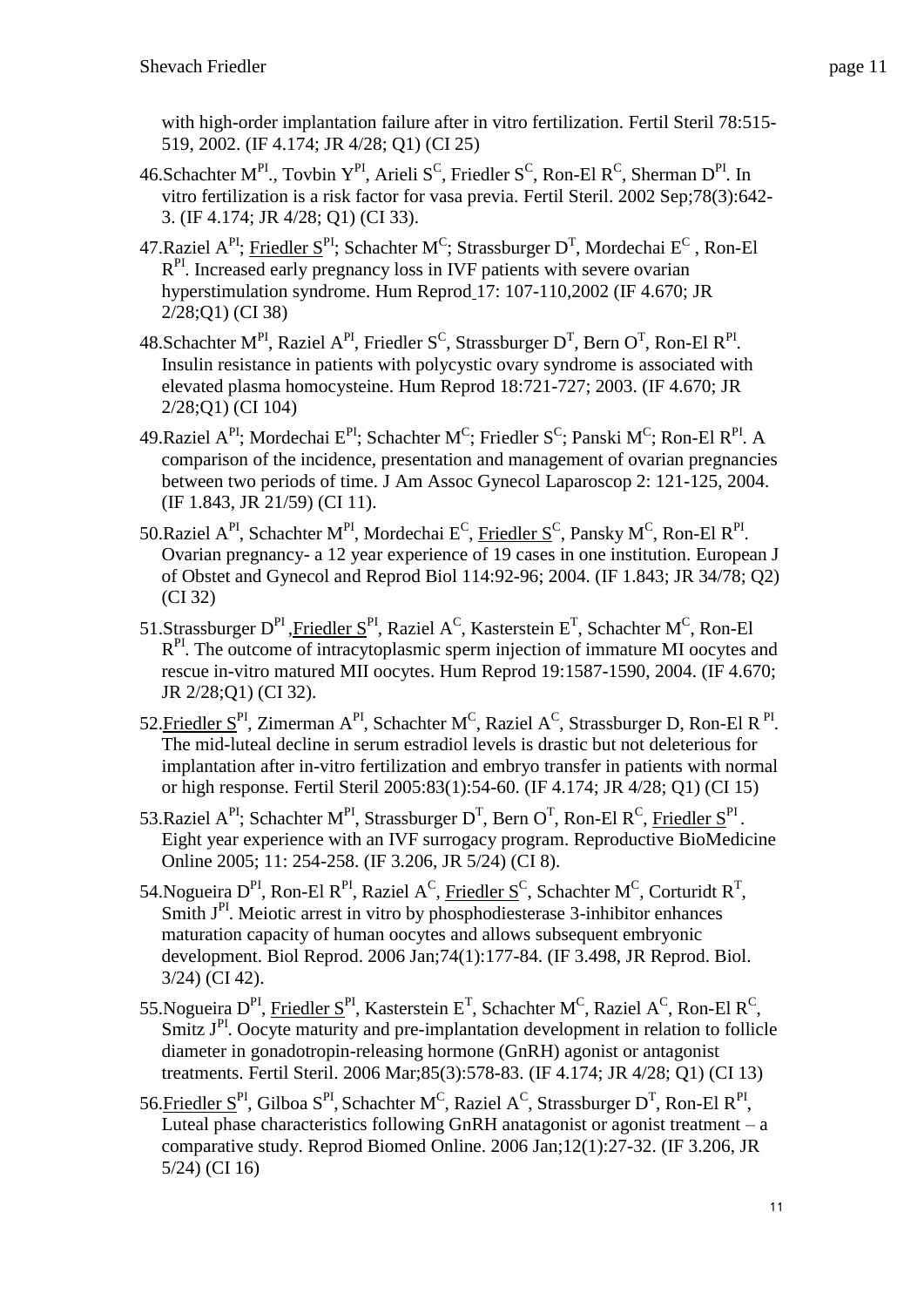with high-order implantation failure after in vitro fertilization. Fertil Steril 78:515-519, 2002. (IF 4.174; JR 4/28; Q1) (CI 25)

46. Schachter M[PI]., Tovbin Y[PI], Arieli S[C], Friedler S[C], Ron-El R[C], Sherman D[PI]. In vitro fertilization is a risk factor for vasa previa. Fertil Steril. 2002 Sep;78(3):642-3. (IF 4.174; JR 4/28; Q1) (CI 33).

47. Raziel A[PI]; Friedler S[PI]; Schachter M[C]; Strassburger D[T], Mordechai E[C] , Ron-El R[PI]. Increased early pregnancy loss in IVF patients with severe ovarian hyperstimulation syndrome. Hum Reprod 17: 107-110,2002 (IF 4.670; JR 2/28;Q1) (CI 38)

48. Schachter M[PI], Raziel A[PI], Friedler S[C], Strassburger D[T], Bern O[T], Ron-El R[PI]. Insulin resistance in patients with polycystic ovary syndrome is associated with elevated plasma homocysteine. Hum Reprod 18:721-727; 2003. (IF 4.670; JR 2/28;Q1) (CI 104)

49. Raziel A[PI]; Mordechai E[PI]; Schachter M[C]; Friedler S[C]; Panski M[C]; Ron-El R[PI]. A comparison of the incidence, presentation and management of ovarian pregnancies between two periods of time. J Am Assoc Gynecol Laparoscop 2: 121-125, 2004. (IF 1.843, JR 21/59) (CI 11).

50. Raziel A[PI], Schachter M[PI], Mordechai E[C], Friedler S[C], Pansky M[C], Ron-El R[PI]. Ovarian pregnancy- a 12 year experience of 19 cases in one institution. European J of Obstet and Gynecol and Reprod Biol 114:92-96; 2004. (IF 1.843; JR 34/78; Q2) (CI 32)

51. Strassburger D[PI] ,Friedler S[PI], Raziel A[C], Kasterstein E[T], Schachter M[C], Ron-El R[PI]. The outcome of intracytoplasmic sperm injection of immature MI oocytes and rescue in-vitro matured MII oocytes. Hum Reprod 19:1587-1590, 2004. (IF 4.670; JR 2/28;Q1) (CI 32).

52. Friedler S[PI], Zimerman A[PI], Schachter M[C], Raziel A[C], Strassburger D, Ron-El R [PI]. The mid-luteal decline in serum estradiol levels is drastic but not deleterious for implantation after in-vitro fertilization and embryo transfer in patients with normal or high response. Fertil Steril 2005:83(1):54-60. (IF 4.174; JR 4/28; Q1) (CI 15)

53. Raziel A[PI]; Schachter M[PI], Strassburger D[T], Bern O[T], Ron-El R[C], Friedler S[PI] . Eight year experience with an IVF surrogacy program. Reproductive BioMedicine Online 2005; 11: 254-258. (IF 3.206, JR 5/24) (CI 8).

54. Nogueira D[PI], Ron-El R[PI], Raziel A[C], Friedler S[C], Schachter M[C], Corturidt R[T], Smith J[PI]. Meiotic arrest in vitro by phosphodiesterase 3-inhibitor enhances maturation capacity of human oocytes and allows subsequent embryonic development. Biol Reprod. 2006 Jan;74(1):177-84. (IF 3.498, JR Reprod. Biol. 3/24) (CI 42).

55. Nogueira D[PI], Friedler S[PI], Kasterstein E[T], Schachter M[C], Raziel A[C], Ron-El R[C], Smitz J[PI]. Oocyte maturity and pre-implantation development in relation to follicle diameter in gonadotropin-releasing hormone (GnRH) agonist or antagonist treatments. Fertil Steril. 2006 Mar;85(3):578-83. (IF 4.174; JR 4/28; Q1) (CI 13)

56. Friedler S[PI], Gilboa S[PI], Schachter M[C], Raziel A[C], Strassburger D[T], Ron-El R[PI], Luteal phase characteristics following GnRH anatagonist or agonist treatment – a comparative study. Reprod Biomed Online. 2006 Jan;12(1):27-32. (IF 3.206, JR 5/24) (CI 16)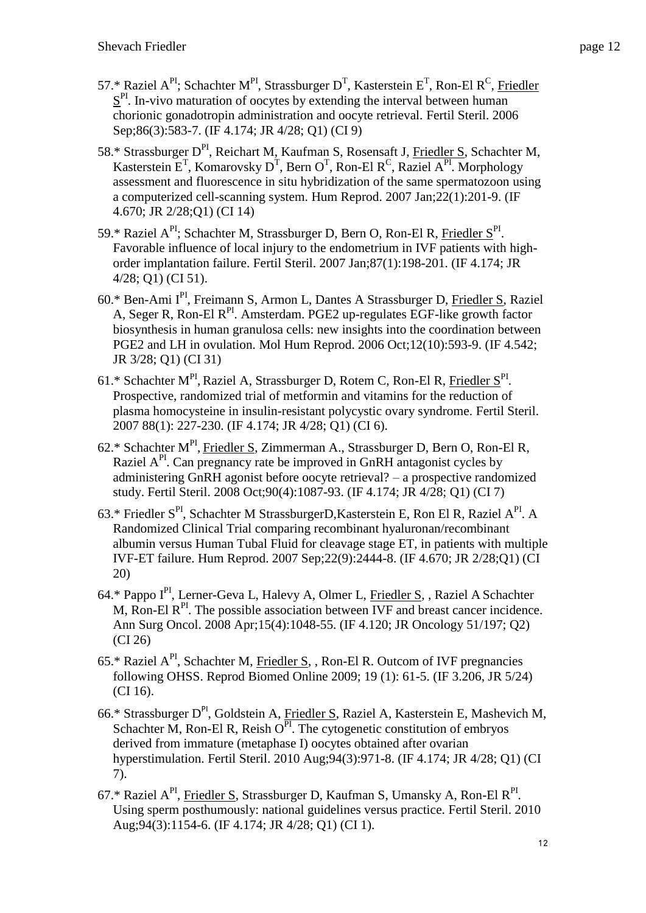57.* Raziel A[PI]; Schachter M[PI], Strassburger D[T], Kasterstein E[T], Ron-El R[C], Friedler S[PI]. In-vivo maturation of oocytes by extending the interval between human chorionic gonadotropin administration and oocyte retrieval. Fertil Steril. 2006 Sep;86(3):583-7. (IF 4.174; JR 4/28; Q1) (CI 9)

58.* Strassburger D[PI], Reichart M, Kaufman S, Rosensaft J, Friedler S, Schachter M, Kasterstein E[T], Komarovsky D[T], Bern O[T], Ron-El R[C], Raziel A[PI]. Morphology assessment and fluorescence in situ hybridization of the same spermatozoon using a computerized cell-scanning system. Hum Reprod. 2007 Jan;22(1):201-9. (IF 4.670; JR 2/28;Q1) (CI 14)

59.* Raziel A[PI]; Schachter M, Strassburger D, Bern O, Ron-El R, Friedler S[PI]. Favorable influence of local injury to the endometrium in IVF patients with high-order implantation failure. Fertil Steril. 2007 Jan;87(1):198-201. (IF 4.174; JR 4/28; Q1) (CI 51).

60.* Ben-Ami I[PI], Freimann S, Armon L, Dantes A Strassburger D, Friedler S, Raziel A, Seger R, Ron-El R[PI]. Amsterdam. PGE2 up-regulates EGF-like growth factor biosynthesis in human granulosa cells: new insights into the coordination between PGE2 and LH in ovulation. Mol Hum Reprod. 2006 Oct;12(10):593-9. (IF 4.542; JR 3/28; Q1) (CI 31)

61.* Schachter M[PI], Raziel A, Strassburger D, Rotem C, Ron-El R, Friedler S[PI]. Prospective, randomized trial of metformin and vitamins for the reduction of plasma homocysteine in insulin-resistant polycystic ovary syndrome. Fertil Steril. 2007 88(1): 227-230. (IF 4.174; JR 4/28; Q1) (CI 6).

62.* Schachter M[PI], Friedler S, Zimmerman A., Strassburger D, Bern O, Ron-El R, Raziel A[PI]. Can pregnancy rate be improved in GnRH antagonist cycles by administering GnRH agonist before oocyte retrieval? – a prospective randomized study. Fertil Steril. 2008 Oct;90(4):1087-93. (IF 4.174; JR 4/28; Q1) (CI 7)

63.* Friedler S[PI], Schachter M StrassburgerD,Kasterstein E, Ron El R, Raziel A[PI]. A Randomized Clinical Trial comparing recombinant hyaluronan/recombinant albumin versus Human Tubal Fluid for cleavage stage ET, in patients with multiple IVF-ET failure. Hum Reprod. 2007 Sep;22(9):2444-8. (IF 4.670; JR 2/28;Q1) (CI 20)

64.* Pappo I[PI], Lerner-Geva L, Halevy A, Olmer L, Friedler S, , Raziel A Schachter M, Ron-El R[PI]. The possible association between IVF and breast cancer incidence. Ann Surg Oncol. 2008 Apr;15(4):1048-55. (IF 4.120; JR Oncology 51/197; Q2) (CI 26)

65.* Raziel A[PI], Schachter M, Friedler S, , Ron-El R. Outcom of IVF pregnancies following OHSS. Reprod Biomed Online 2009; 19 (1): 61-5. (IF 3.206, JR 5/24) (CI 16).

66.* Strassburger D[PI], Goldstein A, Friedler S, Raziel A, Kasterstein E, Mashevich M, Schachter M, Ron-El R, Reish O[PI]. The cytogenetic constitution of embryos derived from immature (metaphase I) oocytes obtained after ovarian hyperstimulation. Fertil Steril. 2010 Aug;94(3):971-8. (IF 4.174; JR 4/28; Q1) (CI 7).

67.* Raziel A[PI], Friedler S, Strassburger D, Kaufman S, Umansky A, Ron-El R[PI]. Using sperm posthumously: national guidelines versus practice. Fertil Steril. 2010 Aug;94(3):1154-6. (IF 4.174; JR 4/28; Q1) (CI 1).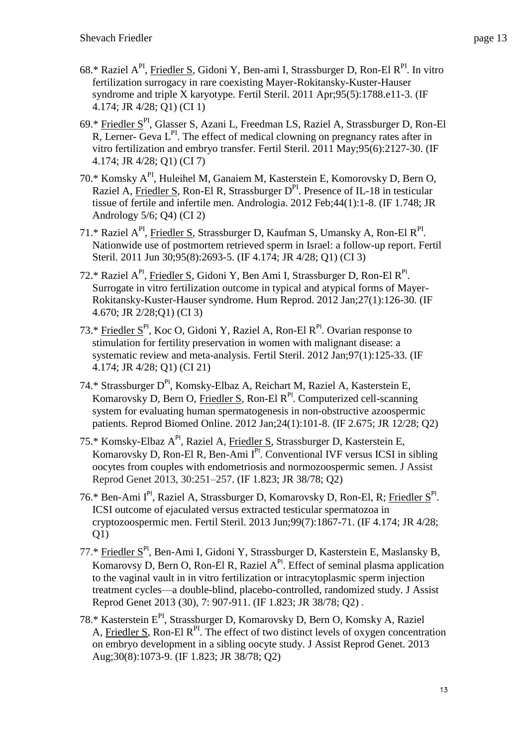68.* Raziel A[PI], Friedler S, Gidoni Y, Ben-ami I, Strassburger D, Ron-El R[PI]. In vitro fertilization surrogacy in rare coexisting Mayer-Rokitansky-Kuster-Hauser syndrome and triple X karyotype. Fertil Steril. 2011 Apr;95(5):1788.e11-3. (IF 4.174; JR 4/28; Q1) (CI 1)

69.* Friedler S[PI], Glasser S, Azani L, Freedman LS, Raziel A, Strassburger D, Ron-El R, Lerner- Geva L[PI]. The effect of medical clowning on pregnancy rates after in vitro fertilization and embryo transfer. Fertil Steril. 2011 May;95(6):2127-30. (IF 4.174; JR 4/28; Q1) (CI 7)

70.* Komsky A[PI], Huleihel M, Ganaiem M, Kasterstein E, Komorovsky D, Bern O, Raziel A, Friedler S, Ron-El R, Strassburger D[PI]. Presence of IL-18 in testicular tissue of fertile and infertile men. Andrologia. 2012 Feb;44(1):1-8. (IF 1.748; JR Andrology 5/6; Q4) (CI 2)

71.* Raziel A[PI], Friedler S, Strassburger D, Kaufman S, Umansky A, Ron-El R[PI]. Nationwide use of postmortem retrieved sperm in Israel: a follow-up report. Fertil Steril. 2011 Jun 30;95(8):2693-5. (IF 4.174; JR 4/28; Q1) (CI 3)

72.* Raziel A[PI], Friedler S, Gidoni Y, Ben Ami I, Strassburger D, Ron-El R[PI]. Surrogate in vitro fertilization outcome in typical and atypical forms of Mayer-Rokitansky-Kuster-Hauser syndrome. Hum Reprod. 2012 Jan;27(1):126-30. (IF 4.670; JR 2/28;Q1) (CI 3)

73.* Friedler S[PI], Koc O, Gidoni Y, Raziel A, Ron-El R[PI]. Ovarian response to stimulation for fertility preservation in women with malignant disease: a systematic review and meta-analysis. Fertil Steril. 2012 Jan;97(1):125-33. (IF 4.174; JR 4/28; Q1) (CI 21)

74.* Strassburger D[PI], Komsky-Elbaz A, Reichart M, Raziel A, Kasterstein E, Komarovsky D, Bern O, Friedler S, Ron-El R[PI]. Computerized cell-scanning system for evaluating human spermatogenesis in non-obstructive azoospermic patients. Reprod Biomed Online. 2012 Jan;24(1):101-8. (IF 2.675; JR 12/28; Q2)

75.* Komsky-Elbaz A[PI], Raziel A, Friedler S, Strassburger D, Kasterstein E, Komarovsky D, Ron-El R, Ben-Ami I[PI]. Conventional IVF versus ICSI in sibling oocytes from couples with endometriosis and normozoospermic semen. J Assist Reprod Genet 2013, 30:251–257. (IF 1.823; JR 38/78; Q2)

76.* Ben-Ami I[PI], Raziel A, Strassburger D, Komarovsky D, Ron-El, R; Friedler S[PI]. ICSI outcome of ejaculated versus extracted testicular spermatozoa in cryptozoospermic men. Fertil Steril. 2013 Jun;99(7):1867-71. (IF 4.174; JR 4/28; Q1)

77.* Friedler S[PI], Ben-Ami I, Gidoni Y, Strassburger D, Kasterstein E, Maslansky B, Komarovsy D, Bern O, Ron-El R, Raziel A[PI]. Effect of seminal plasma application to the vaginal vault in in vitro fertilization or intracytoplasmic sperm injection treatment cycles—a double-blind, placebo-controlled, randomized study. J Assist Reprod Genet 2013 (30), 7: 907-911. (IF 1.823; JR 38/78; Q2) .

78.* Kasterstein E[PI], Strassburger D, Komarovsky D, Bern O, Komsky A, Raziel A, Friedler S, Ron-El R[PI]. The effect of two distinct levels of oxygen concentration on embryo development in a sibling oocyte study. J Assist Reprod Genet. 2013 Aug;30(8):1073-9. (IF 1.823; JR 38/78; Q2)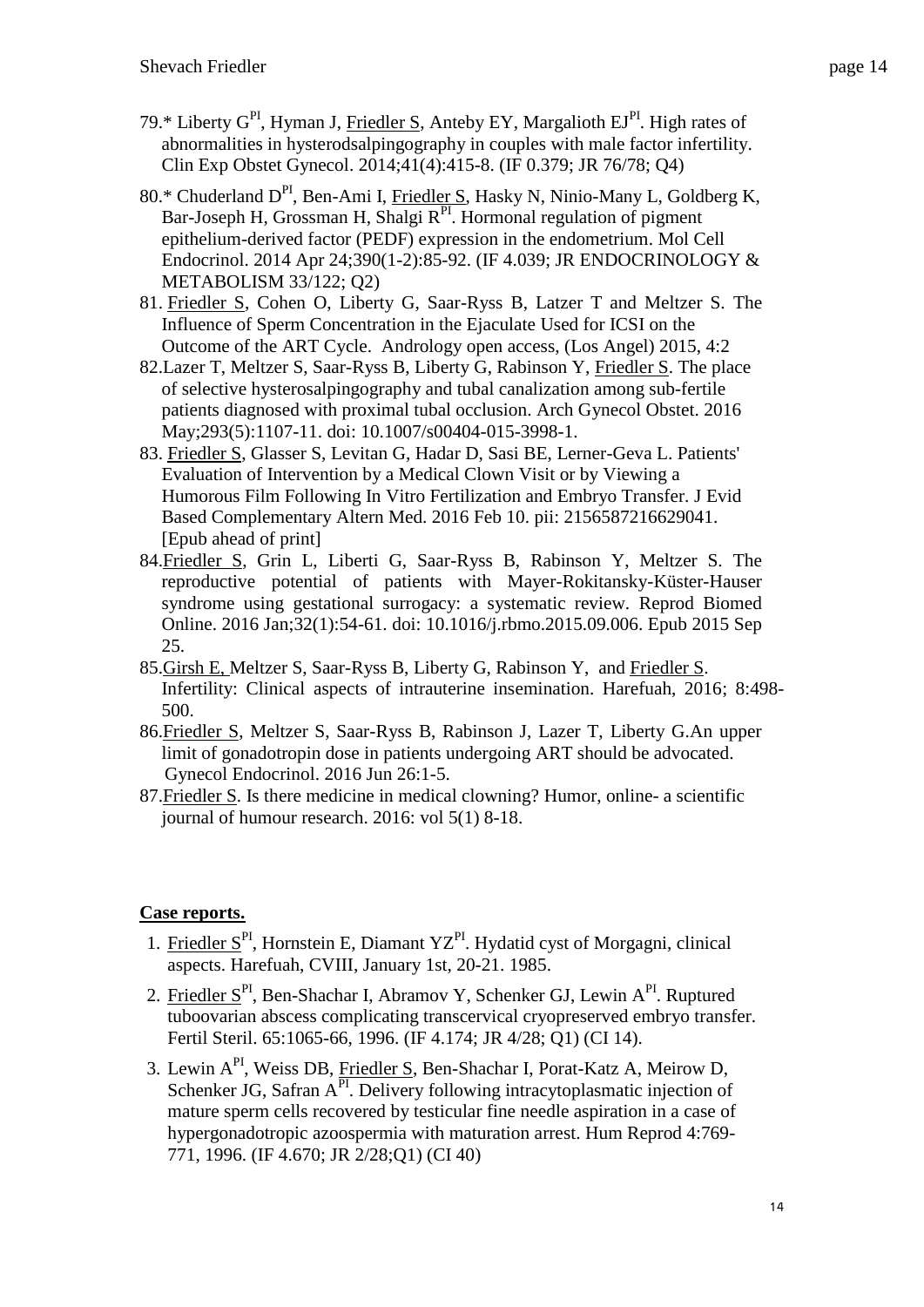79.* Liberty G[PI], Hyman J, Friedler S, Anteby EY, Margalioth EJ[PI]. High rates of abnormalities in hysterodsalpingography in couples with male factor infertility. Clin Exp Obstet Gynecol. 2014;41(4):415-8. (IF 0.379; JR 76/78; Q4)

80.* Chuderland D[PI], Ben-Ami I, Friedler S, Hasky N, Ninio-Many L, Goldberg K, Bar-Joseph H, Grossman H, Shalgi R[PI]. Hormonal regulation of pigment epithelium-derived factor (PEDF) expression in the endometrium. Mol Cell Endocrinol. 2014 Apr 24;390(1-2):85-92. (IF 4.039; JR ENDOCRINOLOGY & METABOLISM 33/122; Q2)

81. Friedler S, Cohen O, Liberty G, Saar-Ryss B, Latzer T and Meltzer S. The Influence of Sperm Concentration in the Ejaculate Used for ICSI on the Outcome of the ART Cycle. Andrology open access, (Los Angel) 2015, 4:2

82. Lazer T, Meltzer S, Saar-Ryss B, Liberty G, Rabinson Y, Friedler S. The place of selective hysterosalpingography and tubal canalization among sub-fertile patients diagnosed with proximal tubal occlusion. Arch Gynecol Obstet. 2016 May;293(5):1107-11. doi: 10.1007/s00404-015-3998-1.

83. Friedler S, Glasser S, Levitan G, Hadar D, Sasi BE, Lerner-Geva L. Patients' Evaluation of Intervention by a Medical Clown Visit or by Viewing a Humorous Film Following In Vitro Fertilization and Embryo Transfer. J Evid Based Complementary Altern Med. 2016 Feb 10. pii: 2156587216629041. [Epub ahead of print]

84. Friedler S, Grin L, Liberti G, Saar-Ryss B, Rabinson Y, Meltzer S. The reproductive potential of patients with Mayer-Rokitansky-Küster-Hauser syndrome using gestational surrogacy: a systematic review. Reprod Biomed Online. 2016 Jan;32(1):54-61. doi: 10.1016/j.rbmo.2015.09.006. Epub 2015 Sep 25.

85. Girsh E, Meltzer S, Saar-Ryss B, Liberty G, Rabinson Y, and Friedler S. Infertility: Clinical aspects of intrauterine insemination. Harefuah, 2016; 8:498-500.

86. Friedler S, Meltzer S, Saar-Ryss B, Rabinson J, Lazer T, Liberty G.An upper limit of gonadotropin dose in patients undergoing ART should be advocated. Gynecol Endocrinol. 2016 Jun 26:1-5.

87. Friedler S. Is there medicine in medical clowning? Humor, online- a scientific journal of humour research. 2016: vol 5(1) 8-18.

**Case reports.**

1. Friedler S[PI], Hornstein E, Diamant YZ[PI]. Hydatid cyst of Morgagni, clinical aspects. Harefuah, CVIII, January 1st, 20-21. 1985.

2. Friedler S[PI], Ben-Shachar I, Abramov Y, Schenker GJ, Lewin A[PI]. Ruptured tuboovarian abscess complicating transcervical cryopreserved embryo transfer. Fertil Steril. 65:1065-66, 1996. (IF 4.174; JR 4/28; Q1) (CI 14).

3. Lewin A[PI], Weiss DB, Friedler S, Ben-Shachar I, Porat-Katz A, Meirow D, Schenker JG, Safran A[PI]. Delivery following intracytoplasmatic injection of mature sperm cells recovered by testicular fine needle aspiration in a case of hypergonadotropic azoospermia with maturation arrest. Hum Reprod 4:769-771, 1996. (IF 4.670; JR 2/28;Q1) (CI 40)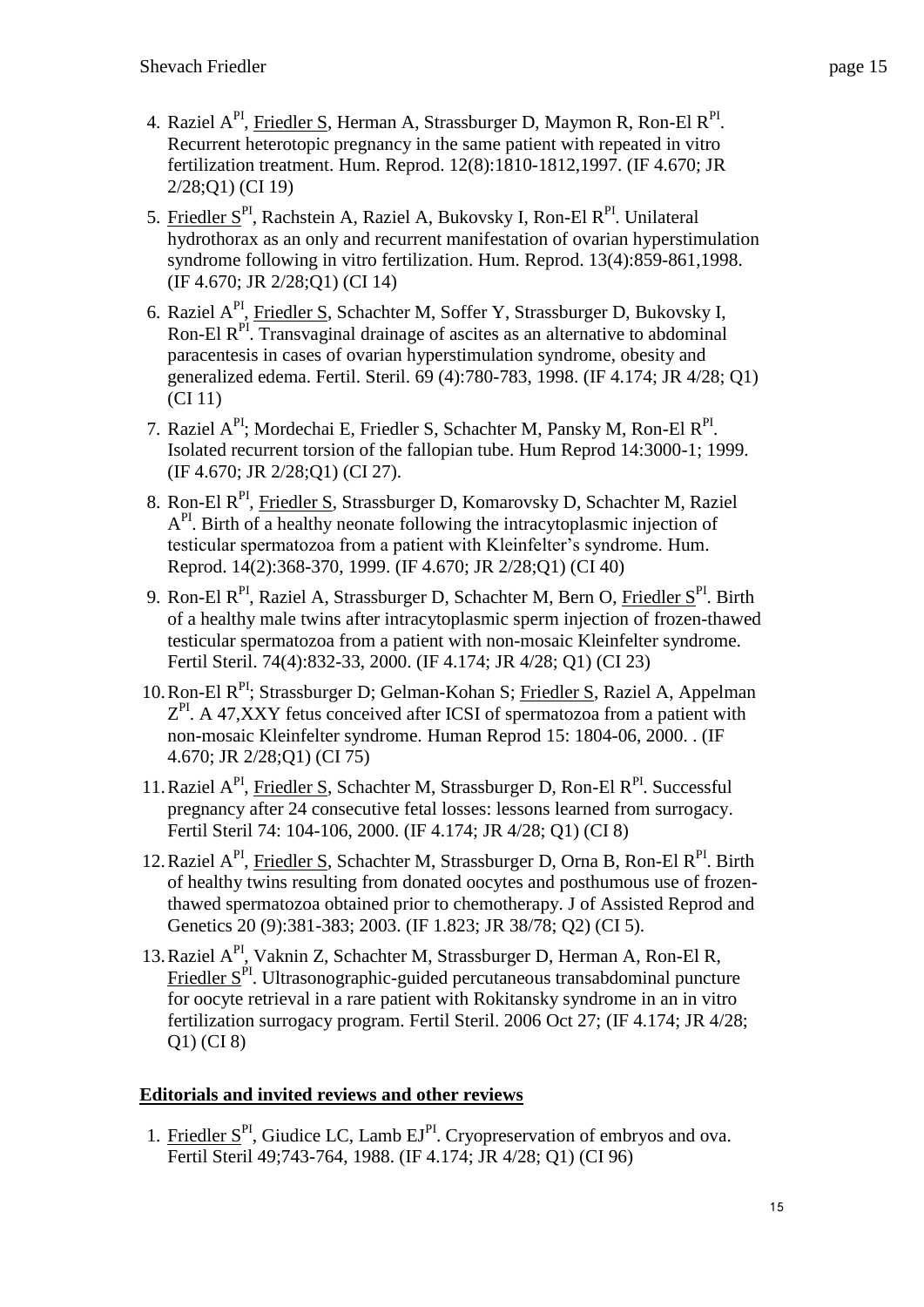4. Raziel A[PI], Friedler S, Herman A, Strassburger D, Maymon R, Ron-El R[PI]. Recurrent heterotopic pregnancy in the same patient with repeated in vitro fertilization treatment. Hum. Reprod. 12(8):1810-1812,1997. (IF 4.670; JR 2/28;Q1) (CI 19)
5. Friedler S[PI], Rachstein A, Raziel A, Bukovsky I, Ron-El R[PI]. Unilateral hydrothorax as an only and recurrent manifestation of ovarian hyperstimulation syndrome following in vitro fertilization. Hum. Reprod. 13(4):859-861,1998. (IF 4.670; JR 2/28;Q1) (CI 14)
6. Raziel A[PI], Friedler S, Schachter M, Soffer Y, Strassburger D, Bukovsky I, Ron-El R[PI]. Transvaginal drainage of ascites as an alternative to abdominal paracentesis in cases of ovarian hyperstimulation syndrome, obesity and generalized edema. Fertil. Steril. 69 (4):780-783, 1998. (IF 4.174; JR 4/28; Q1) (CI 11)
7. Raziel A[PI]; Mordechai E, Friedler S, Schachter M, Pansky M, Ron-El R[PI]. Isolated recurrent torsion of the fallopian tube. Hum Reprod 14:3000-1; 1999. (IF 4.670; JR 2/28;Q1) (CI 27).
8. Ron-El R[PI], Friedler S, Strassburger D, Komarovsky D, Schachter M, Raziel A[PI]. Birth of a healthy neonate following the intracytoplasmic injection of testicular spermatozoa from a patient with Kleinfelter's syndrome. Hum. Reprod. 14(2):368-370, 1999. (IF 4.670; JR 2/28;Q1) (CI 40)
9. Ron-El R[PI], Raziel A, Strassburger D, Schachter M, Bern O, Friedler S[PI]. Birth of a healthy male twins after intracytoplasmic sperm injection of frozen-thawed testicular spermatozoa from a patient with non-mosaic Kleinfelter syndrome. Fertil Steril. 74(4):832-33, 2000. (IF 4.174; JR 4/28; Q1) (CI 23)
10. Ron-El R[PI]; Strassburger D; Gelman-Kohan S; Friedler S, Raziel A, Appelman Z[PI]. A 47,XXY fetus conceived after ICSI of spermatozoa from a patient with non-mosaic Kleinfelter syndrome. Human Reprod 15: 1804-06, 2000. . (IF 4.670; JR 2/28;Q1) (CI 75)
11. Raziel A[PI], Friedler S, Schachter M, Strassburger D, Ron-El R[PI]. Successful pregnancy after 24 consecutive fetal losses: lessons learned from surrogacy. Fertil Steril 74: 104-106, 2000. (IF 4.174; JR 4/28; Q1) (CI 8)
12. Raziel A[PI], Friedler S, Schachter M, Strassburger D, Orna B, Ron-El R[PI]. Birth of healthy twins resulting from donated oocytes and posthumous use of frozen-thawed spermatozoa obtained prior to chemotherapy. J of Assisted Reprod and Genetics 20 (9):381-383; 2003. (IF 1.823; JR 38/78; Q2) (CI 5).
13. Raziel A[PI], Vaknin Z, Schachter M, Strassburger D, Herman A, Ron-El R, Friedler S[PI]. Ultrasonographic-guided percutaneous transabdominal puncture for oocyte retrieval in a rare patient with Rokitansky syndrome in an in vitro fertilization surrogacy program. Fertil Steril. 2006 Oct 27; (IF 4.174; JR 4/28; Q1) (CI 8)

## Editorials and invited reviews and other reviews

1. Friedler S[PI], Giudice LC, Lamb EJ[PI]. Cryopreservation of embryos and ova. Fertil Steril 49;743-764, 1988. (IF 4.174; JR 4/28; Q1) (CI 96)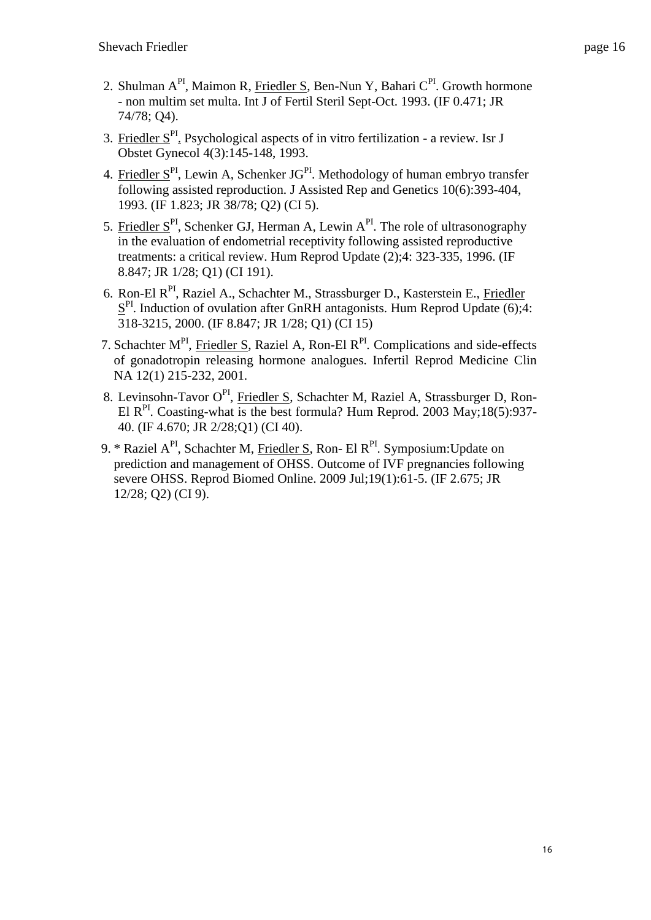2. Shulman A[PI], Maimon R, Friedler S, Ben-Nun Y, Bahari C[PI]. Growth hormone - non multim set multa. Int J of Fertil Steril Sept-Oct. 1993. (IF 0.471; JR 74/78; Q4).

3. Friedler S[PI]. Psychological aspects of in vitro fertilization - a review. Isr J Obstet Gynecol 4(3):145-148, 1993.

4. Friedler S[PI], Lewin A, Schenker JG[PI]. Methodology of human embryo transfer following assisted reproduction. J Assisted Rep and Genetics 10(6):393-404, 1993. (IF 1.823; JR 38/78; Q2) (CI 5).

5. Friedler S[PI], Schenker GJ, Herman A, Lewin A[PI]. The role of ultrasonography in the evaluation of endometrial receptivity following assisted reproductive treatments: a critical review. Hum Reprod Update (2);4: 323-335, 1996. (IF 8.847; JR 1/28; Q1) (CI 191).

6. Ron-El R[PI], Raziel A., Schachter M., Strassburger D., Kasterstein E., Friedler S[PI]. Induction of ovulation after GnRH antagonists. Hum Reprod Update (6);4: 318-3215, 2000. (IF 8.847; JR 1/28; Q1) (CI 15)

7. Schachter M[PI], Friedler S, Raziel A, Ron-El R[PI]. Complications and side-effects of gonadotropin releasing hormone analogues. Infertil Reprod Medicine Clin NA 12(1) 215-232, 2001.

8. Levinsohn-Tavor O[PI], Friedler S, Schachter M, Raziel A, Strassburger D, Ron-El R[PI]. Coasting-what is the best formula? Hum Reprod. 2003 May;18(5):937-40. (IF 4.670; JR 2/28;Q1) (CI 40).

9. * Raziel A[PI], Schachter M, Friedler S, Ron- El R[PI]. Symposium:Update on prediction and management of OHSS. Outcome of IVF pregnancies following severe OHSS. Reprod Biomed Online. 2009 Jul;19(1):61-5. (IF 2.675; JR 12/28; Q2) (CI 9).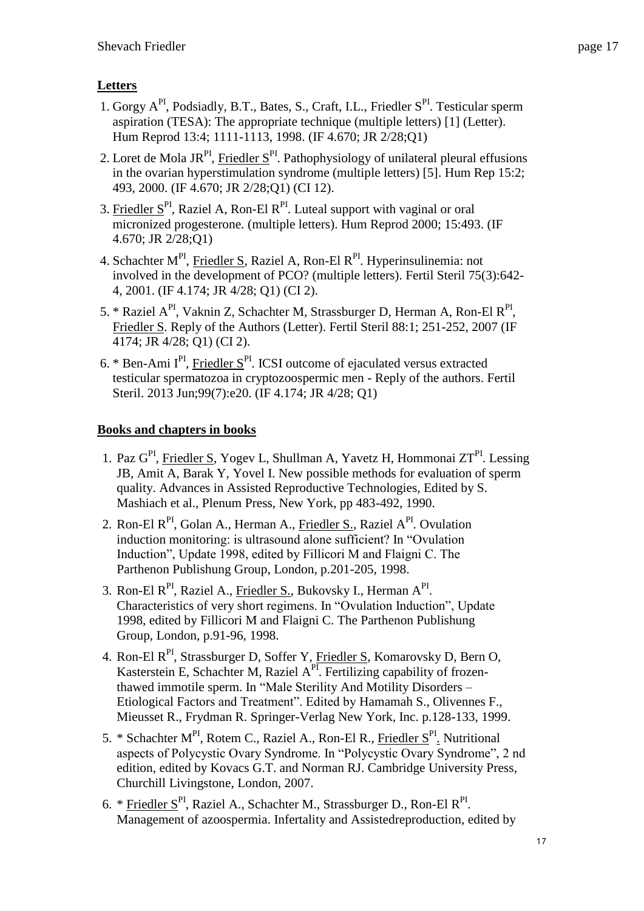## Letters

1. Gorgy A[PI], Podsiadly, B.T., Bates, S., Craft, I.L., Friedler S[PI]. Testicular sperm aspiration (TESA): The appropriate technique (multiple letters) [1] (Letter). Hum Reprod 13:4; 1111-1113, 1998. (IF 4.670; JR 2/28;Q1)
2. Loret de Mola JR[PI], Friedler S[PI]. Pathophysiology of unilateral pleural effusions in the ovarian hyperstimulation syndrome (multiple letters) [5]. Hum Rep 15:2; 493, 2000. (IF 4.670; JR 2/28;Q1) (CI 12).
3. Friedler S[PI], Raziel A, Ron-El R[PI]. Luteal support with vaginal or oral micronized progesterone. (multiple letters). Hum Reprod 2000; 15:493. (IF 4.670; JR 2/28;Q1)
4. Schachter M[PI], Friedler S, Raziel A, Ron-El R[PI]. Hyperinsulinemia: not involved in the development of PCO? (multiple letters). Fertil Steril 75(3):642-4, 2001. (IF 4.174; JR 4/28; Q1) (CI 2).
5. * Raziel A[PI], Vaknin Z, Schachter M, Strassburger D, Herman A, Ron-El R[PI], Friedler S. Reply of the Authors (Letter). Fertil Steril 88:1; 251-252, 2007 (IF 4174; JR 4/28; Q1) (CI 2).
6. * Ben-Ami I[PI], Friedler S[PI]. ICSI outcome of ejaculated versus extracted testicular spermatozoa in cryptozoospermic men - Reply of the authors. Fertil Steril. 2013 Jun;99(7):e20. (IF 4.174; JR 4/28; Q1)

## Books and chapters in books

1. Paz G[PI], Friedler S, Yogev L, Shullman A, Yavetz H, Hommonai ZT[PI]. Lessing JB, Amit A, Barak Y, Yovel I. New possible methods for evaluation of sperm quality. Advances in Assisted Reproductive Technologies, Edited by S. Mashiach et al., Plenum Press, New York, pp 483-492, 1990.
2. Ron-El R[PI], Golan A., Herman A., Friedler S., Raziel A[PI]. Ovulation induction monitoring: is ultrasound alone sufficient? In "Ovulation Induction", Update 1998, edited by Fillicori M and Flaigni C. The Parthenon Publishung Group, London, p.201-205, 1998.
3. Ron-El R[PI], Raziel A., Friedler S., Bukovsky I., Herman A[PI]. Characteristics of very short regimens. In "Ovulation Induction", Update 1998, edited by Fillicori M and Flaigni C. The Parthenon Publishung Group, London, p.91-96, 1998.
4. Ron-El R[PI], Strassburger D, Soffer Y, Friedler S, Komarovsky D, Bern O, Kasterstein E, Schachter M, Raziel A[PI]. Fertilizing capability of frozen-thawed immotile sperm. In "Male Sterility And Motility Disorders – Etiological Factors and Treatment". Edited by Hamamah S., Olivennes F., Mieusset R., Frydman R. Springer-Verlag New York, Inc. p.128-133, 1999.
5. * Schachter M[PI], Rotem C., Raziel A., Ron-El R., Friedler S[PI]. Nutritional aspects of Polycystic Ovary Syndrome. In "Polycystic Ovary Syndrome", 2 nd edition, edited by Kovacs G.T. and Norman RJ. Cambridge University Press, Churchill Livingstone, London, 2007.
6. * Friedler S[PI], Raziel A., Schachter M., Strassburger D., Ron-El R[PI]. Management of azoospermia. Infertality and Assistedreproduction, edited by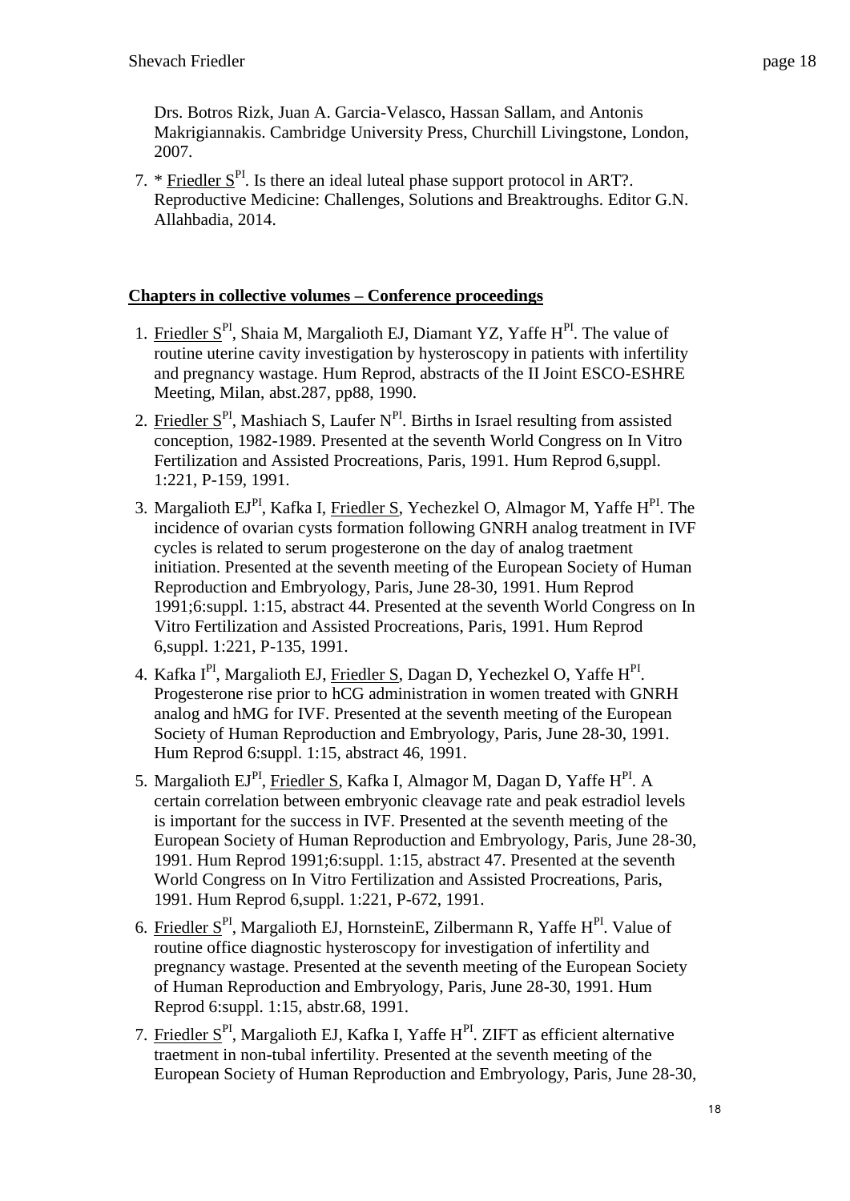Drs. Botros Rizk, Juan A. Garcia-Velasco, Hassan Sallam, and Antonis Makrigiannakis. Cambridge University Press, Churchill Livingstone, London, 2007.

7. * Friedler S[PI]. Is there an ideal luteal phase support protocol in ART?. Reproductive Medicine: Challenges, Solutions and Breaktroughs. Editor G.N. Allahbadia, 2014.

## Chapters in collective volumes – Conference proceedings

1. Friedler S[PI], Shaia M, Margalioth EJ, Diamant YZ, Yaffe H[PI]. The value of routine uterine cavity investigation by hysteroscopy in patients with infertility and pregnancy wastage. Hum Reprod, abstracts of the II Joint ESCO-ESHRE Meeting, Milan, abst.287, pp88, 1990.
2. Friedler S[PI], Mashiach S, Laufer N[PI]. Births in Israel resulting from assisted conception, 1982-1989. Presented at the seventh World Congress on In Vitro Fertilization and Assisted Procreations, Paris, 1991. Hum Reprod 6,suppl. 1:221, P-159, 1991.
3. Margalioth EJ[PI], Kafka I, Friedler S, Yechezkel O, Almagor M, Yaffe H[PI]. The incidence of ovarian cysts formation following GNRH analog treatment in IVF cycles is related to serum progesterone on the day of analog traetment initiation. Presented at the seventh meeting of the European Society of Human Reproduction and Embryology, Paris, June 28-30, 1991. Hum Reprod 1991;6:suppl. 1:15, abstract 44. Presented at the seventh World Congress on In Vitro Fertilization and Assisted Procreations, Paris, 1991. Hum Reprod 6,suppl. 1:221, P-135, 1991.
4. Kafka I[PI], Margalioth EJ, Friedler S, Dagan D, Yechezkel O, Yaffe H[PI]. Progesterone rise prior to hCG administration in women treated with GNRH analog and hMG for IVF. Presented at the seventh meeting of the European Society of Human Reproduction and Embryology, Paris, June 28-30, 1991. Hum Reprod 6:suppl. 1:15, abstract 46, 1991.
5. Margalioth EJ[PI], Friedler S, Kafka I, Almagor M, Dagan D, Yaffe H[PI]. A certain correlation between embryonic cleavage rate and peak estradiol levels is important for the success in IVF. Presented at the seventh meeting of the European Society of Human Reproduction and Embryology, Paris, June 28-30, 1991. Hum Reprod 1991;6:suppl. 1:15, abstract 47. Presented at the seventh World Congress on In Vitro Fertilization and Assisted Procreations, Paris, 1991. Hum Reprod 6,suppl. 1:221, P-672, 1991.
6. Friedler S[PI], Margalioth EJ, HornsteinE, Zilbermann R, Yaffe H[PI]. Value of routine office diagnostic hysteroscopy for investigation of infertility and pregnancy wastage. Presented at the seventh meeting of the European Society of Human Reproduction and Embryology, Paris, June 28-30, 1991. Hum Reprod 6:suppl. 1:15, abstr.68, 1991.
7. Friedler S[PI], Margalioth EJ, Kafka I, Yaffe H[PI]. ZIFT as efficient alternative traetment in non-tubal infertility. Presented at the seventh meeting of the European Society of Human Reproduction and Embryology, Paris, June 28-30,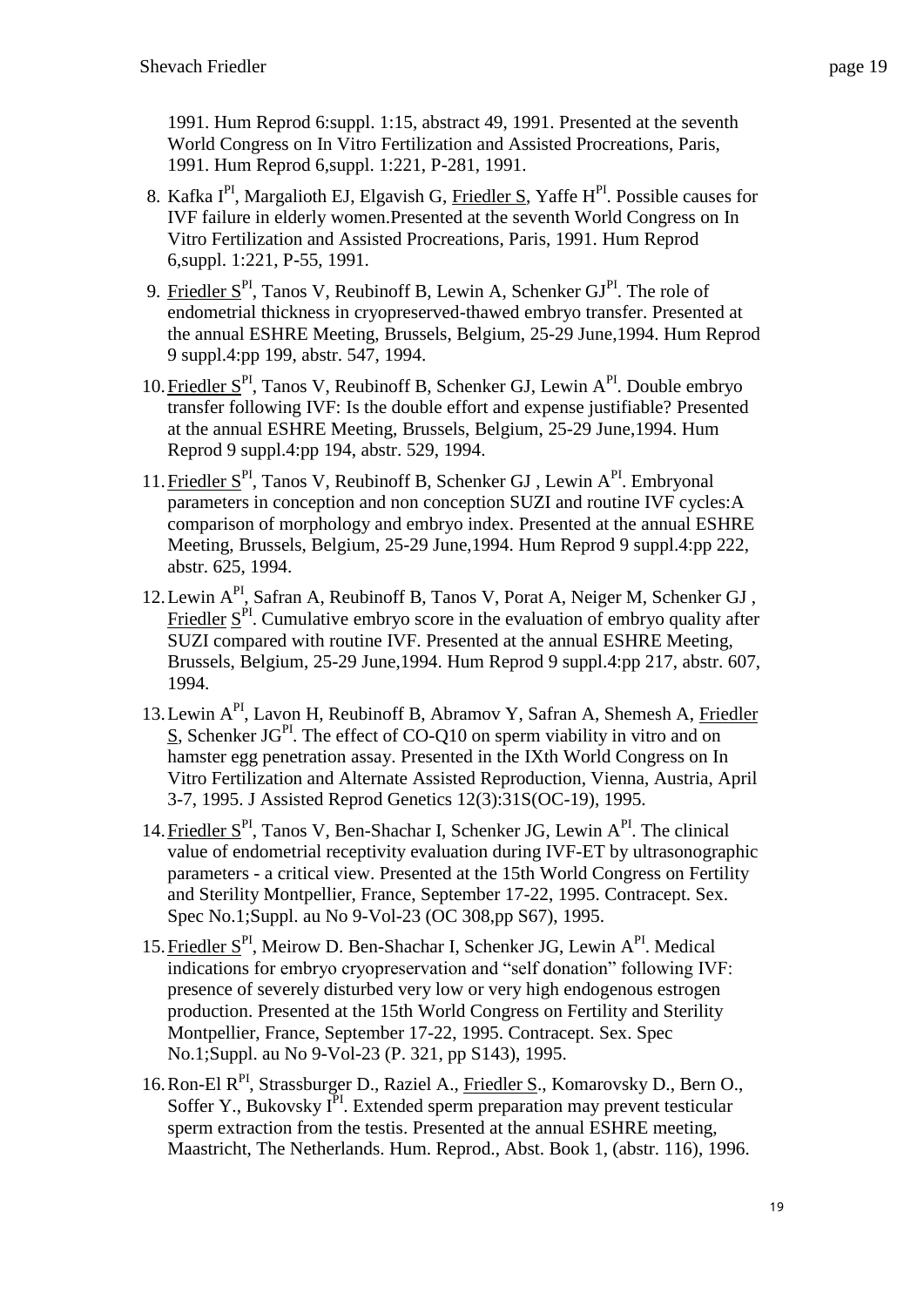1991. Hum Reprod 6:suppl. 1:15, abstract 49, 1991. Presented at the seventh World Congress on In Vitro Fertilization and Assisted Procreations, Paris, 1991. Hum Reprod 6,suppl. 1:221, P-281, 1991.

8. Kafka I[PI], Margalioth EJ, Elgavish G, Friedler S, Yaffe H[PI]. Possible causes for IVF failure in elderly women.Presented at the seventh World Congress on In Vitro Fertilization and Assisted Procreations, Paris, 1991. Hum Reprod 6,suppl. 1:221, P-55, 1991.
9. Friedler S[PI], Tanos V, Reubinoff B, Lewin A, Schenker GJ[PI]. The role of endometrial thickness in cryopreserved-thawed embryo transfer. Presented at the annual ESHRE Meeting, Brussels, Belgium, 25-29 June,1994. Hum Reprod 9 suppl.4:pp 199, abstr. 547, 1994.
10. Friedler S[PI], Tanos V, Reubinoff B, Schenker GJ, Lewin A[PI]. Double embryo transfer following IVF: Is the double effort and expense justifiable? Presented at the annual ESHRE Meeting, Brussels, Belgium, 25-29 June,1994. Hum Reprod 9 suppl.4:pp 194, abstr. 529, 1994.
11. Friedler S[PI], Tanos V, Reubinoff B, Schenker GJ , Lewin A[PI]. Embryonal parameters in conception and non conception SUZI and routine IVF cycles:A comparison of morphology and embryo index. Presented at the annual ESHRE Meeting, Brussels, Belgium, 25-29 June,1994. Hum Reprod 9 suppl.4:pp 222, abstr. 625, 1994.
12. Lewin A[PI], Safran A, Reubinoff B, Tanos V, Porat A, Neiger M, Schenker GJ , Friedler S[PI]. Cumulative embryo score in the evaluation of embryo quality after SUZI compared with routine IVF. Presented at the annual ESHRE Meeting, Brussels, Belgium, 25-29 June,1994. Hum Reprod 9 suppl.4:pp 217, abstr. 607, 1994.
13. Lewin A[PI], Lavon H, Reubinoff B, Abramov Y, Safran A, Shemesh A, Friedler S, Schenker JG[PI]. The effect of CO-Q10 on sperm viability in vitro and on hamster egg penetration assay. Presented in the IXth World Congress on In Vitro Fertilization and Alternate Assisted Reproduction, Vienna, Austria, April 3-7, 1995. J Assisted Reprod Genetics 12(3):31S(OC-19), 1995.
14. Friedler S[PI], Tanos V, Ben-Shachar I, Schenker JG, Lewin A[PI]. The clinical value of endometrial receptivity evaluation during IVF-ET by ultrasonographic parameters - a critical view. Presented at the 15th World Congress on Fertility and Sterility Montpellier, France, September 17-22, 1995. Contracept. Sex. Spec No.1;Suppl. au No 9-Vol-23 (OC 308,pp S67), 1995.
15. Friedler S[PI], Meirow D. Ben-Shachar I, Schenker JG, Lewin A[PI]. Medical indications for embryo cryopreservation and “self donation” following IVF: presence of severely disturbed very low or very high endogenous estrogen production. Presented at the 15th World Congress on Fertility and Sterility Montpellier, France, September 17-22, 1995. Contracept. Sex. Spec No.1;Suppl. au No 9-Vol-23 (P. 321, pp S143), 1995.
16. Ron-El R[PI], Strassburger D., Raziel A., Friedler S., Komarovsky D., Bern O., Soffer Y., Bukovsky I[PI]. Extended sperm preparation may prevent testicular sperm extraction from the testis. Presented at the annual ESHRE meeting, Maastricht, The Netherlands. Hum. Reprod., Abst. Book 1, (abstr. 116), 1996.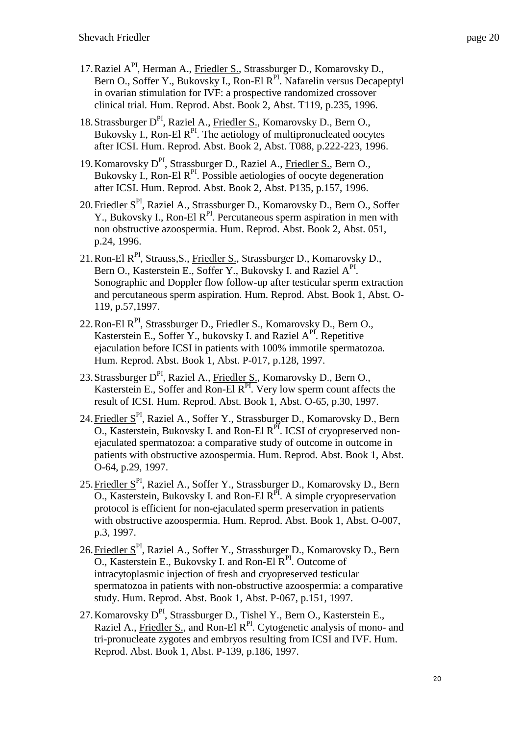17. Raziel A[PI], Herman A., Friedler S., Strassburger D., Komarovsky D., Bern O., Soffer Y., Bukovsky I., Ron-El R[PI]. Nafarelin versus Decapeptyl in ovarian stimulation for IVF: a prospective randomized crossover clinical trial. Hum. Reprod. Abst. Book 2, Abst. T119, p.235, 1996.

18. Strassburger D[PI], Raziel A., Friedler S., Komarovsky D., Bern O., Bukovsky I., Ron-El R[PI]. The aetiology of multipronucleated oocytes after ICSI. Hum. Reprod. Abst. Book 2, Abst. T088, p.222-223, 1996.

19. Komarovsky D[PI], Strassburger D., Raziel A., Friedler S., Bern O., Bukovsky I., Ron-El R[PI]. Possible aetiologies of oocyte degeneration after ICSI. Hum. Reprod. Abst. Book 2, Abst. P135, p.157, 1996.

20. Friedler S[PI], Raziel A., Strassburger D., Komarovsky D., Bern O., Soffer Y., Bukovsky I., Ron-El R[PI]. Percutaneous sperm aspiration in men with non obstructive azoospermia. Hum. Reprod. Abst. Book 2, Abst. 051, p.24, 1996.

21. Ron-El R[PI], Strauss,S., Friedler S., Strassburger D., Komarovsky D., Bern O., Kasterstein E., Soffer Y., Bukovsky I. and Raziel A[PI]. Sonographic and Doppler flow follow-up after testicular sperm extraction and percutaneous sperm aspiration. Hum. Reprod. Abst. Book 1, Abst. O-119, p.57,1997.

22. Ron-El R[PI], Strassburger D., Friedler S., Komarovsky D., Bern O., Kasterstein E., Soffer Y., bukovsky I. and Raziel A[PI]. Repetitive ejaculation before ICSI in patients with 100% immotile spermatozoa. Hum. Reprod. Abst. Book 1, Abst. P-017, p.128, 1997.

23. Strassburger D[PI], Raziel A., Friedler S., Komarovsky D., Bern O., Kasterstein E., Soffer and Ron-El R[PI]. Very low sperm count affects the result of ICSI. Hum. Reprod. Abst. Book 1, Abst. O-65, p.30, 1997.

24. Friedler S[PI], Raziel A., Soffer Y., Strassburger D., Komarovsky D., Bern O., Kasterstein, Bukovsky I. and Ron-El R[PI]. ICSI of cryopreserved non-ejaculated spermatozoa: a comparative study of outcome in outcome in patients with obstructive azoospermia. Hum. Reprod. Abst. Book 1, Abst. O-64, p.29, 1997.

25. Friedler S[PI], Raziel A., Soffer Y., Strassburger D., Komarovsky D., Bern O., Kasterstein, Bukovsky I. and Ron-El R[PI]. A simple cryopreservation protocol is efficient for non-ejaculated sperm preservation in patients with obstructive azoospermia. Hum. Reprod. Abst. Book 1, Abst. O-007, p.3, 1997.

26. Friedler S[PI], Raziel A., Soffer Y., Strassburger D., Komarovsky D., Bern O., Kasterstein E., Bukovsky I. and Ron-El R[PI]. Outcome of intracytoplasmic injection of fresh and cryopreserved testicular spermatozoa in patients with non-obstructive azoospermia: a comparative study. Hum. Reprod. Abst. Book 1, Abst. P-067, p.151, 1997.

27. Komarovsky D[PI], Strassburger D., Tishel Y., Bern O., Kasterstein E., Raziel A., Friedler S., and Ron-El R[PI]. Cytogenetic analysis of mono- and tri-pronucleate zygotes and embryos resulting from ICSI and IVF. Hum. Reprod. Abst. Book 1, Abst. P-139, p.186, 1997.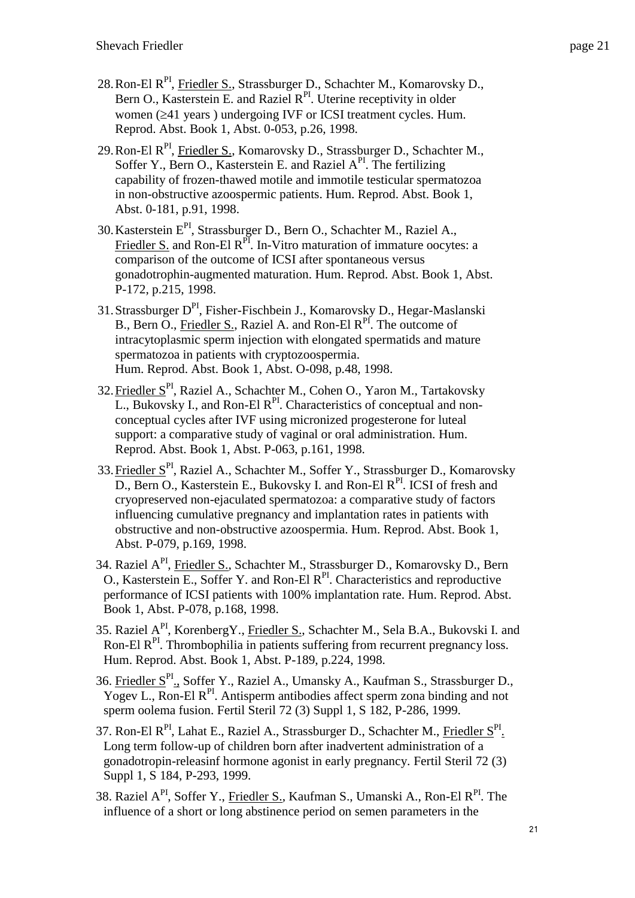28. Ron-El R[PI], Friedler S., Strassburger D., Schachter M., Komarovsky D., Bern O., Kasterstein E. and Raziel R[PI]. Uterine receptivity in older women (≥41 years ) undergoing IVF or ICSI treatment cycles. Hum. Reprod. Abst. Book 1, Abst. 0-053, p.26, 1998.

29. Ron-El R[PI], Friedler S., Komarovsky D., Strassburger D., Schachter M., Soffer Y., Bern O., Kasterstein E. and Raziel A[PI]. The fertilizing capability of frozen-thawed motile and immotile testicular spermatozoa in non-obstructive azoospermic patients. Hum. Reprod. Abst. Book 1, Abst. 0-181, p.91, 1998.

30. Kasterstein E[PI], Strassburger D., Bern O., Schachter M., Raziel A., Friedler S. and Ron-El R[PI]. In-Vitro maturation of immature oocytes: a comparison of the outcome of ICSI after spontaneous versus gonadotrophin-augmented maturation. Hum. Reprod. Abst. Book 1, Abst. P-172, p.215, 1998.

31. Strassburger D[PI], Fisher-Fischbein J., Komarovsky D., Hegar-Maslanski B., Bern O., Friedler S., Raziel A. and Ron-El R[PI]. The outcome of intracytoplasmic sperm injection with elongated spermatids and mature spermatozoa in patients with cryptozoospermia. Hum. Reprod. Abst. Book 1, Abst. O-098, p.48, 1998.

32. Friedler S[PI], Raziel A., Schachter M., Cohen O., Yaron M., Tartakovsky L., Bukovsky I., and Ron-El R[PI]. Characteristics of conceptual and non-conceptual cycles after IVF using micronized progesterone for luteal support: a comparative study of vaginal or oral administration. Hum. Reprod. Abst. Book 1, Abst. P-063, p.161, 1998.

33. Friedler S[PI], Raziel A., Schachter M., Soffer Y., Strassburger D., Komarovsky D., Bern O., Kasterstein E., Bukovsky I. and Ron-El R[PI]. ICSI of fresh and cryopreserved non-ejaculated spermatozoa: a comparative study of factors influencing cumulative pregnancy and implantation rates in patients with obstructive and non-obstructive azoospermia. Hum. Reprod. Abst. Book 1, Abst. P-079, p.169, 1998.

34. Raziel A[PI], Friedler S., Schachter M., Strassburger D., Komarovsky D., Bern O., Kasterstein E., Soffer Y. and Ron-El R[PI]. Characteristics and reproductive performance of ICSI patients with 100% implantation rate. Hum. Reprod. Abst. Book 1, Abst. P-078, p.168, 1998.

35. Raziel A[PI], KorenbergY., Friedler S., Schachter M., Sela B.A., Bukovski I. and Ron-El R[PI]. Thrombophilia in patients suffering from recurrent pregnancy loss. Hum. Reprod. Abst. Book 1, Abst. P-189, p.224, 1998.

36. Friedler S[PI]., Soffer Y., Raziel A., Umansky A., Kaufman S., Strassburger D., Yogev L., Ron-El R[PI]. Antisperm antibodies affect sperm zona binding and not sperm oolema fusion. Fertil Steril 72 (3) Suppl 1, S 182, P-286, 1999.

37. Ron-El R[PI], Lahat E., Raziel A., Strassburger D., Schachter M., Friedler S[PI]. Long term follow-up of children born after inadvertent administration of a gonadotropin-releasinf hormone agonist in early pregnancy. Fertil Steril 72 (3) Suppl 1, S 184, P-293, 1999.

38. Raziel A[PI], Soffer Y., Friedler S., Kaufman S., Umanski A., Ron-El R[PI]. The influence of a short or long abstinence period on semen parameters in the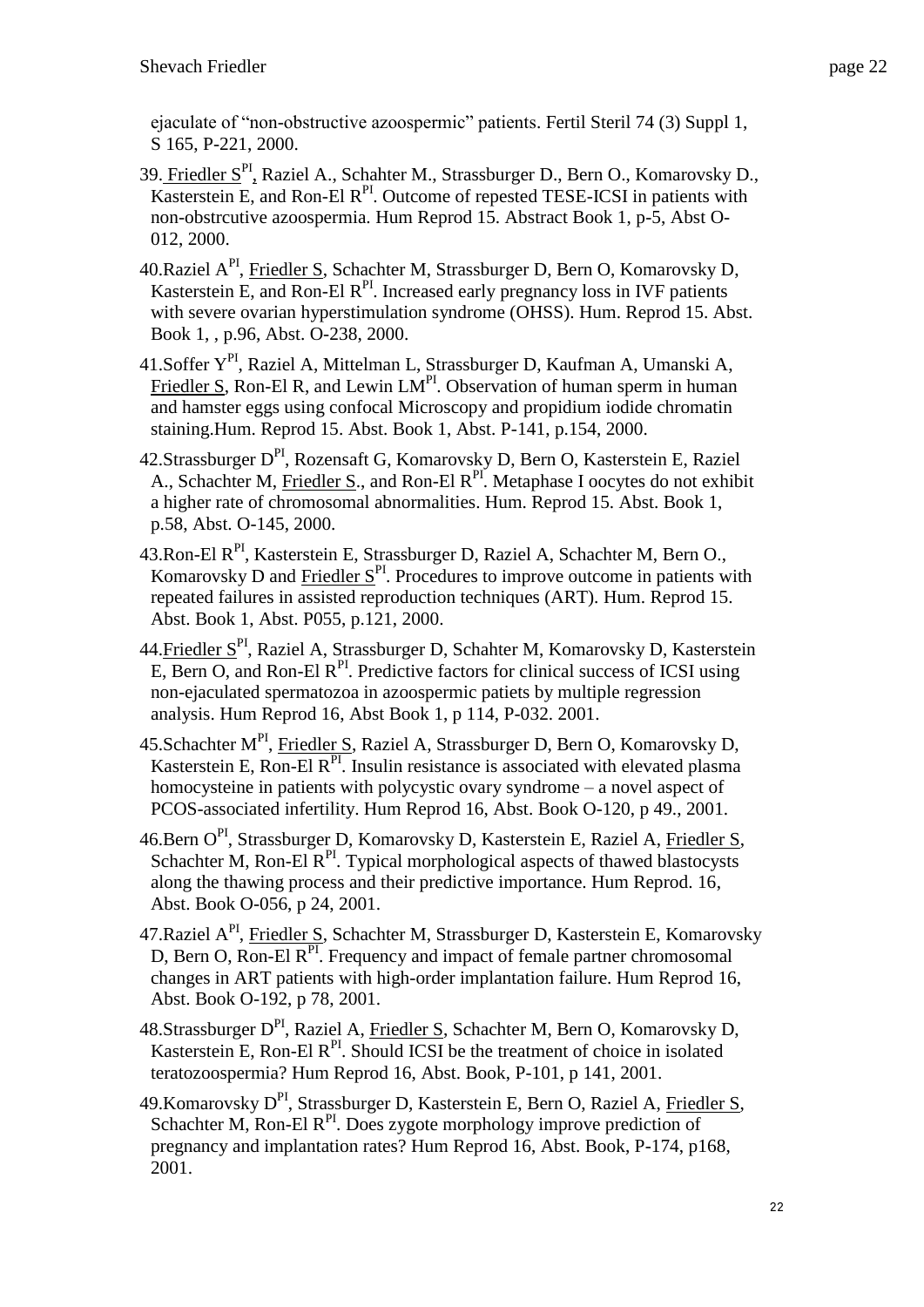ejaculate of "non-obstructive azoospermic" patients. Fertil Steril 74 (3) Suppl 1, S 165, P-221, 2000.

39. Friedler S[PI], Raziel A., Schahter M., Strassburger D., Bern O., Komarovsky D., Kasterstein E, and Ron-El R[PI]. Outcome of repested TESE-ICSI in patients with non-obstrcutive azoospermia. Hum Reprod 15. Abstract Book 1, p-5, Abst O-012, 2000.

40. Raziel A[PI], Friedler S, Schachter M, Strassburger D, Bern O, Komarovsky D, Kasterstein E, and Ron-El R[PI]. Increased early pregnancy loss in IVF patients with severe ovarian hyperstimulation syndrome (OHSS). Hum. Reprod 15. Abst. Book 1, , p.96, Abst. O-238, 2000.

41. Soffer Y[PI], Raziel A, Mittelman L, Strassburger D, Kaufman A, Umanski A, Friedler S, Ron-El R, and Lewin LM[PI]. Observation of human sperm in human and hamster eggs using confocal Microscopy and propidium iodide chromatin staining.Hum. Reprod 15. Abst. Book 1, Abst. P-141, p.154, 2000.

42. Strassburger D[PI], Rozensaft G, Komarovsky D, Bern O, Kasterstein E, Raziel A., Schachter M, Friedler S., and Ron-El R[PI]. Metaphase I oocytes do not exhibit a higher rate of chromosomal abnormalities. Hum. Reprod 15. Abst. Book 1, p.58, Abst. O-145, 2000.

43. Ron-El R[PI], Kasterstein E, Strassburger D, Raziel A, Schachter M, Bern O., Komarovsky D and Friedler S[PI]. Procedures to improve outcome in patients with repeated failures in assisted reproduction techniques (ART). Hum. Reprod 15. Abst. Book 1, Abst. P055, p.121, 2000.

44. Friedler S[PI], Raziel A, Strassburger D, Schahter M, Komarovsky D, Kasterstein E, Bern O, and Ron-El R[PI]. Predictive factors for clinical success of ICSI using non-ejaculated spermatozoa in azoospermic patiets by multiple regression analysis. Hum Reprod 16, Abst Book 1, p 114, P-032. 2001.

45. Schachter M[PI], Friedler S, Raziel A, Strassburger D, Bern O, Komarovsky D, Kasterstein E, Ron-El R[PI]. Insulin resistance is associated with elevated plasma homocysteine in patients with polycystic ovary syndrome – a novel aspect of PCOS-associated infertility. Hum Reprod 16, Abst. Book O-120, p 49., 2001.

46. Bern O[PI], Strassburger D, Komarovsky D, Kasterstein E, Raziel A, Friedler S, Schachter M, Ron-El R[PI]. Typical morphological aspects of thawed blastocysts along the thawing process and their predictive importance. Hum Reprod. 16, Abst. Book O-056, p 24, 2001.

47. Raziel A[PI], Friedler S, Schachter M, Strassburger D, Kasterstein E, Komarovsky D, Bern O, Ron-El R[PI]. Frequency and impact of female partner chromosomal changes in ART patients with high-order implantation failure. Hum Reprod 16, Abst. Book O-192, p 78, 2001.

48. Strassburger D[PI], Raziel A, Friedler S, Schachter M, Bern O, Komarovsky D, Kasterstein E, Ron-El R[PI]. Should ICSI be the treatment of choice in isolated teratozoospermia? Hum Reprod 16, Abst. Book, P-101, p 141, 2001.

49. Komarovsky D[PI], Strassburger D, Kasterstein E, Bern O, Raziel A, Friedler S, Schachter M, Ron-El R[PI]. Does zygote morphology improve prediction of pregnancy and implantation rates? Hum Reprod 16, Abst. Book, P-174, p168, 2001.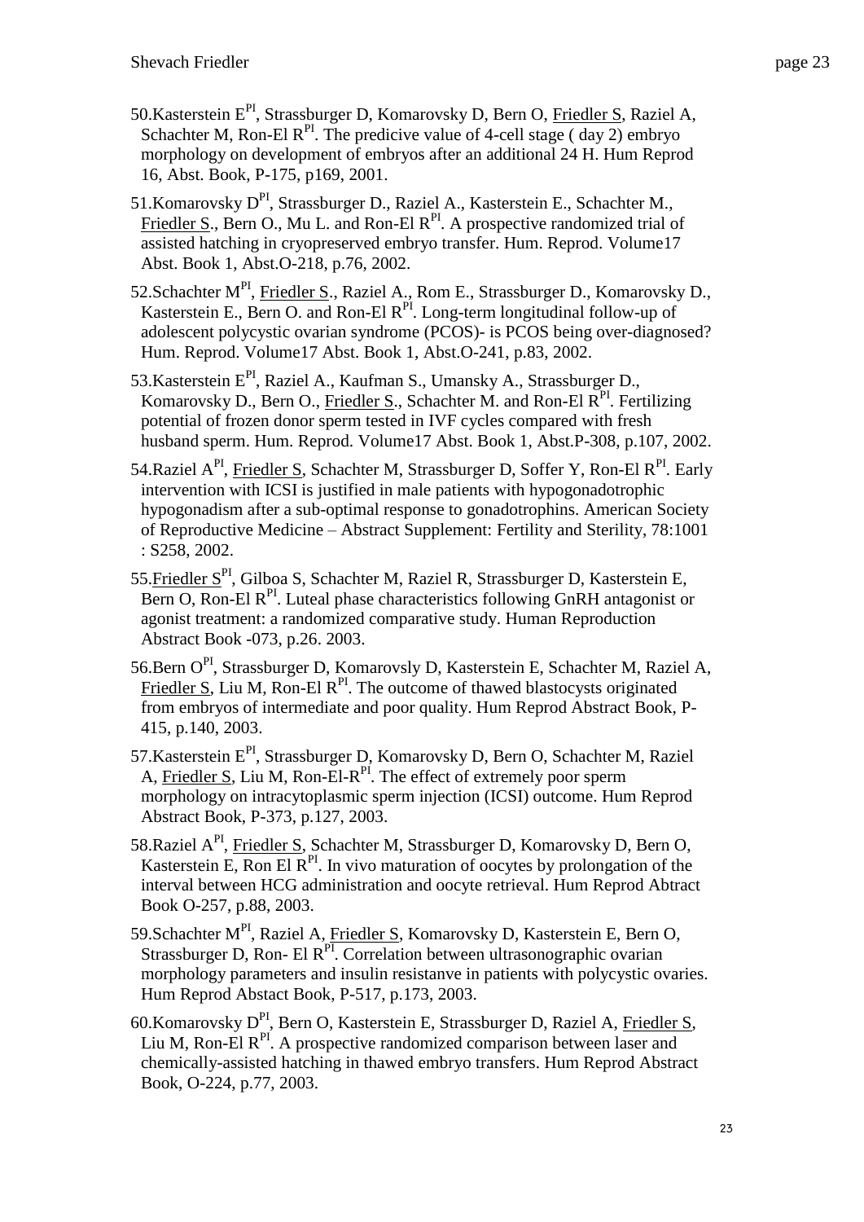50.Kasterstein E[PI], Strassburger D, Komarovsky D, Bern O, Friedler S, Raziel A, Schachter M, Ron-El R[PI]. The predicive value of 4-cell stage ( day 2) embryo morphology on development of embryos after an additional 24 H. Hum Reprod 16, Abst. Book, P-175, p169, 2001.

51.Komarovsky D[PI], Strassburger D., Raziel A., Kasterstein E., Schachter M., Friedler S., Bern O., Mu L. and Ron-El R[PI]. A prospective randomized trial of assisted hatching in cryopreserved embryo transfer. Hum. Reprod. Volume17 Abst. Book 1, Abst.O-218, p.76, 2002.

52.Schachter M[PI], Friedler S., Raziel A., Rom E., Strassburger D., Komarovsky D., Kasterstein E., Bern O. and Ron-El R[PI]. Long-term longitudinal follow-up of adolescent polycystic ovarian syndrome (PCOS)- is PCOS being over-diagnosed? Hum. Reprod. Volume17 Abst. Book 1, Abst.O-241, p.83, 2002.

53.Kasterstein E[PI], Raziel A., Kaufman S., Umansky A., Strassburger D., Komarovsky D., Bern O., Friedler S., Schachter M. and Ron-El R[PI]. Fertilizing potential of frozen donor sperm tested in IVF cycles compared with fresh husband sperm. Hum. Reprod. Volume17 Abst. Book 1, Abst.P-308, p.107, 2002.

54.Raziel A[PI], Friedler S, Schachter M, Strassburger D, Soffer Y, Ron-El R[PI]. Early intervention with ICSI is justified in male patients with hypogonadotrophic hypogonadism after a sub-optimal response to gonadotrophins. American Society of Reproductive Medicine – Abstract Supplement: Fertility and Sterility, 78:1001 : S258, 2002.

55.Friedler S[PI], Gilboa S, Schachter M, Raziel R, Strassburger D, Kasterstein E, Bern O, Ron-El R[PI]. Luteal phase characteristics following GnRH antagonist or agonist treatment: a randomized comparative study. Human Reproduction Abstract Book -073, p.26. 2003.

56.Bern O[PI], Strassburger D, Komarovsly D, Kasterstein E, Schachter M, Raziel A, Friedler S, Liu M, Ron-El R[PI]. The outcome of thawed blastocysts originated from embryos of intermediate and poor quality. Hum Reprod Abstract Book, P-415, p.140, 2003.

57.Kasterstein E[PI], Strassburger D, Komarovsky D, Bern O, Schachter M, Raziel A, Friedler S, Liu M, Ron-El-R[PI]. The effect of extremely poor sperm morphology on intracytoplasmic sperm injection (ICSI) outcome. Hum Reprod Abstract Book, P-373, p.127, 2003.

58.Raziel A[PI], Friedler S, Schachter M, Strassburger D, Komarovsky D, Bern O, Kasterstein E, Ron El R[PI]. In vivo maturation of oocytes by prolongation of the interval between HCG administration and oocyte retrieval. Hum Reprod Abtract Book O-257, p.88, 2003.

59.Schachter M[PI], Raziel A, Friedler S, Komarovsky D, Kasterstein E, Bern O, Strassburger D, Ron- El R[PI]. Correlation between ultrasonographic ovarian morphology parameters and insulin resistanve in patients with polycystic ovaries. Hum Reprod Abstact Book, P-517, p.173, 2003.

60.Komarovsky D[PI], Bern O, Kasterstein E, Strassburger D, Raziel A, Friedler S, Liu M, Ron-El R[PI]. A prospective randomized comparison between laser and chemically-assisted hatching in thawed embryo transfers. Hum Reprod Abstract Book, O-224, p.77, 2003.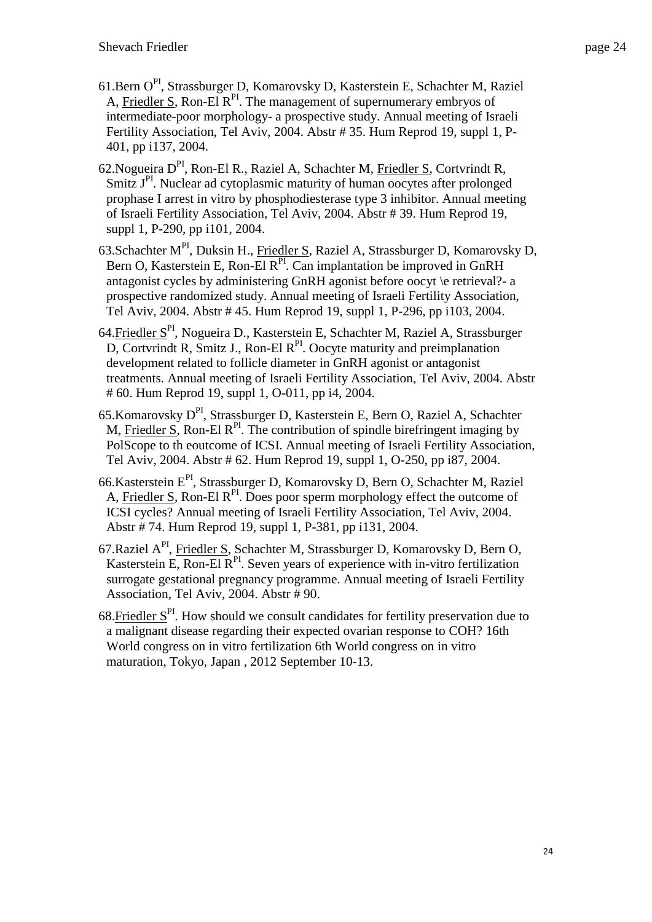61.Bern O[PI], Strassburger D, Komarovsky D, Kasterstein E, Schachter M, Raziel A, Friedler S, Ron-El R[PI]. The management of supernumerary embryos of intermediate-poor morphology- a prospective study. Annual meeting of Israeli Fertility Association, Tel Aviv, 2004. Abstr # 35. Hum Reprod 19, suppl 1, P-401, pp i137, 2004.

62.Nogueira D[PI], Ron-El R., Raziel A, Schachter M, Friedler S, Cortvrindt R, Smitz J[PI]. Nuclear ad cytoplasmic maturity of human oocytes after prolonged prophase I arrest in vitro by phosphodiesterase type 3 inhibitor. Annual meeting of Israeli Fertility Association, Tel Aviv, 2004. Abstr # 39. Hum Reprod 19, suppl 1, P-290, pp i101, 2004.

63.Schachter M[PI], Duksin H., Friedler S, Raziel A, Strassburger D, Komarovsky D, Bern O, Kasterstein E, Ron-El R[PI]. Can implantation be improved in GnRH antagonist cycles by administering GnRH agonist before oocyt \e retrieval?- a prospective randomized study. Annual meeting of Israeli Fertility Association, Tel Aviv, 2004. Abstr # 45. Hum Reprod 19, suppl 1, P-296, pp i103, 2004.

64.Friedler S[PI], Nogueira D., Kasterstein E, Schachter M, Raziel A, Strassburger D, Cortvrindt R, Smitz J., Ron-El R[PI]. Oocyte maturity and preimplanation development related to follicle diameter in GnRH agonist or antagonist treatments. Annual meeting of Israeli Fertility Association, Tel Aviv, 2004. Abstr # 60. Hum Reprod 19, suppl 1, O-011, pp i4, 2004.

65.Komarovsky D[PI], Strassburger D, Kasterstein E, Bern O, Raziel A, Schachter M, Friedler S, Ron-El R[PI]. The contribution of spindle birefringent imaging by PolScope to th eoutcome of ICSI. Annual meeting of Israeli Fertility Association, Tel Aviv, 2004. Abstr # 62. Hum Reprod 19, suppl 1, O-250, pp i87, 2004.

66.Kasterstein E[PI], Strassburger D, Komarovsky D, Bern O, Schachter M, Raziel A, Friedler S, Ron-El R[PI]. Does poor sperm morphology effect the outcome of ICSI cycles? Annual meeting of Israeli Fertility Association, Tel Aviv, 2004. Abstr # 74. Hum Reprod 19, suppl 1, P-381, pp i131, 2004.

67.Raziel A[PI], Friedler S, Schachter M, Strassburger D, Komarovsky D, Bern O, Kasterstein E, Ron-El R[PI]. Seven years of experience with in-vitro fertilization surrogate gestational pregnancy programme. Annual meeting of Israeli Fertility Association, Tel Aviv, 2004. Abstr # 90.

68.Friedler S[PI]. How should we consult candidates for fertility preservation due to a malignant disease regarding their expected ovarian response to COH? 16th World congress on in vitro fertilization 6th World congress on in vitro maturation, Tokyo, Japan , 2012 September 10-13.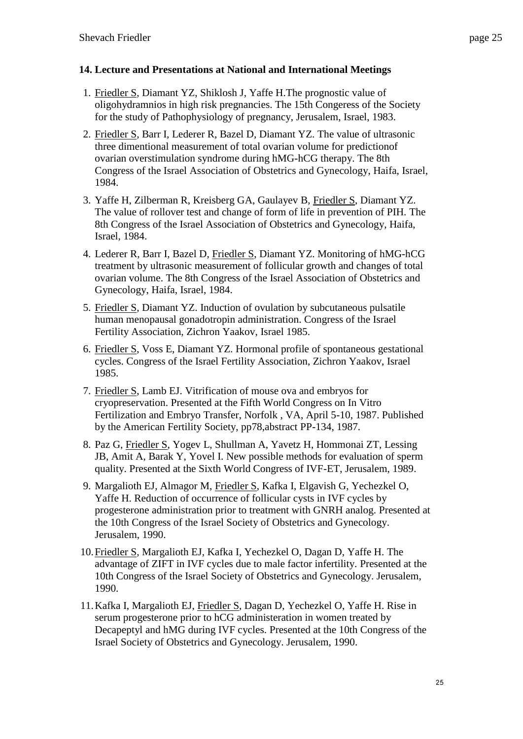### 14. Lecture and Presentations at National and International Meetings

1. Friedler S, Diamant YZ, Shiklosh J, Yaffe H.The prognostic value of oligohydramnios in high risk pregnancies. The 15th Congeress of the Society for the study of Pathophysiology of pregnancy, Jerusalem, Israel, 1983.

2. Friedler S, Barr I, Lederer R, Bazel D, Diamant YZ. The value of ultrasonic three dimentional measurement of total ovarian volume for predictionof ovarian overstimulation syndrome during hMG-hCG therapy. The 8th Congress of the Israel Association of Obstetrics and Gynecology, Haifa, Israel, 1984.

3. Yaffe H, Zilberman R, Kreisberg GA, Gaulayev B, Friedler S, Diamant YZ. The value of rollover test and change of form of life in prevention of PIH. The 8th Congress of the Israel Association of Obstetrics and Gynecology, Haifa, Israel, 1984.

4. Lederer R, Barr I, Bazel D, Friedler S, Diamant YZ. Monitoring of hMG-hCG treatment by ultrasonic measurement of follicular growth and changes of total ovarian volume. The 8th Congress of the Israel Association of Obstetrics and Gynecology, Haifa, Israel, 1984.

5. Friedler S, Diamant YZ. Induction of ovulation by subcutaneous pulsatile human menopausal gonadotropin administration. Congress of the Israel Fertility Association, Zichron Yaakov, Israel 1985.

6. Friedler S, Voss E, Diamant YZ. Hormonal profile of spontaneous gestational cycles. Congress of the Israel Fertility Association, Zichron Yaakov, Israel 1985.

7. Friedler S, Lamb EJ. Vitrification of mouse ova and embryos for cryopreservation. Presented at the Fifth World Congress on In Vitro Fertilization and Embryo Transfer, Norfolk , VA, April 5-10, 1987. Published by the American Fertility Society, pp78,abstract PP-134, 1987.

8. Paz G, Friedler S, Yogev L, Shullman A, Yavetz H, Hommonai ZT, Lessing JB, Amit A, Barak Y, Yovel I. New possible methods for evaluation of sperm quality. Presented at the Sixth World Congress of IVF-ET, Jerusalem, 1989.

9. Margalioth EJ, Almagor M, Friedler S, Kafka I, Elgavish G, Yechezkel O, Yaffe H. Reduction of occurrence of follicular cysts in IVF cycles by progesterone administration prior to treatment with GNRH analog. Presented at the 10th Congress of the Israel Society of Obstetrics and Gynecology. Jerusalem, 1990.

10. Friedler S, Margalioth EJ, Kafka I, Yechezkel O, Dagan D, Yaffe H. The advantage of ZIFT in IVF cycles due to male factor infertility. Presented at the 10th Congress of the Israel Society of Obstetrics and Gynecology. Jerusalem, 1990.

11. Kafka I, Margalioth EJ, Friedler S, Dagan D, Yechezkel O, Yaffe H. Rise in serum progesterone prior to hCG administeration in women treated by Decapeptyl and hMG during IVF cycles. Presented at the 10th Congress of the Israel Society of Obstetrics and Gynecology. Jerusalem, 1990.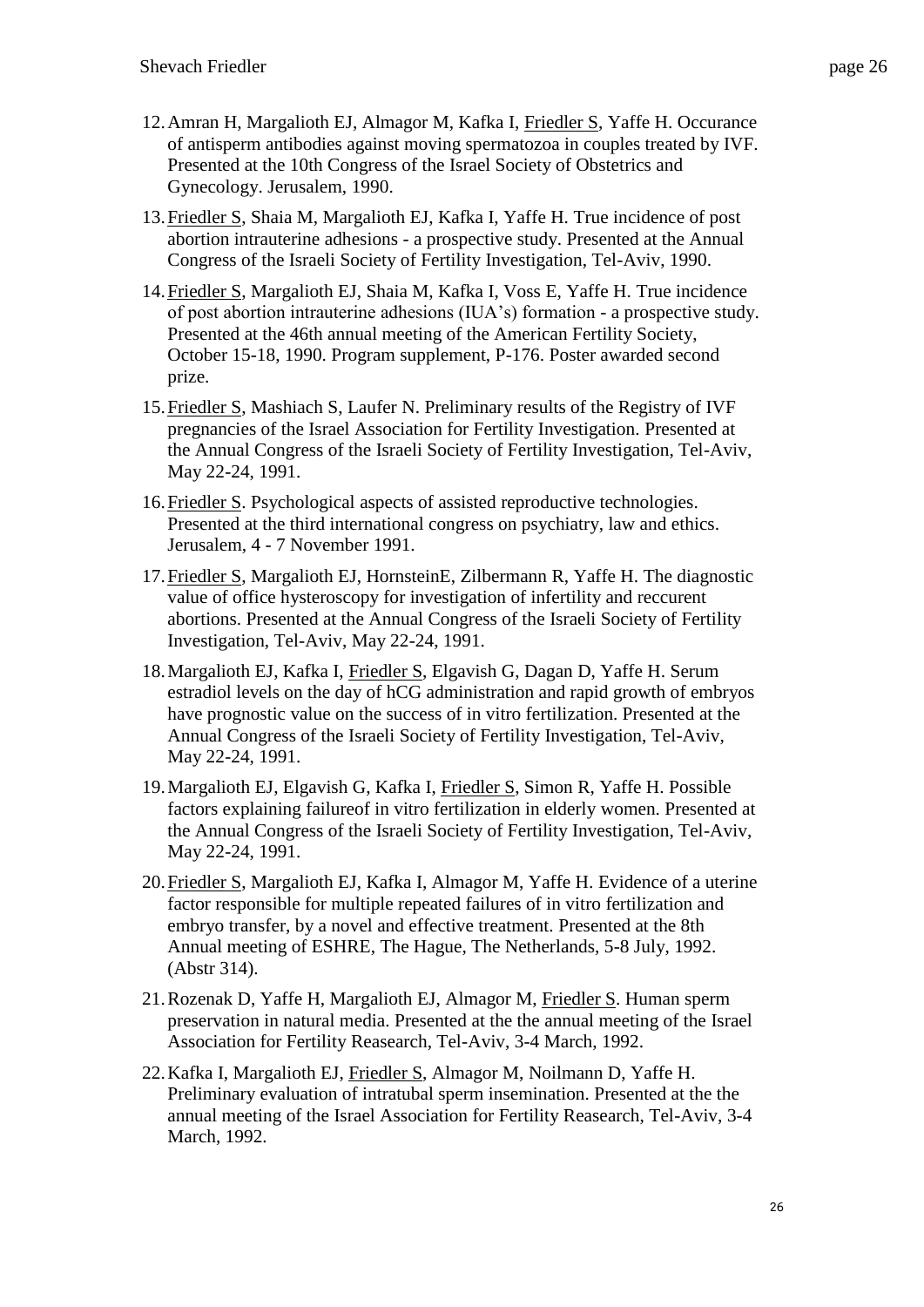12. Amran H, Margalioth EJ, Almagor M, Kafka I, Friedler S, Yaffe H. Occurance of antisperm antibodies against moving spermatozoa in couples treated by IVF. Presented at the 10th Congress of the Israel Society of Obstetrics and Gynecology. Jerusalem, 1990.
13. Friedler S, Shaia M, Margalioth EJ, Kafka I, Yaffe H. True incidence of post abortion intrauterine adhesions - a prospective study. Presented at the Annual Congress of the Israeli Society of Fertility Investigation, Tel-Aviv, 1990.
14. Friedler S, Margalioth EJ, Shaia M, Kafka I, Voss E, Yaffe H. True incidence of post abortion intrauterine adhesions (IUA's) formation - a prospective study. Presented at the 46th annual meeting of the American Fertility Society, October 15-18, 1990. Program supplement, P-176. Poster awarded second prize.
15. Friedler S, Mashiach S, Laufer N. Preliminary results of the Registry of IVF pregnancies of the Israel Association for Fertility Investigation. Presented at the Annual Congress of the Israeli Society of Fertility Investigation, Tel-Aviv, May 22-24, 1991.
16. Friedler S. Psychological aspects of assisted reproductive technologies. Presented at the third international congress on psychiatry, law and ethics. Jerusalem, 4 - 7 November 1991.
17. Friedler S, Margalioth EJ, HornsteinE, Zilbermann R, Yaffe H. The diagnostic value of office hysteroscopy for investigation of infertility and reccurent abortions. Presented at the Annual Congress of the Israeli Society of Fertility Investigation, Tel-Aviv, May 22-24, 1991.
18. Margalioth EJ, Kafka I, Friedler S, Elgavish G, Dagan D, Yaffe H. Serum estradiol levels on the day of hCG administration and rapid growth of embryos have prognostic value on the success of in vitro fertilization. Presented at the Annual Congress of the Israeli Society of Fertility Investigation, Tel-Aviv, May 22-24, 1991.
19. Margalioth EJ, Elgavish G, Kafka I, Friedler S, Simon R, Yaffe H. Possible factors explaining failureof in vitro fertilization in elderly women. Presented at the Annual Congress of the Israeli Society of Fertility Investigation, Tel-Aviv, May 22-24, 1991.
20. Friedler S, Margalioth EJ, Kafka I, Almagor M, Yaffe H. Evidence of a uterine factor responsible for multiple repeated failures of in vitro fertilization and embryo transfer, by a novel and effective treatment. Presented at the 8th Annual meeting of ESHRE, The Hague, The Netherlands, 5-8 July, 1992. (Abstr 314).
21. Rozenak D, Yaffe H, Margalioth EJ, Almagor M, Friedler S. Human sperm preservation in natural media. Presented at the the annual meeting of the Israel Association for Fertility Reasearch, Tel-Aviv, 3-4 March, 1992.
22. Kafka I, Margalioth EJ, Friedler S, Almagor M, Noilmann D, Yaffe H. Preliminary evaluation of intratubal sperm insemination. Presented at the the annual meeting of the Israel Association for Fertility Reasearch, Tel-Aviv, 3-4 March, 1992.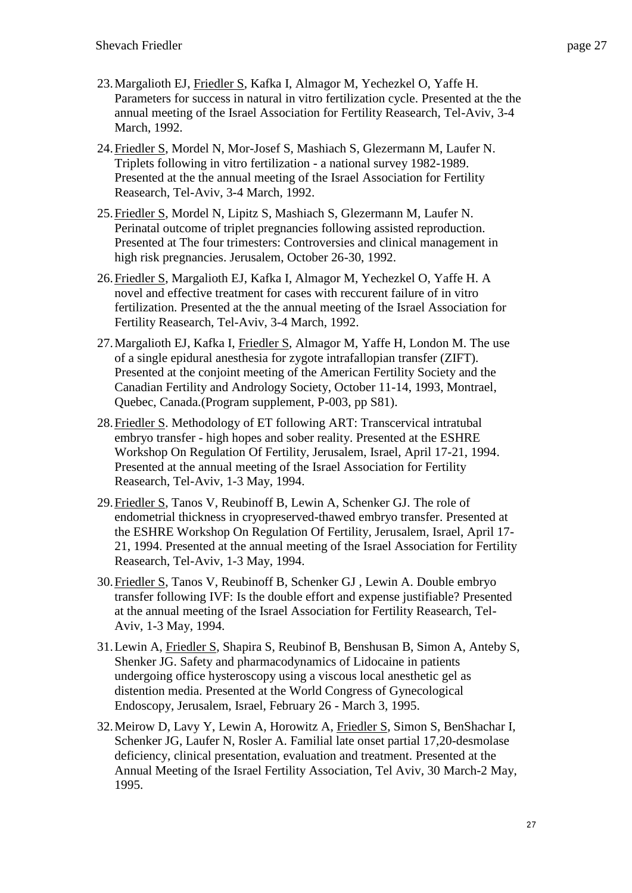23. Margalioth EJ, <u>Friedler S</u>, Kafka I, Almagor M, Yechezkel O, Yaffe H. Parameters for success in natural in vitro fertilization cycle. Presented at the the annual meeting of the Israel Association for Fertility Reasearch, Tel-Aviv, 3-4 March, 1992.
24. <u>Friedler S</u>, Mordel N, Mor-Josef S, Mashiach S, Glezermann M, Laufer N. Triplets following in vitro fertilization - a national survey 1982-1989. Presented at the the annual meeting of the Israel Association for Fertility Reasearch, Tel-Aviv, 3-4 March, 1992.
25. <u>Friedler S</u>, Mordel N, Lipitz S, Mashiach S, Glezermann M, Laufer N. Perinatal outcome of triplet pregnancies following assisted reproduction. Presented at The four trimesters: Controversies and clinical management in high risk pregnancies. Jerusalem, October 26-30, 1992.
26. <u>Friedler S</u>, Margalioth EJ, Kafka I, Almagor M, Yechezkel O, Yaffe H. A novel and effective treatment for cases with reccurent failure of in vitro fertilization. Presented at the the annual meeting of the Israel Association for Fertility Reasearch, Tel-Aviv, 3-4 March, 1992.
27. Margalioth EJ, Kafka I, <u>Friedler S</u>, Almagor M, Yaffe H, London M. The use of a single epidural anesthesia for zygote intrafallopian transfer (ZIFT). Presented at the conjoint meeting of the American Fertility Society and the Canadian Fertility and Andrology Society, October 11-14, 1993, Montrael, Quebec, Canada.(Program supplement, P-003, pp S81).
28. <u>Friedler S</u>. Methodology of ET following ART: Transcervical intratubal embryo transfer - high hopes and sober reality. Presented at the ESHRE Workshop On Regulation Of Fertility, Jerusalem, Israel, April 17-21, 1994. Presented at the annual meeting of the Israel Association for Fertility Reasearch, Tel-Aviv, 1-3 May, 1994.
29. <u>Friedler S</u>, Tanos V, Reubinoff B, Lewin A, Schenker GJ. The role of endometrial thickness in cryopreserved-thawed embryo transfer. Presented at the ESHRE Workshop On Regulation Of Fertility, Jerusalem, Israel, April 17-21, 1994. Presented at the annual meeting of the Israel Association for Fertility Reasearch, Tel-Aviv, 1-3 May, 1994.
30. <u>Friedler S</u>, Tanos V, Reubinoff B, Schenker GJ , Lewin A. Double embryo transfer following IVF: Is the double effort and expense justifiable? Presented at the annual meeting of the Israel Association for Fertility Reasearch, Tel-Aviv, 1-3 May, 1994.
31. Lewin A, <u>Friedler S</u>, Shapira S, Reubinof B, Benshusan B, Simon A, Anteby S, Shenker JG. Safety and pharmacodynamics of Lidocaine in patients undergoing office hysteroscopy using a viscous local anesthetic gel as distention media. Presented at the World Congress of Gynecological Endoscopy, Jerusalem, Israel, February 26 - March 3, 1995.
32. Meirow D, Lavy Y, Lewin A, Horowitz A, <u>Friedler S</u>, Simon S, BenShachar I, Schenker JG, Laufer N, Rosler A. Familial late onset partial 17,20-desmolase deficiency, clinical presentation, evaluation and treatment. Presented at the Annual Meeting of the Israel Fertility Association, Tel Aviv, 30 March-2 May, 1995.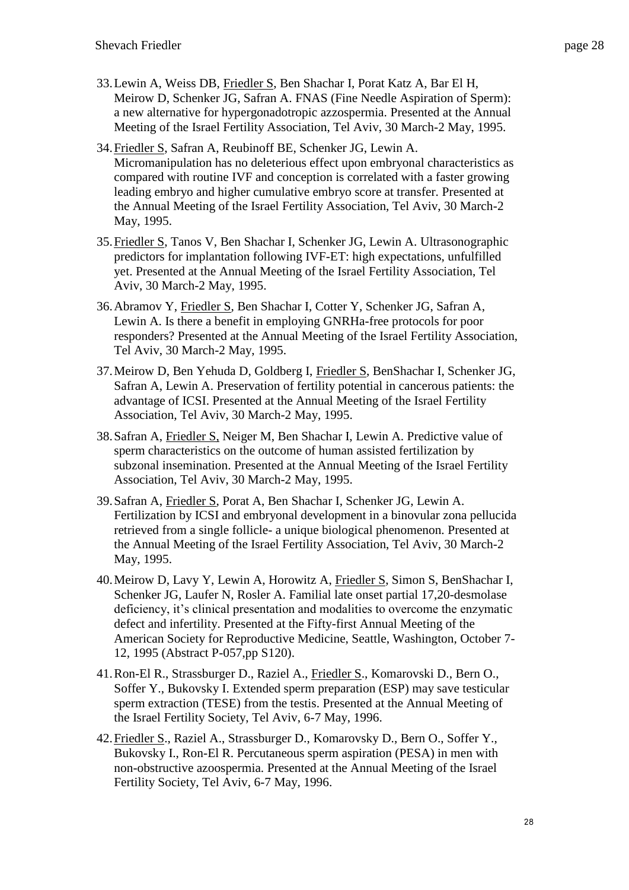33. Lewin A, Weiss DB, Friedler S, Ben Shachar I, Porat Katz A, Bar El H, Meirow D, Schenker JG, Safran A. FNAS (Fine Needle Aspiration of Sperm): a new alternative for hypergonadotropic azzospermia. Presented at the Annual Meeting of the Israel Fertility Association, Tel Aviv, 30 March-2 May, 1995.

34. Friedler S, Safran A, Reubinoff BE, Schenker JG, Lewin A. Micromanipulation has no deleterious effect upon embryonal characteristics as compared with routine IVF and conception is correlated with a faster growing leading embryo and higher cumulative embryo score at transfer. Presented at the Annual Meeting of the Israel Fertility Association, Tel Aviv, 30 March-2 May, 1995.

35. Friedler S, Tanos V, Ben Shachar I, Schenker JG, Lewin A. Ultrasonographic predictors for implantation following IVF-ET: high expectations, unfulfilled yet. Presented at the Annual Meeting of the Israel Fertility Association, Tel Aviv, 30 March-2 May, 1995.

36. Abramov Y, Friedler S, Ben Shachar I, Cotter Y, Schenker JG, Safran A, Lewin A. Is there a benefit in employing GNRHa-free protocols for poor responders? Presented at the Annual Meeting of the Israel Fertility Association, Tel Aviv, 30 March-2 May, 1995.

37. Meirow D, Ben Yehuda D, Goldberg I, Friedler S, BenShachar I, Schenker JG, Safran A, Lewin A. Preservation of fertility potential in cancerous patients: the advantage of ICSI. Presented at the Annual Meeting of the Israel Fertility Association, Tel Aviv, 30 March-2 May, 1995.

38. Safran A, Friedler S, Neiger M, Ben Shachar I, Lewin A. Predictive value of sperm characteristics on the outcome of human assisted fertilization by subzonal insemination. Presented at the Annual Meeting of the Israel Fertility Association, Tel Aviv, 30 March-2 May, 1995.

39. Safran A, Friedler S, Porat A, Ben Shachar I, Schenker JG, Lewin A. Fertilization by ICSI and embryonal development in a binovular zona pellucida retrieved from a single follicle- a unique biological phenomenon. Presented at the Annual Meeting of the Israel Fertility Association, Tel Aviv, 30 March-2 May, 1995.

40. Meirow D, Lavy Y, Lewin A, Horowitz A, Friedler S, Simon S, BenShachar I, Schenker JG, Laufer N, Rosler A. Familial late onset partial 17,20-desmolase deficiency, it's clinical presentation and modalities to overcome the enzymatic defect and infertility. Presented at the Fifty-first Annual Meeting of the American Society for Reproductive Medicine, Seattle, Washington, October 7-12, 1995 (Abstract P-057,pp S120).

41. Ron-El R., Strassburger D., Raziel A., Friedler S., Komarovski D., Bern O., Soffer Y., Bukovsky I. Extended sperm preparation (ESP) may save testicular sperm extraction (TESE) from the testis. Presented at the Annual Meeting of the Israel Fertility Society, Tel Aviv, 6-7 May, 1996.

42. Friedler S., Raziel A., Strassburger D., Komarovsky D., Bern O., Soffer Y., Bukovsky I., Ron-El R. Percutaneous sperm aspiration (PESA) in men with non-obstructive azoospermia. Presented at the Annual Meeting of the Israel Fertility Society, Tel Aviv, 6-7 May, 1996.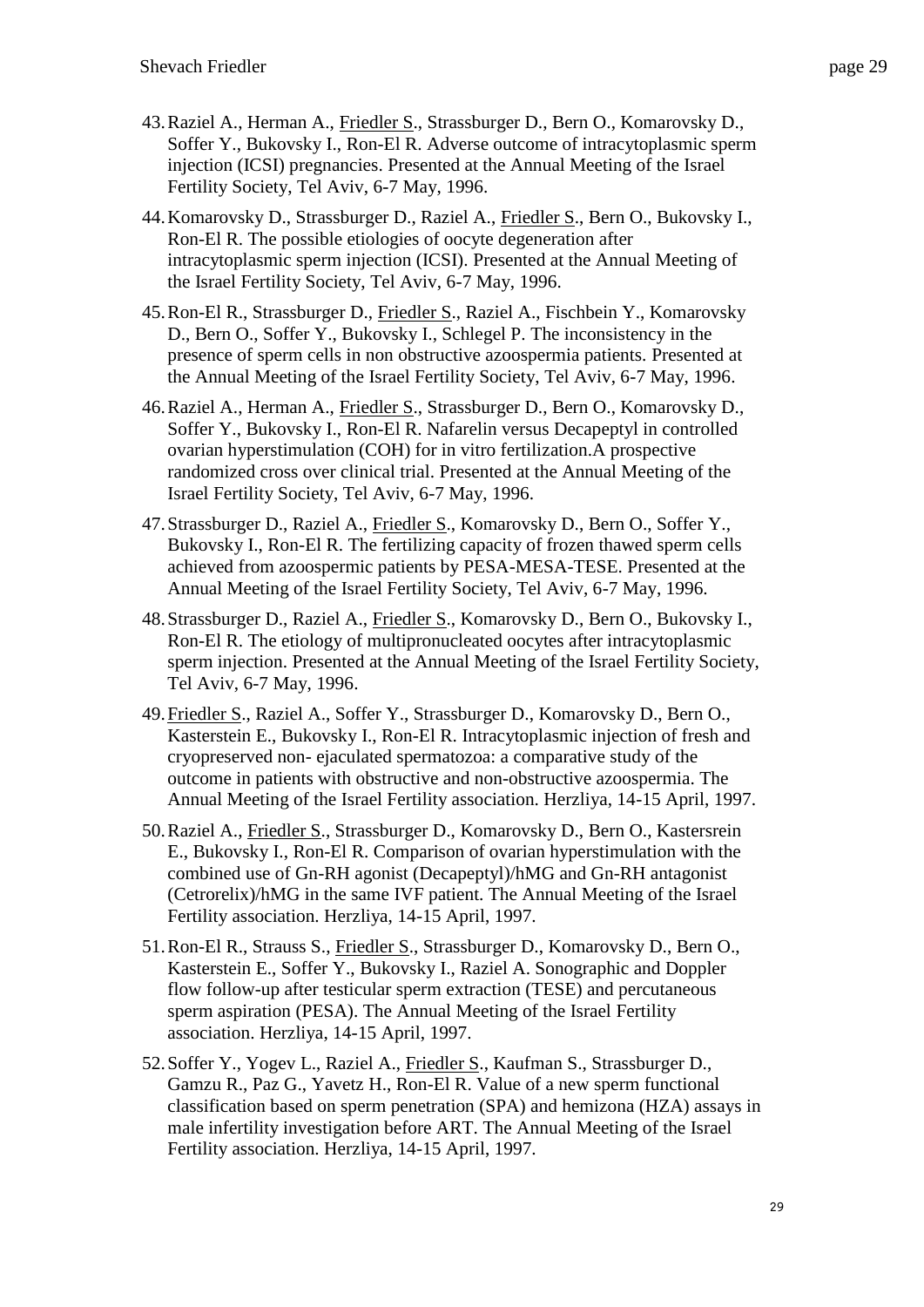43. Raziel A., Herman A., <u>Friedler S</u>., Strassburger D., Bern O., Komarovsky D., Soffer Y., Bukovsky I., Ron-El R. Adverse outcome of intracytoplasmic sperm injection (ICSI) pregnancies. Presented at the Annual Meeting of the Israel Fertility Society, Tel Aviv, 6-7 May, 1996.

44. Komarovsky D., Strassburger D., Raziel A., <u>Friedler S</u>., Bern O., Bukovsky I., Ron-El R. The possible etiologies of oocyte degeneration after intracytoplasmic sperm injection (ICSI). Presented at the Annual Meeting of the Israel Fertility Society, Tel Aviv, 6-7 May, 1996.

45. Ron-El R., Strassburger D., <u>Friedler S</u>., Raziel A., Fischbein Y., Komarovsky D., Bern O., Soffer Y., Bukovsky I., Schlegel P. The inconsistency in the presence of sperm cells in non obstructive azoospermia patients. Presented at the Annual Meeting of the Israel Fertility Society, Tel Aviv, 6-7 May, 1996.

46. Raziel A., Herman A., <u>Friedler S</u>., Strassburger D., Bern O., Komarovsky D., Soffer Y., Bukovsky I., Ron-El R. Nafarelin versus Decapeptyl in controlled ovarian hyperstimulation (COH) for in vitro fertilization.A prospective randomized cross over clinical trial. Presented at the Annual Meeting of the Israel Fertility Society, Tel Aviv, 6-7 May, 1996.

47. Strassburger D., Raziel A., <u>Friedler S</u>., Komarovsky D., Bern O., Soffer Y., Bukovsky I., Ron-El R. The fertilizing capacity of frozen thawed sperm cells achieved from azoospermic patients by PESA-MESA-TESE. Presented at the Annual Meeting of the Israel Fertility Society, Tel Aviv, 6-7 May, 1996.

48. Strassburger D., Raziel A., <u>Friedler S</u>., Komarovsky D., Bern O., Bukovsky I., Ron-El R. The etiology of multipronucleated oocytes after intracytoplasmic sperm injection. Presented at the Annual Meeting of the Israel Fertility Society, Tel Aviv, 6-7 May, 1996.

49. <u>Friedler S</u>., Raziel A., Soffer Y., Strassburger D., Komarovsky D., Bern O., Kasterstein E., Bukovsky I., Ron-El R. Intracytoplasmic injection of fresh and cryopreserved non- ejaculated spermatozoa: a comparative study of the outcome in patients with obstructive and non-obstructive azoospermia. The Annual Meeting of the Israel Fertility association. Herzliya, 14-15 April, 1997.

50. Raziel A., <u>Friedler S</u>., Strassburger D., Komarovsky D., Bern O., Kastersrein E., Bukovsky I., Ron-El R. Comparison of ovarian hyperstimulation with the combined use of Gn-RH agonist (Decapeptyl)/hMG and Gn-RH antagonist (Cetrorelix)/hMG in the same IVF patient. The Annual Meeting of the Israel Fertility association. Herzliya, 14-15 April, 1997.

51. Ron-El R., Strauss S., <u>Friedler S</u>., Strassburger D., Komarovsky D., Bern O., Kasterstein E., Soffer Y., Bukovsky I., Raziel A. Sonographic and Doppler flow follow-up after testicular sperm extraction (TESE) and percutaneous sperm aspiration (PESA). The Annual Meeting of the Israel Fertility association. Herzliya, 14-15 April, 1997.

52. Soffer Y., Yogev L., Raziel A., <u>Friedler S</u>., Kaufman S., Strassburger D., Gamzu R., Paz G., Yavetz H., Ron-El R. Value of a new sperm functional classification based on sperm penetration (SPA) and hemizona (HZA) assays in male infertility investigation before ART. The Annual Meeting of the Israel Fertility association. Herzliya, 14-15 April, 1997.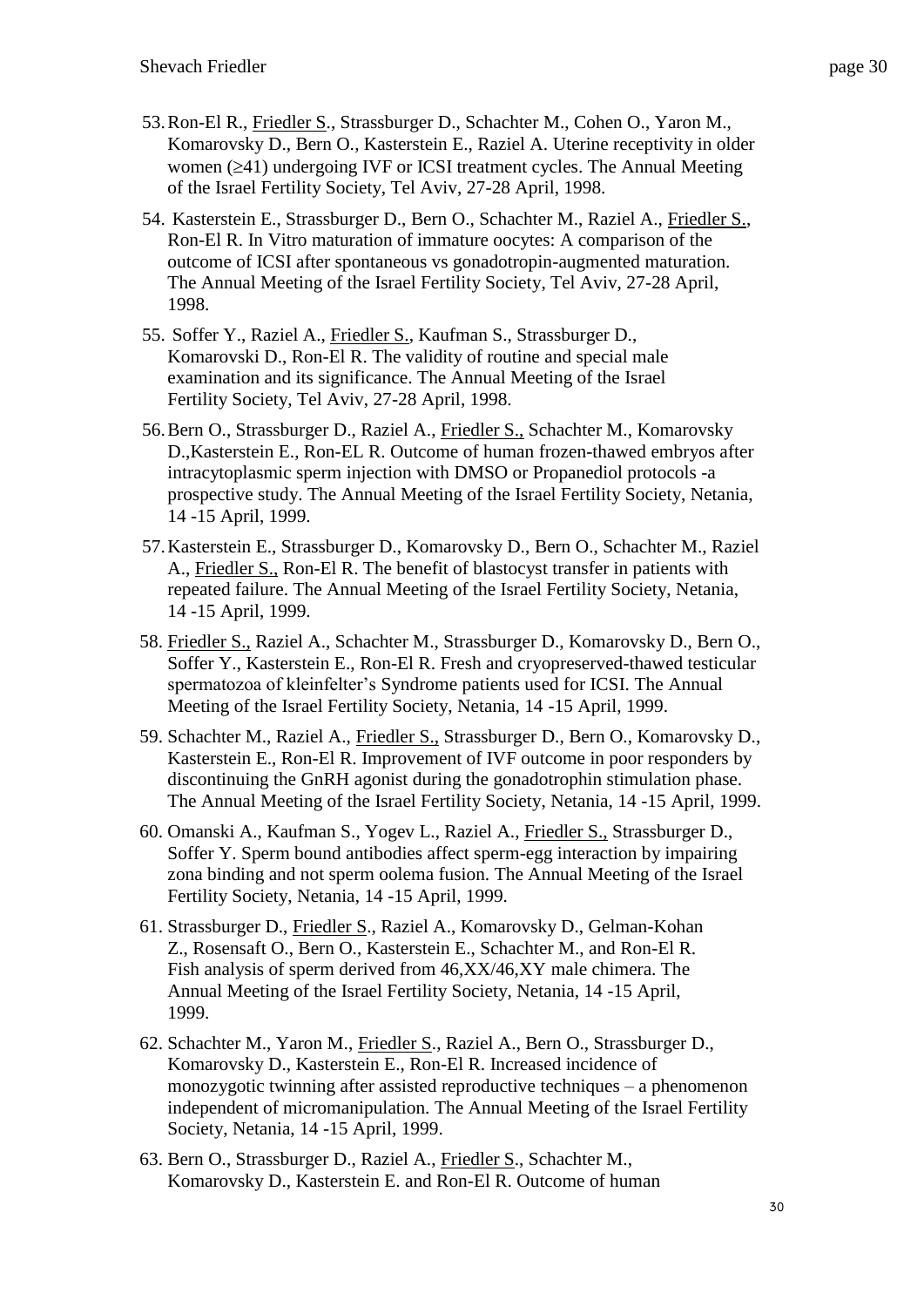53. Ron-El R., Friedler S., Strassburger D., Schachter M., Cohen O., Yaron M., Komarovsky D., Bern O., Kasterstein E., Raziel A. Uterine receptivity in older women (≥41) undergoing IVF or ICSI treatment cycles. The Annual Meeting of the Israel Fertility Society, Tel Aviv, 27-28 April, 1998.

54. Kasterstein E., Strassburger D., Bern O., Schachter M., Raziel A., Friedler S., Ron-El R. In Vitro maturation of immature oocytes: A comparison of the outcome of ICSI after spontaneous vs gonadotropin-augmented maturation. The Annual Meeting of the Israel Fertility Society, Tel Aviv, 27-28 April, 1998.

55. Soffer Y., Raziel A., Friedler S., Kaufman S., Strassburger D., Komarovski D., Ron-El R. The validity of routine and special male examination and its significance. The Annual Meeting of the Israel Fertility Society, Tel Aviv, 27-28 April, 1998.

56. Bern O., Strassburger D., Raziel A., Friedler S., Schachter M., Komarovsky D.,Kasterstein E., Ron-EL R. Outcome of human frozen-thawed embryos after intracytoplasmic sperm injection with DMSO or Propanediol protocols -a prospective study. The Annual Meeting of the Israel Fertility Society, Netania, 14 -15 April, 1999.

57. Kasterstein E., Strassburger D., Komarovsky D., Bern O., Schachter M., Raziel A., Friedler S., Ron-El R. The benefit of blastocyst transfer in patients with repeated failure. The Annual Meeting of the Israel Fertility Society, Netania, 14 -15 April, 1999.

58. Friedler S., Raziel A., Schachter M., Strassburger D., Komarovsky D., Bern O., Soffer Y., Kasterstein E., Ron-El R. Fresh and cryopreserved-thawed testicular spermatozoa of kleinfelter's Syndrome patients used for ICSI. The Annual Meeting of the Israel Fertility Society, Netania, 14 -15 April, 1999.

59. Schachter M., Raziel A., Friedler S., Strassburger D., Bern O., Komarovsky D., Kasterstein E., Ron-El R. Improvement of IVF outcome in poor responders by discontinuing the GnRH agonist during the gonadotrophin stimulation phase. The Annual Meeting of the Israel Fertility Society, Netania, 14 -15 April, 1999.

60. Omanski A., Kaufman S., Yogev L., Raziel A., Friedler S., Strassburger D., Soffer Y. Sperm bound antibodies affect sperm-egg interaction by impairing zona binding and not sperm oolema fusion. The Annual Meeting of the Israel Fertility Society, Netania, 14 -15 April, 1999.

61. Strassburger D., Friedler S., Raziel A., Komarovsky D., Gelman-Kohan Z., Rosensaft O., Bern O., Kasterstein E., Schachter M., and Ron-El R. Fish analysis of sperm derived from 46,XX/46,XY male chimera. The Annual Meeting of the Israel Fertility Society, Netania, 14 -15 April, 1999.

62. Schachter M., Yaron M., Friedler S., Raziel A., Bern O., Strassburger D., Komarovsky D., Kasterstein E., Ron-El R. Increased incidence of monozygotic twinning after assisted reproductive techniques – a phenomenon independent of micromanipulation. The Annual Meeting of the Israel Fertility Society, Netania, 14 -15 April, 1999.

63. Bern O., Strassburger D., Raziel A., Friedler S., Schachter M., Komarovsky D., Kasterstein E. and Ron-El R. Outcome of human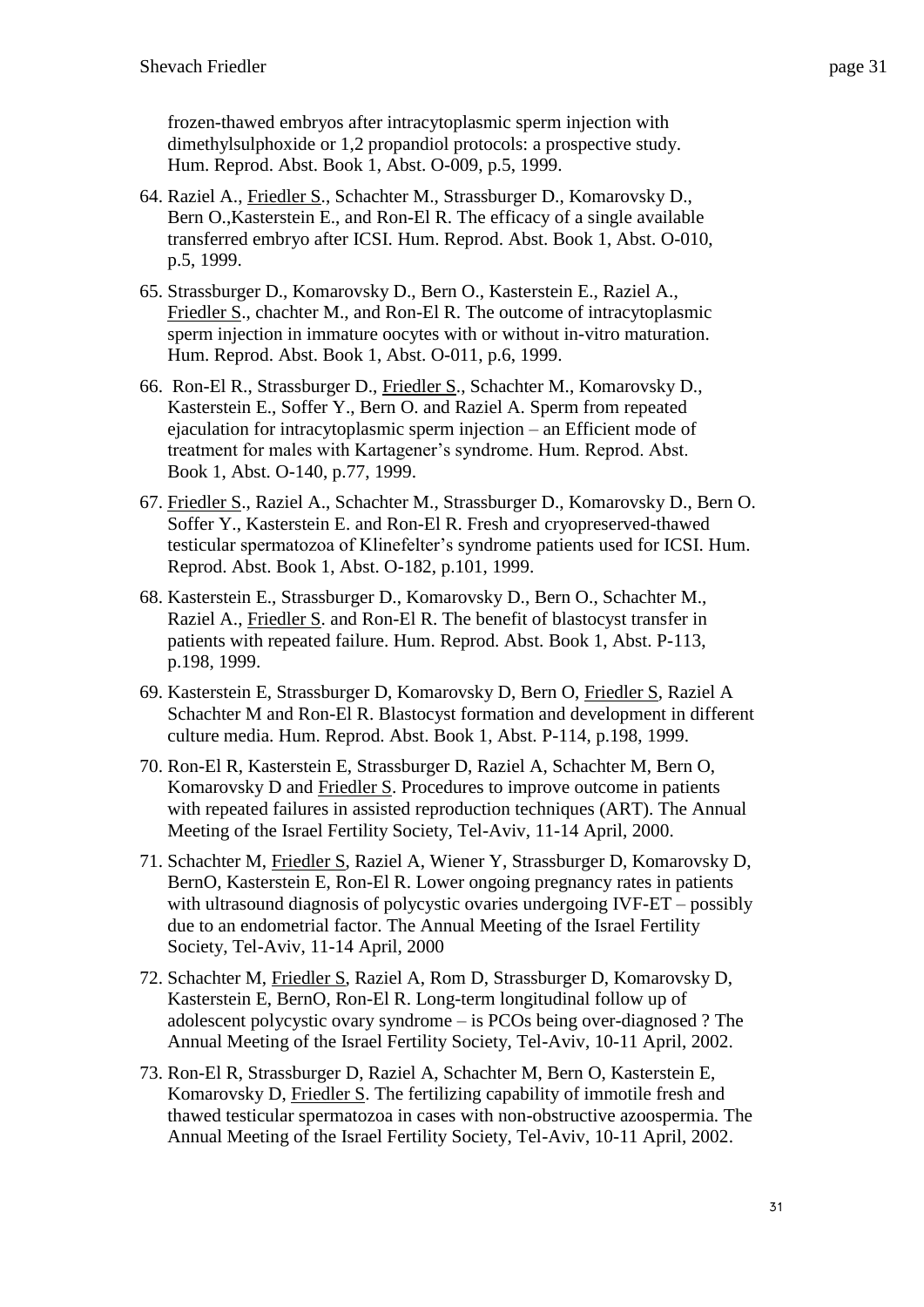frozen-thawed embryos after intracytoplasmic sperm injection with dimethylsulphoxide or 1,2 propandiol protocols: a prospective study. Hum. Reprod. Abst. Book 1, Abst. O-009, p.5, 1999.

64. Raziel A., Friedler S., Schachter M., Strassburger D., Komarovsky D., Bern O.,Kasterstein E., and Ron-El R. The efficacy of a single available transferred embryo after ICSI. Hum. Reprod. Abst. Book 1, Abst. O-010, p.5, 1999.

65. Strassburger D., Komarovsky D., Bern O., Kasterstein E., Raziel A., Friedler S., chachter M., and Ron-El R. The outcome of intracytoplasmic sperm injection in immature oocytes with or without in-vitro maturation. Hum. Reprod. Abst. Book 1, Abst. O-011, p.6, 1999.

66. Ron-El R., Strassburger D., Friedler S., Schachter M., Komarovsky D., Kasterstein E., Soffer Y., Bern O. and Raziel A. Sperm from repeated ejaculation for intracytoplasmic sperm injection – an Efficient mode of treatment for males with Kartagener's syndrome. Hum. Reprod. Abst. Book 1, Abst. O-140, p.77, 1999.

67. Friedler S., Raziel A., Schachter M., Strassburger D., Komarovsky D., Bern O. Soffer Y., Kasterstein E. and Ron-El R. Fresh and cryopreserved-thawed testicular spermatozoa of Klinefelter's syndrome patients used for ICSI. Hum. Reprod. Abst. Book 1, Abst. O-182, p.101, 1999.

68. Kasterstein E., Strassburger D., Komarovsky D., Bern O., Schachter M., Raziel A., Friedler S. and Ron-El R. The benefit of blastocyst transfer in patients with repeated failure. Hum. Reprod. Abst. Book 1, Abst. P-113, p.198, 1999.

69. Kasterstein E, Strassburger D, Komarovsky D, Bern O, Friedler S, Raziel A Schachter M and Ron-El R. Blastocyst formation and development in different culture media. Hum. Reprod. Abst. Book 1, Abst. P-114, p.198, 1999.

70. Ron-El R, Kasterstein E, Strassburger D, Raziel A, Schachter M, Bern O, Komarovsky D and Friedler S. Procedures to improve outcome in patients with repeated failures in assisted reproduction techniques (ART). The Annual Meeting of the Israel Fertility Society, Tel-Aviv, 11-14 April, 2000.

71. Schachter M, Friedler S, Raziel A, Wiener Y, Strassburger D, Komarovsky D, BernO, Kasterstein E, Ron-El R. Lower ongoing pregnancy rates in patients with ultrasound diagnosis of polycystic ovaries undergoing IVF-ET – possibly due to an endometrial factor. The Annual Meeting of the Israel Fertility Society, Tel-Aviv, 11-14 April, 2000

72. Schachter M, Friedler S, Raziel A, Rom D, Strassburger D, Komarovsky D, Kasterstein E, BernO, Ron-El R. Long-term longitudinal follow up of adolescent polycystic ovary syndrome – is PCOs being over-diagnosed ? The Annual Meeting of the Israel Fertility Society, Tel-Aviv, 10-11 April, 2002.

73. Ron-El R, Strassburger D, Raziel A, Schachter M, Bern O, Kasterstein E, Komarovsky D, Friedler S. The fertilizing capability of immotile fresh and thawed testicular spermatozoa in cases with non-obstructive azoospermia. The Annual Meeting of the Israel Fertility Society, Tel-Aviv, 10-11 April, 2002.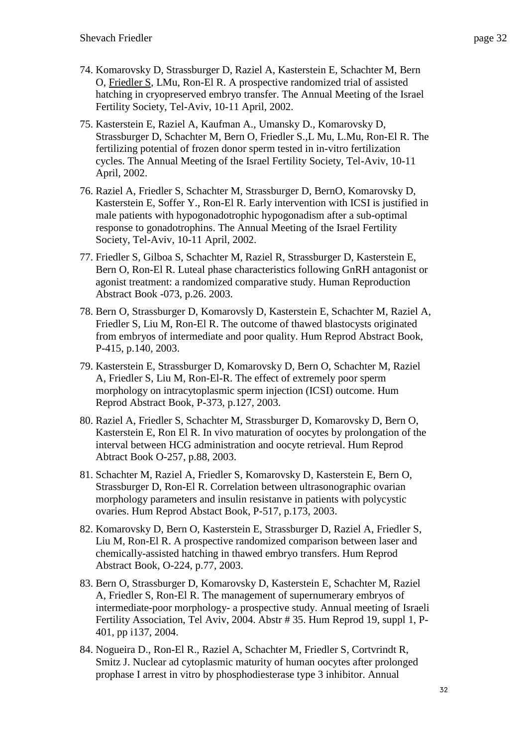74. Komarovsky D, Strassburger D, Raziel A, Kasterstein E, Schachter M, Bern O, Friedler S, LMu, Ron-El R. A prospective randomized trial of assisted hatching in cryopreserved embryo transfer. The Annual Meeting of the Israel Fertility Society, Tel-Aviv, 10-11 April, 2002.

75. Kasterstein E, Raziel A, Kaufman A., Umansky D., Komarovsky D, Strassburger D, Schachter M, Bern O, Friedler S.,L Mu, L.Mu, Ron-El R. The fertilizing potential of frozen donor sperm tested in in-vitro fertilization cycles. The Annual Meeting of the Israel Fertility Society, Tel-Aviv, 10-11 April, 2002.

76. Raziel A, Friedler S, Schachter M, Strassburger D, BernO, Komarovsky D, Kasterstein E, Soffer Y., Ron-El R. Early intervention with ICSI is justified in male patients with hypogonadotrophic hypogonadism after a sub-optimal response to gonadotrophins. The Annual Meeting of the Israel Fertility Society, Tel-Aviv, 10-11 April, 2002.

77. Friedler S, Gilboa S, Schachter M, Raziel R, Strassburger D, Kasterstein E, Bern O, Ron-El R. Luteal phase characteristics following GnRH antagonist or agonist treatment: a randomized comparative study. Human Reproduction Abstract Book -073, p.26. 2003.

78. Bern O, Strassburger D, Komarovsly D, Kasterstein E, Schachter M, Raziel A, Friedler S, Liu M, Ron-El R. The outcome of thawed blastocysts originated from embryos of intermediate and poor quality. Hum Reprod Abstract Book, P-415, p.140, 2003.

79. Kasterstein E, Strassburger D, Komarovsky D, Bern O, Schachter M, Raziel A, Friedler S, Liu M, Ron-El-R. The effect of extremely poor sperm morphology on intracytoplasmic sperm injection (ICSI) outcome. Hum Reprod Abstract Book, P-373, p.127, 2003.

80. Raziel A, Friedler S, Schachter M, Strassburger D, Komarovsky D, Bern O, Kasterstein E, Ron El R. In vivo maturation of oocytes by prolongation of the interval between HCG administration and oocyte retrieval. Hum Reprod Abtract Book O-257, p.88, 2003.

81. Schachter M, Raziel A, Friedler S, Komarovsky D, Kasterstein E, Bern O, Strassburger D, Ron-El R. Correlation between ultrasonographic ovarian morphology parameters and insulin resistanve in patients with polycystic ovaries. Hum Reprod Abstact Book, P-517, p.173, 2003.

82. Komarovsky D, Bern O, Kasterstein E, Strassburger D, Raziel A, Friedler S, Liu M, Ron-El R. A prospective randomized comparison between laser and chemically-assisted hatching in thawed embryo transfers. Hum Reprod Abstract Book, O-224, p.77, 2003.

83. Bern O, Strassburger D, Komarovsky D, Kasterstein E, Schachter M, Raziel A, Friedler S, Ron-El R. The management of supernumerary embryos of intermediate-poor morphology- a prospective study. Annual meeting of Israeli Fertility Association, Tel Aviv, 2004. Abstr # 35. Hum Reprod 19, suppl 1, P-401, pp i137, 2004.

84. Nogueira D., Ron-El R., Raziel A, Schachter M, Friedler S, Cortvrindt R, Smitz J. Nuclear ad cytoplasmic maturity of human oocytes after prolonged prophase I arrest in vitro by phosphodiesterase type 3 inhibitor. Annual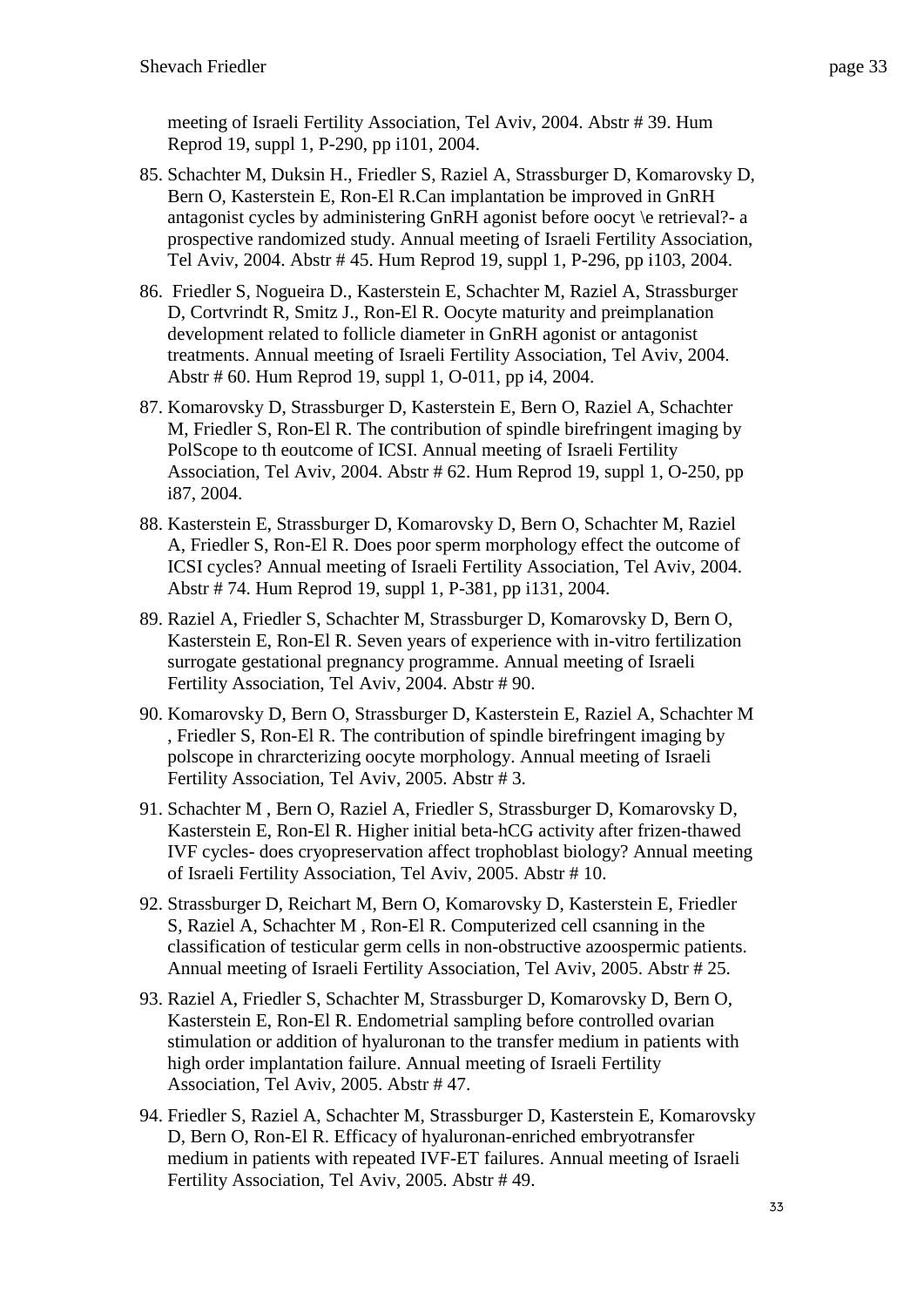meeting of Israeli Fertility Association, Tel Aviv, 2004. Abstr # 39. Hum Reprod 19, suppl 1, P-290, pp i101, 2004.

85. Schachter M, Duksin H., Friedler S, Raziel A, Strassburger D, Komarovsky D, Bern O, Kasterstein E, Ron-El R.Can implantation be improved in GnRH antagonist cycles by administering GnRH agonist before oocyt \e retrieval?- a prospective randomized study. Annual meeting of Israeli Fertility Association, Tel Aviv, 2004. Abstr # 45. Hum Reprod 19, suppl 1, P-296, pp i103, 2004.

86. Friedler S, Nogueira D., Kasterstein E, Schachter M, Raziel A, Strassburger D, Cortvrindt R, Smitz J., Ron-El R. Oocyte maturity and preimplanation development related to follicle diameter in GnRH agonist or antagonist treatments. Annual meeting of Israeli Fertility Association, Tel Aviv, 2004. Abstr # 60. Hum Reprod 19, suppl 1, O-011, pp i4, 2004.

87. Komarovsky D, Strassburger D, Kasterstein E, Bern O, Raziel A, Schachter M, Friedler S, Ron-El R. The contribution of spindle birefringent imaging by PolScope to th eoutcome of ICSI. Annual meeting of Israeli Fertility Association, Tel Aviv, 2004. Abstr # 62. Hum Reprod 19, suppl 1, O-250, pp i87, 2004.

88. Kasterstein E, Strassburger D, Komarovsky D, Bern O, Schachter M, Raziel A, Friedler S, Ron-El R. Does poor sperm morphology effect the outcome of ICSI cycles? Annual meeting of Israeli Fertility Association, Tel Aviv, 2004. Abstr # 74. Hum Reprod 19, suppl 1, P-381, pp i131, 2004.

89. Raziel A, Friedler S, Schachter M, Strassburger D, Komarovsky D, Bern O, Kasterstein E, Ron-El R. Seven years of experience with in-vitro fertilization surrogate gestational pregnancy programme. Annual meeting of Israeli Fertility Association, Tel Aviv, 2004. Abstr # 90.

90. Komarovsky D, Bern O, Strassburger D, Kasterstein E, Raziel A, Schachter M , Friedler S, Ron-El R. The contribution of spindle birefringent imaging by polscope in chrarcterizing oocyte morphology. Annual meeting of Israeli Fertility Association, Tel Aviv, 2005. Abstr # 3.

91. Schachter M , Bern O, Raziel A, Friedler S, Strassburger D, Komarovsky D, Kasterstein E, Ron-El R. Higher initial beta-hCG activity after frizen-thawed IVF cycles- does cryopreservation affect trophoblast biology? Annual meeting of Israeli Fertility Association, Tel Aviv, 2005. Abstr # 10.

92. Strassburger D, Reichart M, Bern O, Komarovsky D, Kasterstein E, Friedler S, Raziel A, Schachter M , Ron-El R. Computerized cell csanning in the classification of testicular germ cells in non-obstructive azoospermic patients. Annual meeting of Israeli Fertility Association, Tel Aviv, 2005. Abstr # 25.

93. Raziel A, Friedler S, Schachter M, Strassburger D, Komarovsky D, Bern O, Kasterstein E, Ron-El R. Endometrial sampling before controlled ovarian stimulation or addition of hyaluronan to the transfer medium in patients with high order implantation failure. Annual meeting of Israeli Fertility Association, Tel Aviv, 2005. Abstr # 47.

94. Friedler S, Raziel A, Schachter M, Strassburger D, Kasterstein E, Komarovsky D, Bern O, Ron-El R. Efficacy of hyaluronan-enriched embryotransfer medium in patients with repeated IVF-ET failures. Annual meeting of Israeli Fertility Association, Tel Aviv, 2005. Abstr # 49.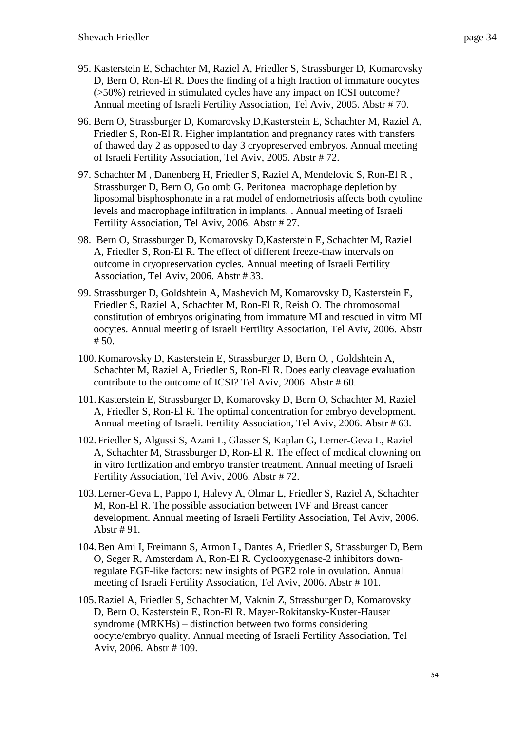95. Kasterstein E, Schachter M, Raziel A, Friedler S, Strassburger D, Komarovsky D, Bern O, Ron-El R. Does the finding of a high fraction of immature oocytes (>50%) retrieved in stimulated cycles have any impact on ICSI outcome? Annual meeting of Israeli Fertility Association, Tel Aviv, 2005. Abstr # 70.

96. Bern O, Strassburger D, Komarovsky D,Kasterstein E, Schachter M, Raziel A, Friedler S, Ron-El R. Higher implantation and pregnancy rates with transfers of thawed day 2 as opposed to day 3 cryopreserved embryos. Annual meeting of Israeli Fertility Association, Tel Aviv, 2005. Abstr # 72.

97. Schachter M , Danenberg H, Friedler S, Raziel A, Mendelovic S, Ron-El R , Strassburger D, Bern O, Golomb G. Peritoneal macrophage depletion by liposomal bisphosphonate in a rat model of endometriosis affects both cytoline levels and macrophage infiltration in implants. . Annual meeting of Israeli Fertility Association, Tel Aviv, 2006. Abstr # 27.

98. Bern O, Strassburger D, Komarovsky D,Kasterstein E, Schachter M, Raziel A, Friedler S, Ron-El R. The effect of different freeze-thaw intervals on outcome in cryopreservation cycles. Annual meeting of Israeli Fertility Association, Tel Aviv, 2006. Abstr # 33.

99. Strassburger D, Goldshtein A, Mashevich M, Komarovsky D, Kasterstein E, Friedler S, Raziel A, Schachter M, Ron-El R, Reish O. The chromosomal constitution of embryos originating from immature MI and rescued in vitro MI oocytes. Annual meeting of Israeli Fertility Association, Tel Aviv, 2006. Abstr # 50.

100. Komarovsky D, Kasterstein E, Strassburger D, Bern O, , Goldshtein A, Schachter M, Raziel A, Friedler S, Ron-El R. Does early cleavage evaluation contribute to the outcome of ICSI? Tel Aviv, 2006. Abstr # 60.

101. Kasterstein E, Strassburger D, Komarovsky D, Bern O, Schachter M, Raziel A, Friedler S, Ron-El R. The optimal concentration for embryo development. Annual meeting of Israeli. Fertility Association, Tel Aviv, 2006. Abstr # 63.

102. Friedler S, Algussi S, Azani L, Glasser S, Kaplan G, Lerner-Geva L, Raziel A, Schachter M, Strassburger D, Ron-El R. The effect of medical clowning on in vitro fertlization and embryo transfer treatment. Annual meeting of Israeli Fertility Association, Tel Aviv, 2006. Abstr # 72.

103. Lerner-Geva L, Pappo I, Halevy A, Olmar L, Friedler S, Raziel A, Schachter M, Ron-El R. The possible association between IVF and Breast cancer development. Annual meeting of Israeli Fertility Association, Tel Aviv, 2006. Abstr # 91.

104. Ben Ami I, Freimann S, Armon L, Dantes A, Friedler S, Strassburger D, Bern O, Seger R, Amsterdam A, Ron-El R. Cyclooxygenase-2 inhibitors down-regulate EGF-like factors: new insights of PGE2 role in ovulation. Annual meeting of Israeli Fertility Association, Tel Aviv, 2006. Abstr # 101.

105. Raziel A, Friedler S, Schachter M, Vaknin Z, Strassburger D, Komarovsky D, Bern O, Kasterstein E, Ron-El R. Mayer-Rokitansky-Kuster-Hauser syndrome (MRKHs) – distinction between two forms considering oocyte/embryo quality. Annual meeting of Israeli Fertility Association, Tel Aviv, 2006. Abstr # 109.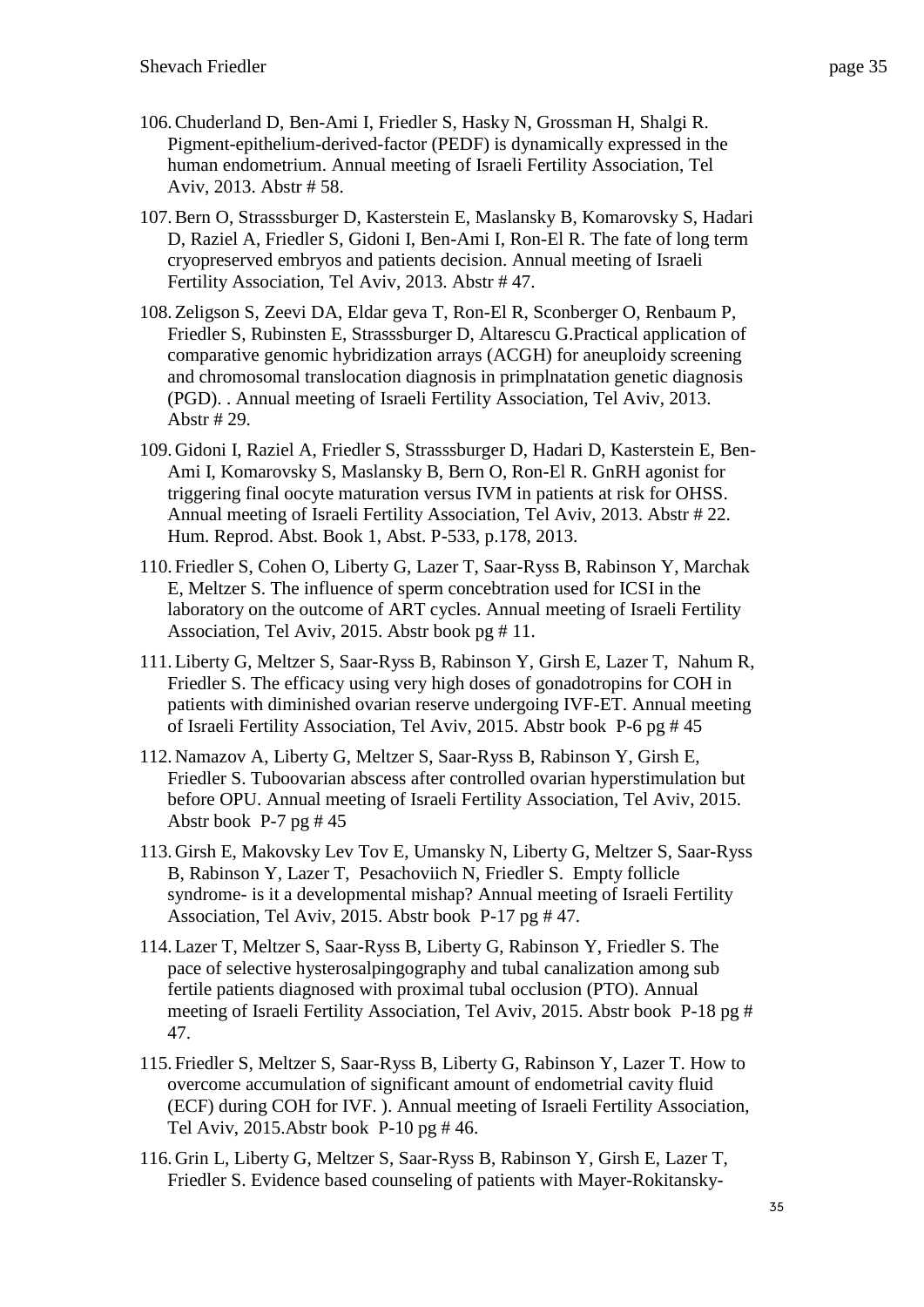106. Chuderland D, Ben-Ami I, Friedler S, Hasky N, Grossman H, Shalgi R. Pigment-epithelium-derived-factor (PEDF) is dynamically expressed in the human endometrium. Annual meeting of Israeli Fertility Association, Tel Aviv, 2013. Abstr # 58.

107. Bern O, Strasssburger D, Kasterstein E, Maslansky B, Komarovsky S, Hadari D, Raziel A, Friedler S, Gidoni I, Ben-Ami I, Ron-El R. The fate of long term cryopreserved embryos and patients decision. Annual meeting of Israeli Fertility Association, Tel Aviv, 2013. Abstr # 47.

108. Zeligson S, Zeevi DA, Eldar geva T, Ron-El R, Sconberger O, Renbaum P, Friedler S, Rubinsten E, Strasssburger D, Altarescu G.Practical application of comparative genomic hybridization arrays (ACGH) for aneuploidy screening and chromosomal translocation diagnosis in primplnatation genetic diagnosis (PGD). . Annual meeting of Israeli Fertility Association, Tel Aviv, 2013. Abstr # 29.

109. Gidoni I, Raziel A, Friedler S, Strasssburger D, Hadari D, Kasterstein E, Ben-Ami I, Komarovsky S, Maslansky B, Bern O, Ron-El R. GnRH agonist for triggering final oocyte maturation versus IVM in patients at risk for OHSS. Annual meeting of Israeli Fertility Association, Tel Aviv, 2013. Abstr # 22. Hum. Reprod. Abst. Book 1, Abst. P-533, p.178, 2013.

110. Friedler S, Cohen O, Liberty G, Lazer T, Saar-Ryss B, Rabinson Y, Marchak E, Meltzer S. The influence of sperm concebtration used for ICSI in the laboratory on the outcome of ART cycles. Annual meeting of Israeli Fertility Association, Tel Aviv, 2015. Abstr book pg # 11.

111. Liberty G, Meltzer S, Saar-Ryss B, Rabinson Y, Girsh E, Lazer T, Nahum R, Friedler S. The efficacy using very high doses of gonadotropins for COH in patients with diminished ovarian reserve undergoing IVF-ET. Annual meeting of Israeli Fertility Association, Tel Aviv, 2015. Abstr book P-6 pg # 45

112. Namazov A, Liberty G, Meltzer S, Saar-Ryss B, Rabinson Y, Girsh E, Friedler S. Tuboovarian abscess after controlled ovarian hyperstimulation but before OPU. Annual meeting of Israeli Fertility Association, Tel Aviv, 2015. Abstr book P-7 pg # 45

113. Girsh E, Makovsky Lev Tov E, Umansky N, Liberty G, Meltzer S, Saar-Ryss B, Rabinson Y, Lazer T, Pesachoviich N, Friedler S. Empty follicle syndrome- is it a developmental mishap? Annual meeting of Israeli Fertility Association, Tel Aviv, 2015. Abstr book P-17 pg # 47.

114. Lazer T, Meltzer S, Saar-Ryss B, Liberty G, Rabinson Y, Friedler S. The pace of selective hysterosalpingography and tubal canalization among sub fertile patients diagnosed with proximal tubal occlusion (PTO). Annual meeting of Israeli Fertility Association, Tel Aviv, 2015. Abstr book P-18 pg # 47.

115. Friedler S, Meltzer S, Saar-Ryss B, Liberty G, Rabinson Y, Lazer T. How to overcome accumulation of significant amount of endometrial cavity fluid (ECF) during COH for IVF. ). Annual meeting of Israeli Fertility Association, Tel Aviv, 2015.Abstr book P-10 pg # 46.

116. Grin L, Liberty G, Meltzer S, Saar-Ryss B, Rabinson Y, Girsh E, Lazer T, Friedler S. Evidence based counseling of patients with Mayer-Rokitansky-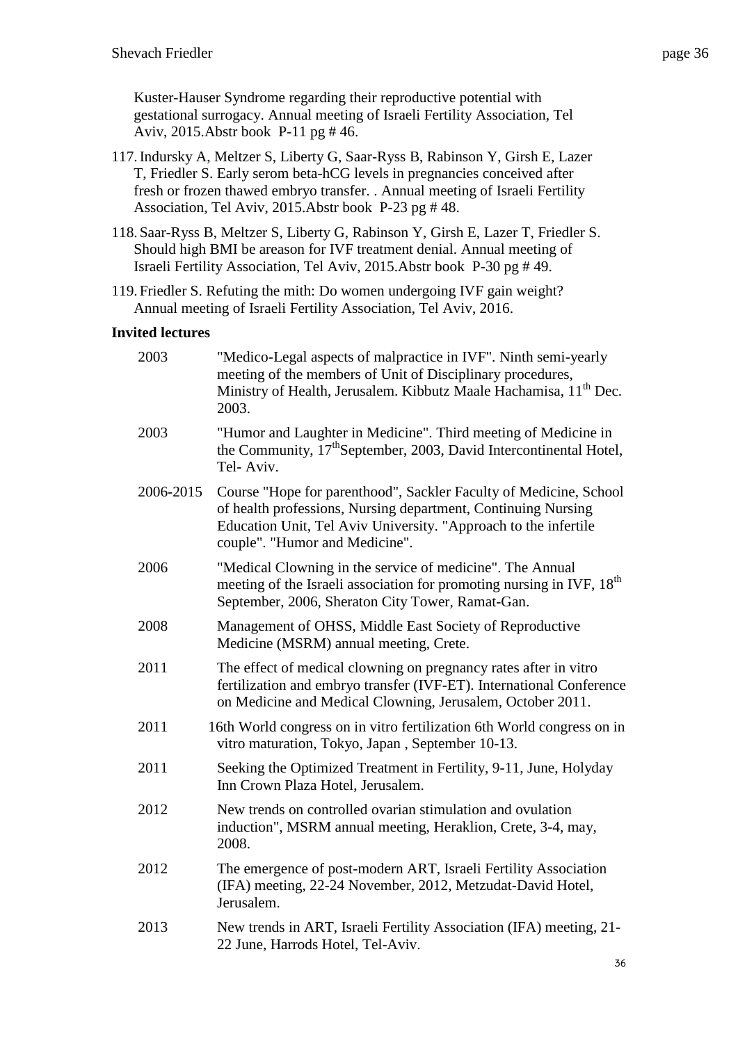Kuster-Hauser Syndrome regarding their reproductive potential with gestational surrogacy. Annual meeting of Israeli Fertility Association, Tel Aviv, 2015.Abstr book P-11 pg # 46.

117. Indursky A, Meltzer S, Liberty G, Saar-Ryss B, Rabinson Y, Girsh E, Lazer T, Friedler S. Early serom beta-hCG levels in pregnancies conceived after fresh or frozen thawed embryo transfer. . Annual meeting of Israeli Fertility Association, Tel Aviv, 2015.Abstr book P-23 pg # 48.

118. Saar-Ryss B, Meltzer S, Liberty G, Rabinson Y, Girsh E, Lazer T, Friedler S. Should high BMI be areason for IVF treatment denial. Annual meeting of Israeli Fertility Association, Tel Aviv, 2015.Abstr book P-30 pg # 49.

119. Friedler S. Refuting the mith: Do women undergoing IVF gain weight? Annual meeting of Israeli Fertility Association, Tel Aviv, 2016.

**Invited lectures**

| | |
|---|---|
| 2003 | "Medico-Legal aspects of malpractice in IVF". Ninth semi-yearly meeting of the members of Unit of Disciplinary procedures, Ministry of Health, Jerusalem. Kibbutz Maale Hachamisa, 11th Dec. 2003. |
| 2003 | "Humor and Laughter in Medicine". Third meeting of Medicine in the Community, 17thSeptember, 2003, David Intercontinental Hotel, Tel- Aviv. |
| 2006-2015 | Course "Hope for parenthood", Sackler Faculty of Medicine, School of health professions, Nursing department, Continuing Nursing Education Unit, Tel Aviv University. "Approach to the infertile couple". "Humor and Medicine". |
| 2006 | "Medical Clowning in the service of medicine". The Annual meeting of the Israeli association for promoting nursing in IVF, 18th September, 2006, Sheraton City Tower, Ramat-Gan. |
| 2008 | Management of OHSS, Middle East Society of Reproductive Medicine (MSRM) annual meeting, Crete. |
| 2011 | The effect of medical clowning on pregnancy rates after in vitro fertilization and embryo transfer (IVF-ET). International Conference on Medicine and Medical Clowning, Jerusalem, October 2011. |
| 2011 | 16th World congress on in vitro fertilization 6th World congress on in vitro maturation, Tokyo, Japan , September 10-13. |
| 2011 | Seeking the Optimized Treatment in Fertility, 9-11, June, Holyday Inn Crown Plaza Hotel, Jerusalem. |
| 2012 | New trends on controlled ovarian stimulation and ovulation induction", MSRM annual meeting, Heraklion, Crete, 3-4, may, 2008. |
| 2012 | The emergence of post-modern ART, Israeli Fertility Association (IFA) meeting, 22-24 November, 2012, Metzudat-David Hotel, Jerusalem. |
| 2013 | New trends in ART, Israeli Fertility Association (IFA) meeting, 21-22 June, Harrods Hotel, Tel-Aviv. |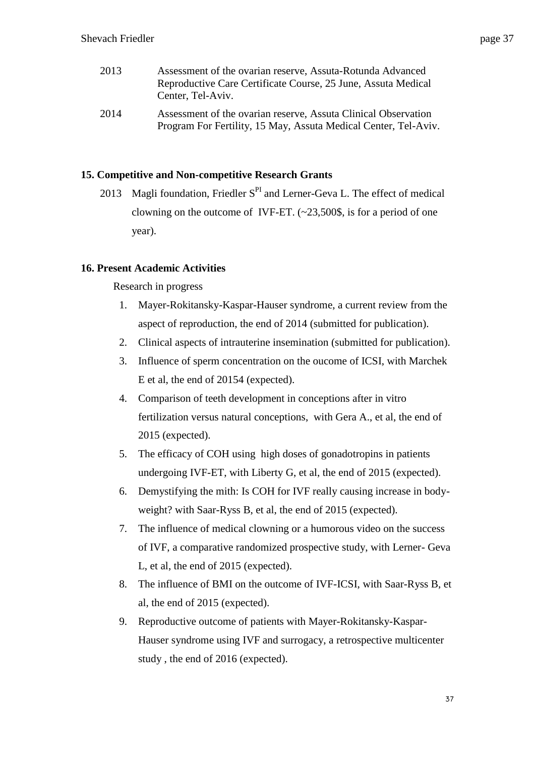2013 Assessment of the ovarian reserve, Assuta-Rotunda Advanced Reproductive Care Certificate Course, 25 June, Assuta Medical Center, Tel-Aviv.

2014 Assessment of the ovarian reserve, Assuta Clinical Observation Program For Fertility, 15 May, Assuta Medical Center, Tel-Aviv.

### 15. Competitive and Non-competitive Research Grants

2013 Magli foundation, Friedler S[PI] and Lerner-Geva L. The effect of medical clowning on the outcome of IVF-ET. (~23,500$, is for a period of one year).

### 16. Present Academic Activities

Research in progress

1. Mayer-Rokitansky-Kaspar-Hauser syndrome, a current review from the aspect of reproduction, the end of 2014 (submitted for publication).
2. Clinical aspects of intrauterine insemination (submitted for publication).
3. Influence of sperm concentration on the oucome of ICSI, with Marchek E et al, the end of 20154 (expected).
4. Comparison of teeth development in conceptions after in vitro fertilization versus natural conceptions, with Gera A., et al, the end of 2015 (expected).
5. The efficacy of COH using high doses of gonadotropins in patients undergoing IVF-ET, with Liberty G, et al, the end of 2015 (expected).
6. Demystifying the mith: Is COH for IVF really causing increase in body-weight? with Saar-Ryss B, et al, the end of 2015 (expected).
7. The influence of medical clowning or a humorous video on the success of IVF, a comparative randomized prospective study, with Lerner- Geva L, et al, the end of 2015 (expected).
8. The influence of BMI on the outcome of IVF-ICSI, with Saar-Ryss B, et al, the end of 2015 (expected).
9. Reproductive outcome of patients with Mayer-Rokitansky-Kaspar-Hauser syndrome using IVF and surrogacy, a retrospective multicenter study , the end of 2016 (expected).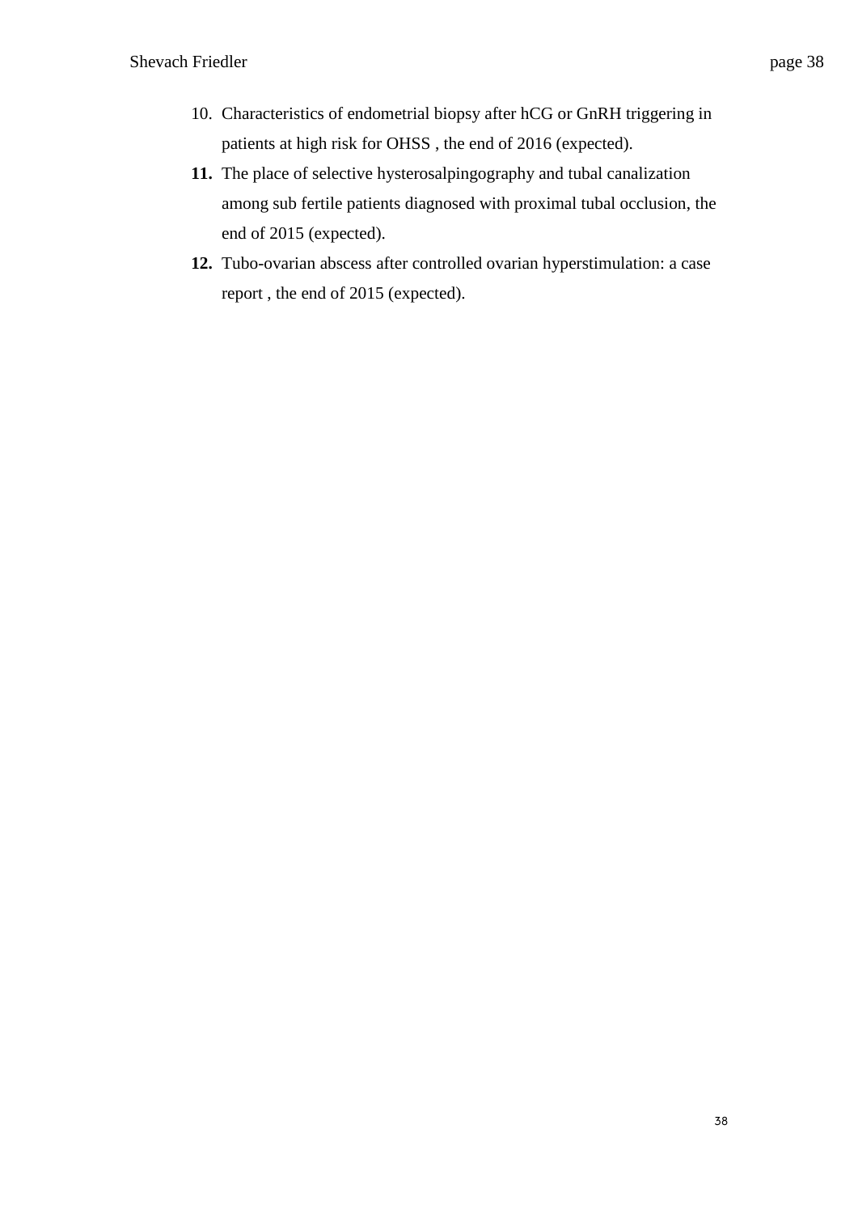10. Characteristics of endometrial biopsy after hCG or GnRH triggering in patients at high risk for OHSS , the end of 2016 (expected).
11. The place of selective hysterosalpingography and tubal canalization among sub fertile patients diagnosed with proximal tubal occlusion, the end of 2015 (expected).
12. Tubo-ovarian abscess after controlled ovarian hyperstimulation: a case report , the end of 2015 (expected).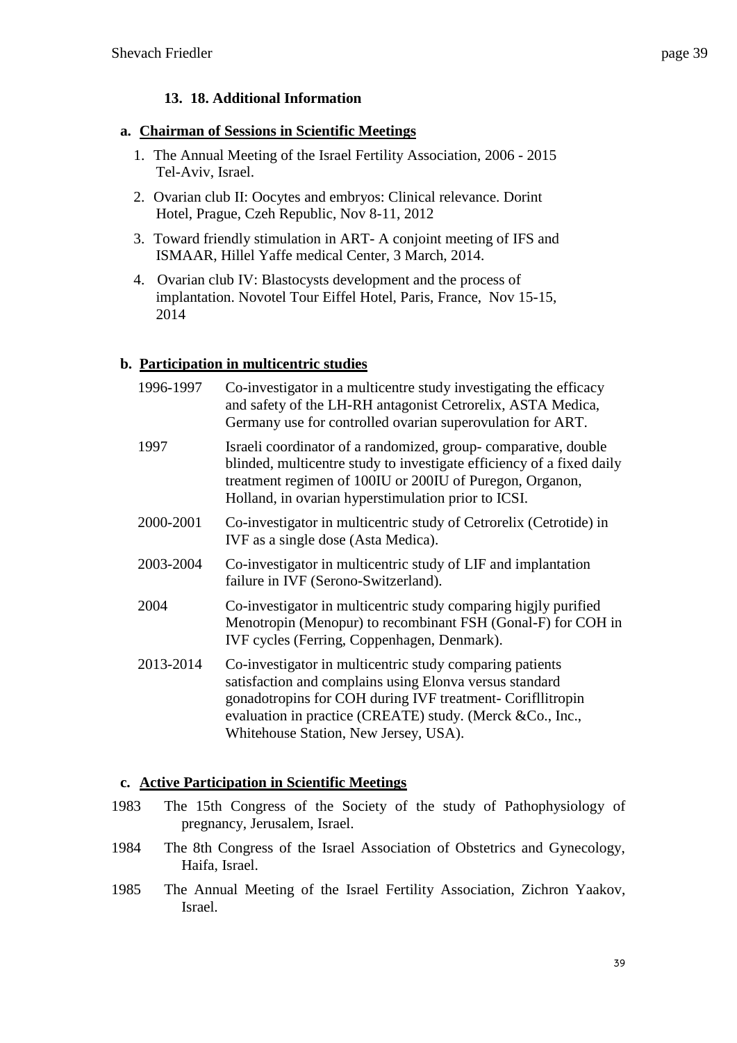### 13. 18. Additional Information

**a. Chairman of Sessions in Scientific Meetings**

1. The Annual Meeting of the Israel Fertility Association, 2006 - 2015 Tel-Aviv, Israel.
2. Ovarian club II: Oocytes and embryos: Clinical relevance. Dorint Hotel, Prague, Czeh Republic, Nov 8-11, 2012
3. Toward friendly stimulation in ART- A conjoint meeting of IFS and ISMAAR, Hillel Yaffe medical Center, 3 March, 2014.
4. Ovarian club IV: Blastocysts development and the process of implantation. Novotel Tour Eiffel Hotel, Paris, France, Nov 15-15, 2014

**b. Participation in multicentric studies**

1996-1997 Co-investigator in a multicentre study investigating the efficacy and safety of the LH-RH antagonist Cetrorelix, ASTA Medica, Germany use for controlled ovarian superovulation for ART.

1997 Israeli coordinator of a randomized, group- comparative, double blinded, multicentre study to investigate efficiency of a fixed daily treatment regimen of 100IU or 200IU of Puregon, Organon, Holland, in ovarian hyperstimulation prior to ICSI.

2000-2001 Co-investigator in multicentric study of Cetrorelix (Cetrotide) in IVF as a single dose (Asta Medica).

2003-2004 Co-investigator in multicentric study of LIF and implantation failure in IVF (Serono-Switzerland).

2004 Co-investigator in multicentric study comparing higjly purified Menotropin (Menopur) to recombinant FSH (Gonal-F) for COH in IVF cycles (Ferring, Coppenhagen, Denmark).

2013-2014 Co-investigator in multicentric study comparing patients satisfaction and complains using Elonva versus standard gonadotropins for COH during IVF treatment- Corifllitropin evaluation in practice (CREATE) study. (Merck &Co., Inc., Whitehouse Station, New Jersey, USA).

**c. Active Participation in Scientific Meetings**

1983 The 15th Congress of the Society of the study of Pathophysiology of pregnancy, Jerusalem, Israel.

1984 The 8th Congress of the Israel Association of Obstetrics and Gynecology, Haifa, Israel.

1985 The Annual Meeting of the Israel Fertility Association, Zichron Yaakov, Israel.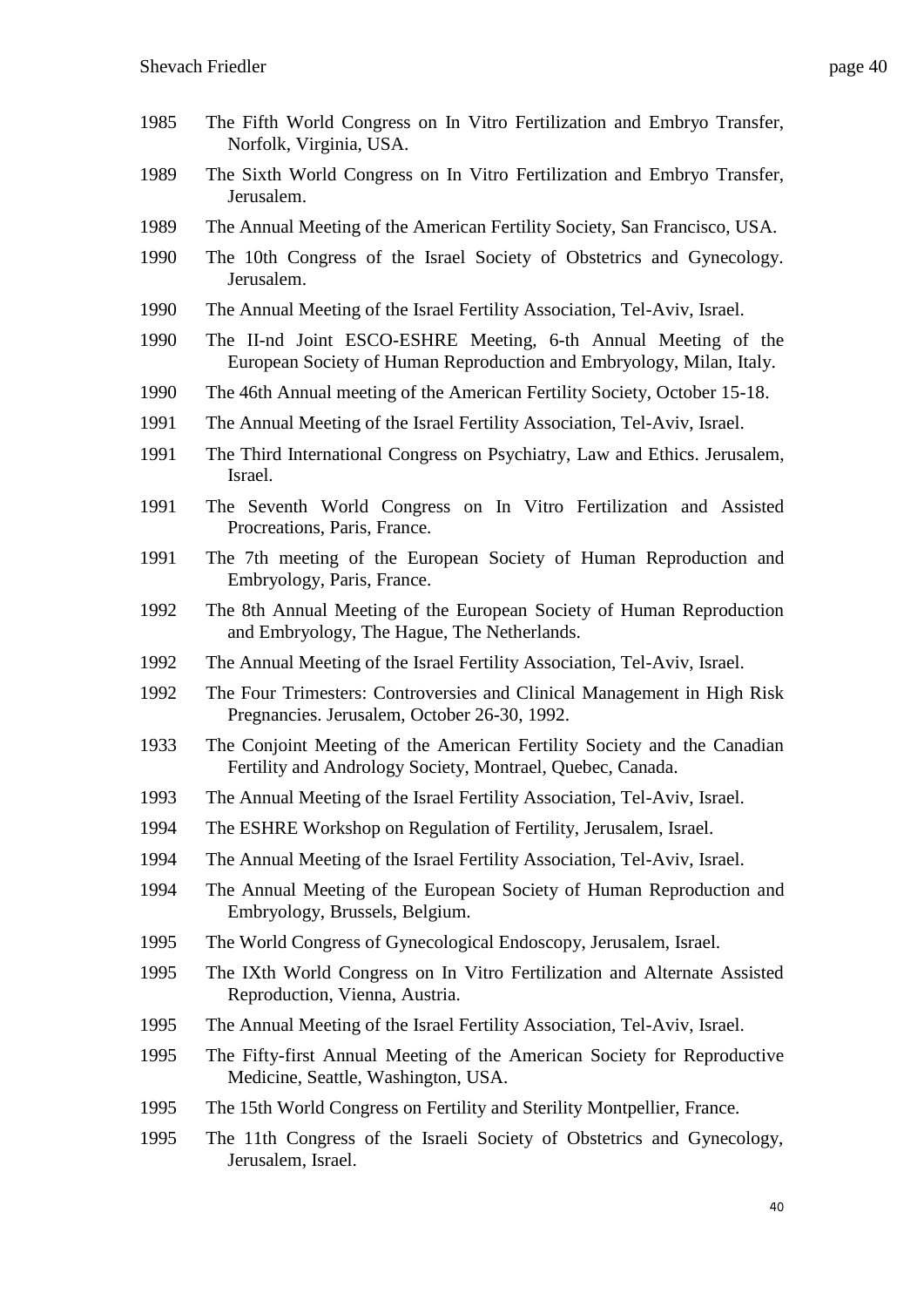1985 The Fifth World Congress on In Vitro Fertilization and Embryo Transfer, Norfolk, Virginia, USA.

1989 The Sixth World Congress on In Vitro Fertilization and Embryo Transfer, Jerusalem.

1989 The Annual Meeting of the American Fertility Society, San Francisco, USA.

1990 The 10th Congress of the Israel Society of Obstetrics and Gynecology. Jerusalem.

1990 The Annual Meeting of the Israel Fertility Association, Tel-Aviv, Israel.

1990 The II-nd Joint ESCO-ESHRE Meeting, 6-th Annual Meeting of the European Society of Human Reproduction and Embryology, Milan, Italy.

1990 The 46th Annual meeting of the American Fertility Society, October 15-18.

1991 The Annual Meeting of the Israel Fertility Association, Tel-Aviv, Israel.

1991 The Third International Congress on Psychiatry, Law and Ethics. Jerusalem, Israel.

1991 The Seventh World Congress on In Vitro Fertilization and Assisted Procreations, Paris, France.

1991 The 7th meeting of the European Society of Human Reproduction and Embryology, Paris, France.

1992 The 8th Annual Meeting of the European Society of Human Reproduction and Embryology, The Hague, The Netherlands.

1992 The Annual Meeting of the Israel Fertility Association, Tel-Aviv, Israel.

1992 The Four Trimesters: Controversies and Clinical Management in High Risk Pregnancies. Jerusalem, October 26-30, 1992.

1933 The Conjoint Meeting of the American Fertility Society and the Canadian Fertility and Andrology Society, Montrael, Quebec, Canada.

1993 The Annual Meeting of the Israel Fertility Association, Tel-Aviv, Israel.

1994 The ESHRE Workshop on Regulation of Fertility, Jerusalem, Israel.

1994 The Annual Meeting of the Israel Fertility Association, Tel-Aviv, Israel.

1994 The Annual Meeting of the European Society of Human Reproduction and Embryology, Brussels, Belgium.

1995 The World Congress of Gynecological Endoscopy, Jerusalem, Israel.

1995 The IXth World Congress on In Vitro Fertilization and Alternate Assisted Reproduction, Vienna, Austria.

1995 The Annual Meeting of the Israel Fertility Association, Tel-Aviv, Israel.

1995 The Fifty-first Annual Meeting of the American Society for Reproductive Medicine, Seattle, Washington, USA.

1995 The 15th World Congress on Fertility and Sterility Montpellier, France.

1995 The 11th Congress of the Israeli Society of Obstetrics and Gynecology, Jerusalem, Israel.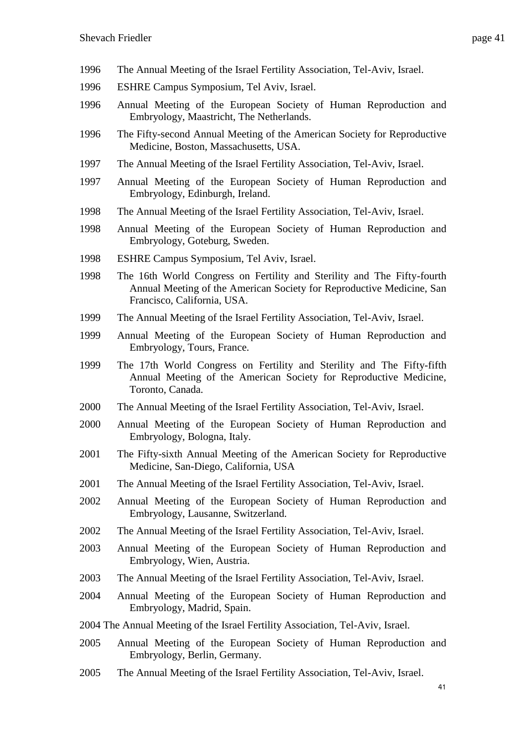1996 The Annual Meeting of the Israel Fertility Association, Tel-Aviv, Israel.

1996 ESHRE Campus Symposium, Tel Aviv, Israel.

1996 Annual Meeting of the European Society of Human Reproduction and Embryology, Maastricht, The Netherlands.

1996 The Fifty-second Annual Meeting of the American Society for Reproductive Medicine, Boston, Massachusetts, USA.

1997 The Annual Meeting of the Israel Fertility Association, Tel-Aviv, Israel.

1997 Annual Meeting of the European Society of Human Reproduction and Embryology, Edinburgh, Ireland.

1998 The Annual Meeting of the Israel Fertility Association, Tel-Aviv, Israel.

1998 Annual Meeting of the European Society of Human Reproduction and Embryology, Goteburg, Sweden.

1998 ESHRE Campus Symposium, Tel Aviv, Israel.

1998 The 16th World Congress on Fertility and Sterility and The Fifty-fourth Annual Meeting of the American Society for Reproductive Medicine, San Francisco, California, USA.

1999 The Annual Meeting of the Israel Fertility Association, Tel-Aviv, Israel.

1999 Annual Meeting of the European Society of Human Reproduction and Embryology, Tours, France.

1999 The 17th World Congress on Fertility and Sterility and The Fifty-fifth Annual Meeting of the American Society for Reproductive Medicine, Toronto, Canada.

2000 The Annual Meeting of the Israel Fertility Association, Tel-Aviv, Israel.

2000 Annual Meeting of the European Society of Human Reproduction and Embryology, Bologna, Italy.

2001 The Fifty-sixth Annual Meeting of the American Society for Reproductive Medicine, San-Diego, California, USA

2001 The Annual Meeting of the Israel Fertility Association, Tel-Aviv, Israel.

2002 Annual Meeting of the European Society of Human Reproduction and Embryology, Lausanne, Switzerland.

2002 The Annual Meeting of the Israel Fertility Association, Tel-Aviv, Israel.

2003 Annual Meeting of the European Society of Human Reproduction and Embryology, Wien, Austria.

2003 The Annual Meeting of the Israel Fertility Association, Tel-Aviv, Israel.

2004 Annual Meeting of the European Society of Human Reproduction and Embryology, Madrid, Spain.

2004 The Annual Meeting of the Israel Fertility Association, Tel-Aviv, Israel.

2005 Annual Meeting of the European Society of Human Reproduction and Embryology, Berlin, Germany.

2005 The Annual Meeting of the Israel Fertility Association, Tel-Aviv, Israel.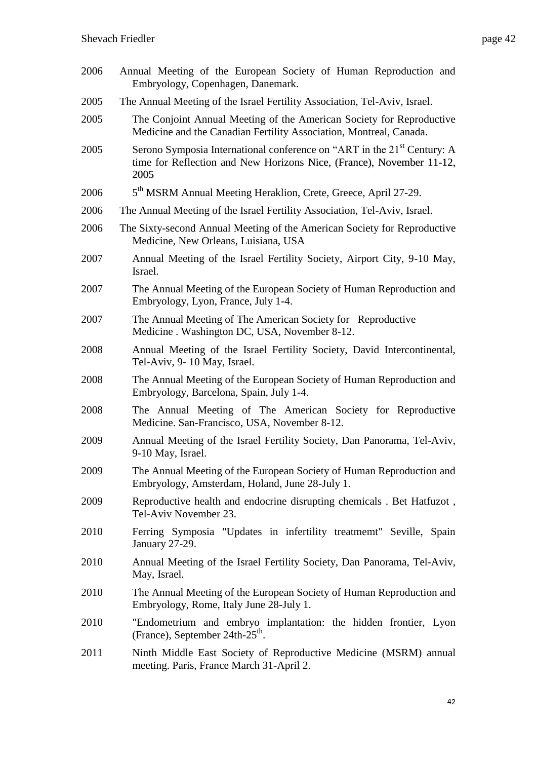2006 Annual Meeting of the European Society of Human Reproduction and Embryology, Copenhagen, Danemark.

2005 The Annual Meeting of the Israel Fertility Association, Tel-Aviv, Israel.

2005 The Conjoint Annual Meeting of the American Society for Reproductive Medicine and the Canadian Fertility Association, Montreal, Canada.

2005 Serono Symposia International conference on "ART in the 21st Century: A time for Reflection and New Horizons Nice, (France), November 11-12, 2005

2006 5th MSRM Annual Meeting Heraklion, Crete, Greece, April 27-29.

2006 The Annual Meeting of the Israel Fertility Association, Tel-Aviv, Israel.

2006 The Sixty-second Annual Meeting of the American Society for Reproductive Medicine, New Orleans, Luisiana, USA

2007 Annual Meeting of the Israel Fertility Society, Airport City, 9-10 May, Israel.

2007 The Annual Meeting of the European Society of Human Reproduction and Embryology, Lyon, France, July 1-4.

2007 The Annual Meeting of The American Society for Reproductive Medicine . Washington DC, USA, November 8-12.

2008 Annual Meeting of the Israel Fertility Society, David Intercontinental, Tel-Aviv, 9- 10 May, Israel.

2008 The Annual Meeting of the European Society of Human Reproduction and Embryology, Barcelona, Spain, July 1-4.

2008 The Annual Meeting of The American Society for Reproductive Medicine. San-Francisco, USA, November 8-12.

2009 Annual Meeting of the Israel Fertility Society, Dan Panorama, Tel-Aviv, 9-10 May, Israel.

2009 The Annual Meeting of the European Society of Human Reproduction and Embryology, Amsterdam, Holand, June 28-July 1.

2009 Reproductive health and endocrine disrupting chemicals . Bet Hatfuzot , Tel-Aviv November 23.

2010 Ferring Symposia "Updates in infertility treatmemt" Seville, Spain January 27-29.

2010 Annual Meeting of the Israel Fertility Society, Dan Panorama, Tel-Aviv, May, Israel.

2010 The Annual Meeting of the European Society of Human Reproduction and Embryology, Rome, Italy June 28-July 1.

2010 "Endometrium and embryo implantation: the hidden frontier, Lyon (France), September 24th-25th.

2011 Ninth Middle East Society of Reproductive Medicine (MSRM) annual meeting. Paris, France March 31-April 2.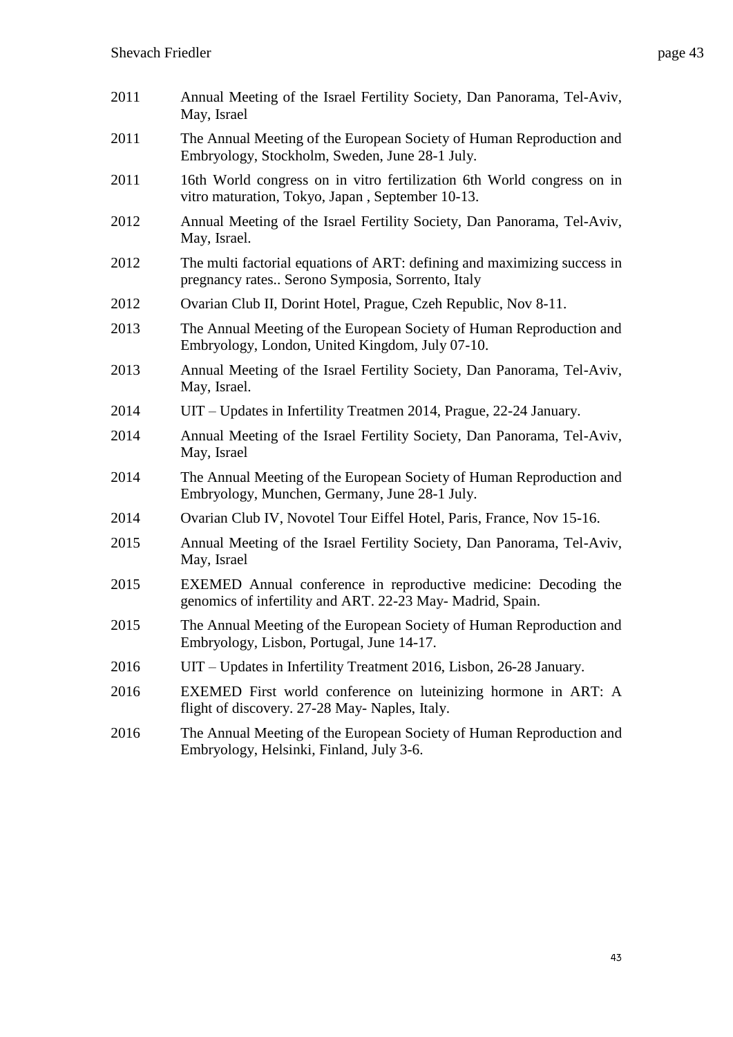| | |
|---|---|
| 2011 | Annual Meeting of the Israel Fertility Society, Dan Panorama, Tel-Aviv, May, Israel |
| 2011 | The Annual Meeting of the European Society of Human Reproduction and Embryology, Stockholm, Sweden, June 28-1 July. |
| 2011 | 16th World congress on in vitro fertilization 6th World congress on in vitro maturation, Tokyo, Japan , September 10-13. |
| 2012 | Annual Meeting of the Israel Fertility Society, Dan Panorama, Tel-Aviv, May, Israel. |
| 2012 | The multi factorial equations of ART: defining and maximizing success in pregnancy rates.. Serono Symposia, Sorrento, Italy |
| 2012 | Ovarian Club II, Dorint Hotel, Prague, Czeh Republic, Nov 8-11. |
| 2013 | The Annual Meeting of the European Society of Human Reproduction and Embryology, London, United Kingdom, July 07-10. |
| 2013 | Annual Meeting of the Israel Fertility Society, Dan Panorama, Tel-Aviv, May, Israel. |
| 2014 | UIT – Updates in Infertility Treatmen 2014, Prague, 22-24 January. |
| 2014 | Annual Meeting of the Israel Fertility Society, Dan Panorama, Tel-Aviv, May, Israel |
| 2014 | The Annual Meeting of the European Society of Human Reproduction and Embryology, Munchen, Germany, June 28-1 July. |
| 2014 | Ovarian Club IV, Novotel Tour Eiffel Hotel, Paris, France, Nov 15-16. |
| 2015 | Annual Meeting of the Israel Fertility Society, Dan Panorama, Tel-Aviv, May, Israel |
| 2015 | EXEMED Annual conference in reproductive medicine: Decoding the genomics of infertility and ART. 22-23 May- Madrid, Spain. |
| 2015 | The Annual Meeting of the European Society of Human Reproduction and Embryology, Lisbon, Portugal, June 14-17. |
| 2016 | UIT – Updates in Infertility Treatment 2016, Lisbon, 26-28 January. |
| 2016 | EXEMED First world conference on luteinizing hormone in ART: A flight of discovery. 27-28 May- Naples, Italy. |
| 2016 | The Annual Meeting of the European Society of Human Reproduction and Embryology, Helsinki, Finland, July 3-6. |